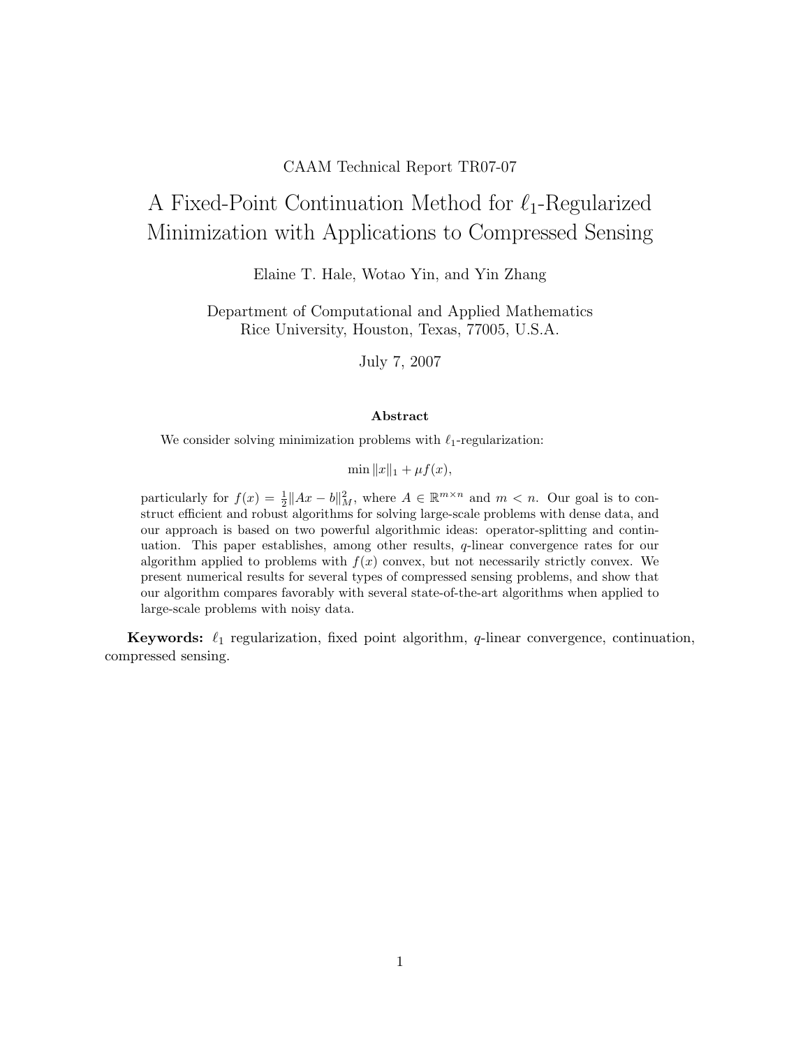CAAM Technical Report TR07-07

# A Fixed-Point Continuation Method for $\ell_1$-Regularized Minimization with Applications to Compressed Sensing

Elaine T. Hale, Wotao Yin, and Yin Zhang

Department of Computational and Applied Mathematics
Rice University, Houston, Texas, 77005, U.S.A.

July 7, 2007

### Abstract

We consider solving minimization problems with $\ell_1$-regularization:

$$\min \|x\|_1 + \mu f(x),$$

particularly for $f(x) = \frac{1}{2}\|Ax - b\|_M^2$, where $A \in \mathbb{R}^{m \times n}$ and $m < n$. Our goal is to construct efficient and robust algorithms for solving large-scale problems with dense data, and our approach is based on two powerful algorithmic ideas: operator-splitting and continuation. This paper establishes, among other results, $q$-linear convergence rates for our algorithm applied to problems with $f(x)$ convex, but not necessarily strictly convex. We present numerical results for several types of compressed sensing problems, and show that our algorithm compares favorably with several state-of-the-art algorithms when applied to large-scale problems with noisy data.

**Keywords:** $\ell_1$ regularization, fixed point algorithm, $q$-linear convergence, continuation, compressed sensing.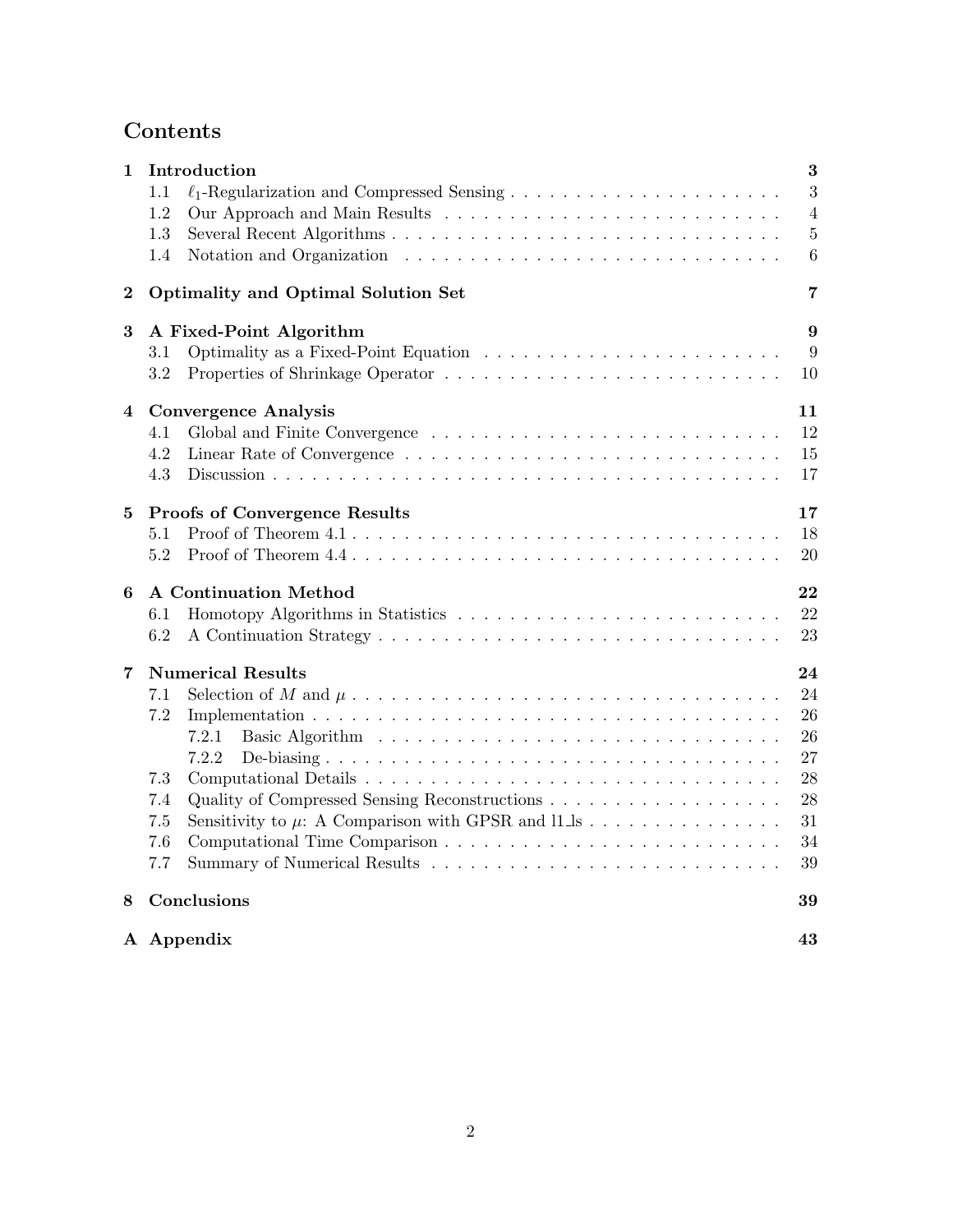# Contents

**1 Introduction** **3**
- 1.1 $\ell_1$-Regularization and Compressed Sensing . . . 3
- 1.2 Our Approach and Main Results . . . 4
- 1.3 Several Recent Algorithms . . . 5
- 1.4 Notation and Organization . . . 6

**2 Optimality and Optimal Solution Set** **7**

**3 A Fixed-Point Algorithm** **9**
- 3.1 Optimality as a Fixed-Point Equation . . . 9
- 3.2 Properties of Shrinkage Operator . . . 10

**4 Convergence Analysis** **11**
- 4.1 Global and Finite Convergence . . . 12
- 4.2 Linear Rate of Convergence . . . 15
- 4.3 Discussion . . . 17

**5 Proofs of Convergence Results** **17**
- 5.1 Proof of Theorem 4.1 . . . 18
- 5.2 Proof of Theorem 4.4 . . . 20

**6 A Continuation Method** **22**
- 6.1 Homotopy Algorithms in Statistics . . . 22
- 6.2 A Continuation Strategy . . . 23

**7 Numerical Results** **24**
- 7.1 Selection of $M$ and $\mu$ . . . 24
- 7.2 Implementation . . . 26
  - 7.2.1 Basic Algorithm . . . 26
  - 7.2.2 De-biasing . . . 27
- 7.3 Computational Details . . . 28
- 7.4 Quality of Compressed Sensing Reconstructions . . . 28
- 7.5 Sensitivity to $\mu$: A Comparison with GPSR and l1_ls . . . 31
- 7.6 Computational Time Comparison . . . 34
- 7.7 Summary of Numerical Results . . . 39

**8 Conclusions** **39**

**A Appendix** **43**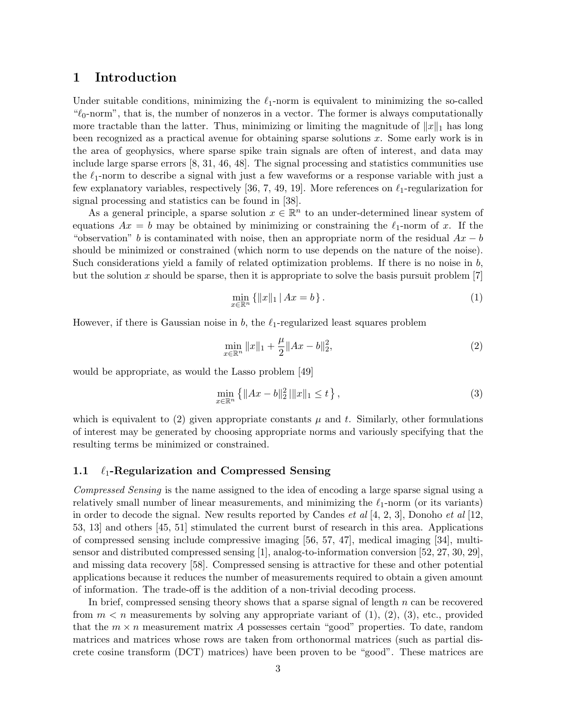# 1 Introduction

Under suitable conditions, minimizing the $\ell_1$-norm is equivalent to minimizing the so-called "$\ell_0$-norm", that is, the number of nonzeros in a vector. The former is always computationally more tractable than the latter. Thus, minimizing or limiting the magnitude of $\|x\|_1$ has long been recognized as a practical avenue for obtaining sparse solutions $x$. Some early work is in the area of geophysics, where sparse spike train signals are often of interest, and data may include large sparse errors [8, 31, 46, 48]. The signal processing and statistics communities use the $\ell_1$-norm to describe a signal with just a few waveforms or a response variable with just a few explanatory variables, respectively [36, 7, 49, 19]. More references on $\ell_1$-regularization for signal processing and statistics can be found in [38].

As a general principle, a sparse solution $x \in \mathbb{R}^n$ to an under-determined linear system of equations $Ax = b$ may be obtained by minimizing or constraining the $\ell_1$-norm of $x$. If the "observation" $b$ is contaminated with noise, then an appropriate norm of the residual $Ax - b$ should be minimized or constrained (which norm to use depends on the nature of the noise). Such considerations yield a family of related optimization problems. If there is no noise in $b$, but the solution $x$ should be sparse, then it is appropriate to solve the basis pursuit problem [7]

$$\min_{x \in \mathbb{R}^n} \left\{ \|x\|_1 \,|\, Ax = b \right\}. \tag{1}$$

However, if there is Gaussian noise in $b$, the $\ell_1$-regularized least squares problem

$$\min_{x \in \mathbb{R}^n} \|x\|_1 + \frac{\mu}{2}\|Ax - b\|_2^2, \tag{2}$$

would be appropriate, as would the Lasso problem [49]

$$\min_{x \in \mathbb{R}^n} \left\{ \|Ax - b\|_2^2 \,|\, \|x\|_1 \leq t \right\}, \tag{3}$$

which is equivalent to (2) given appropriate constants $\mu$ and $t$. Similarly, other formulations of interest may be generated by choosing appropriate norms and variously specifying that the resulting terms be minimized or constrained.

## 1.1 $\ell_1$-Regularization and Compressed Sensing

*Compressed Sensing* is the name assigned to the idea of encoding a large sparse signal using a relatively small number of linear measurements, and minimizing the $\ell_1$-norm (or its variants) in order to decode the signal. New results reported by Candes *et al* [4, 2, 3], Donoho *et al* [12, 53, 13] and others [45, 51] stimulated the current burst of research in this area. Applications of compressed sensing include compressive imaging [56, 57, 47], medical imaging [34], multi-sensor and distributed compressed sensing [1], analog-to-information conversion [52, 27, 30, 29], and missing data recovery [58]. Compressed sensing is attractive for these and other potential applications because it reduces the number of measurements required to obtain a given amount of information. The trade-off is the addition of a non-trivial decoding process.

In brief, compressed sensing theory shows that a sparse signal of length $n$ can be recovered from $m < n$ measurements by solving any appropriate variant of (1), (2), (3), etc., provided that the $m \times n$ measurement matrix $A$ possesses certain "good" properties. To date, random matrices and matrices whose rows are taken from orthonormal matrices (such as partial discrete cosine transform (DCT) matrices) have been proven to be "good". These matrices are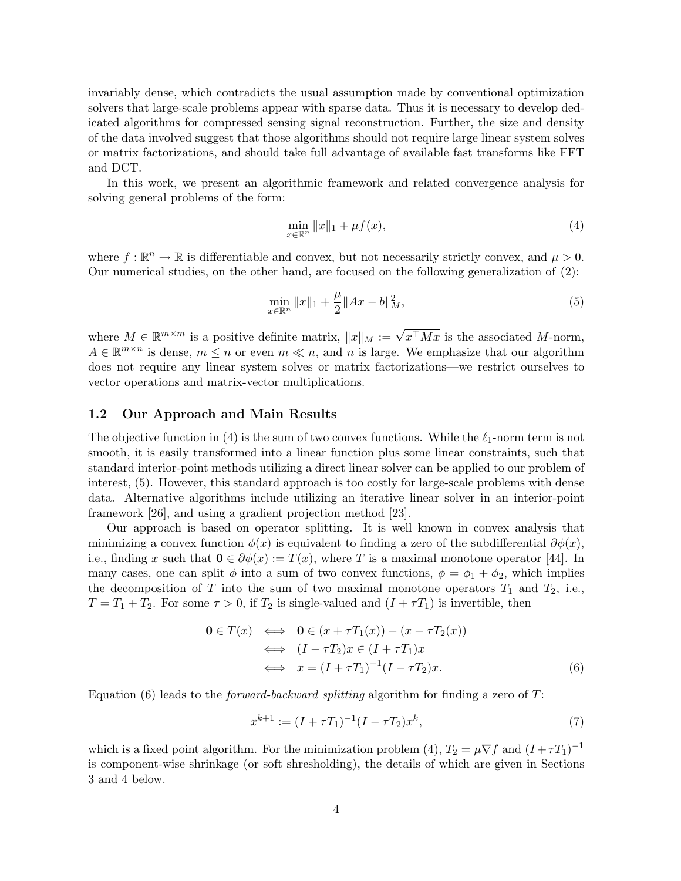invariably dense, which contradicts the usual assumption made by conventional optimization solvers that large-scale problems appear with sparse data. Thus it is necessary to develop dedicated algorithms for compressed sensing signal reconstruction. Further, the size and density of the data involved suggest that those algorithms should not require large linear system solves or matrix factorizations, and should take full advantage of available fast transforms like FFT and DCT.

In this work, we present an algorithmic framework and related convergence analysis for solving general problems of the form:

$$\min_{x \in \mathbb{R}^n} \|x\|_1 + \mu f(x), \tag{4}$$

where $f : \mathbb{R}^n \to \mathbb{R}$ is differentiable and convex, but not necessarily strictly convex, and $\mu > 0$. Our numerical studies, on the other hand, are focused on the following generalization of (2):

$$\min_{x \in \mathbb{R}^n} \|x\|_1 + \frac{\mu}{2}\|Ax - b\|_M^2, \tag{5}$$

where $M \in \mathbb{R}^{m \times m}$ is a positive definite matrix, $\|x\|_M := \sqrt{x^\top M x}$ is the associated $M$-norm, $A \in \mathbb{R}^{m \times n}$ is dense, $m \leq n$ or even $m \ll n$, and $n$ is large. We emphasize that our algorithm does not require any linear system solves or matrix factorizations—we restrict ourselves to vector operations and matrix-vector multiplications.

## 1.2 Our Approach and Main Results

The objective function in (4) is the sum of two convex functions. While the $\ell_1$-norm term is not smooth, it is easily transformed into a linear function plus some linear constraints, such that standard interior-point methods utilizing a direct linear solver can be applied to our problem of interest, (5). However, this standard approach is too costly for large-scale problems with dense data. Alternative algorithms include utilizing an iterative linear solver in an interior-point framework [26], and using a gradient projection method [23].

Our approach is based on operator splitting. It is well known in convex analysis that minimizing a convex function $\phi(x)$ is equivalent to finding a zero of the subdifferential $\partial\phi(x)$, i.e., finding $x$ such that $\mathbf{0} \in \partial\phi(x) := T(x)$, where $T$ is a maximal monotone operator [44]. In many cases, one can split $\phi$ into a sum of two convex functions, $\phi = \phi_1 + \phi_2$, which implies the decomposition of $T$ into the sum of two maximal monotone operators $T_1$ and $T_2$, i.e., $T = T_1 + T_2$. For some $\tau > 0$, if $T_2$ is single-valued and $(I + \tau T_1)$ is invertible, then

$$\begin{aligned}
\mathbf{0} \in T(x) \quad &\Longleftrightarrow \quad \mathbf{0} \in (x + \tau T_1(x)) - (x - \tau T_2(x)) \\
&\Longleftrightarrow \quad (I - \tau T_2)x \in (I + \tau T_1)x \\
&\Longleftrightarrow \quad x = (I + \tau T_1)^{-1}(I - \tau T_2)x.
\end{aligned} \tag{6}$$

Equation (6) leads to the *forward-backward splitting* algorithm for finding a zero of $T$:

$$x^{k+1} := (I + \tau T_1)^{-1}(I - \tau T_2)x^k, \tag{7}$$

which is a fixed point algorithm. For the minimization problem (4), $T_2 = \mu \nabla f$ and $(I + \tau T_1)^{-1}$ is component-wise shrinkage (or soft shresholding), the details of which are given in Sections 3 and 4 below.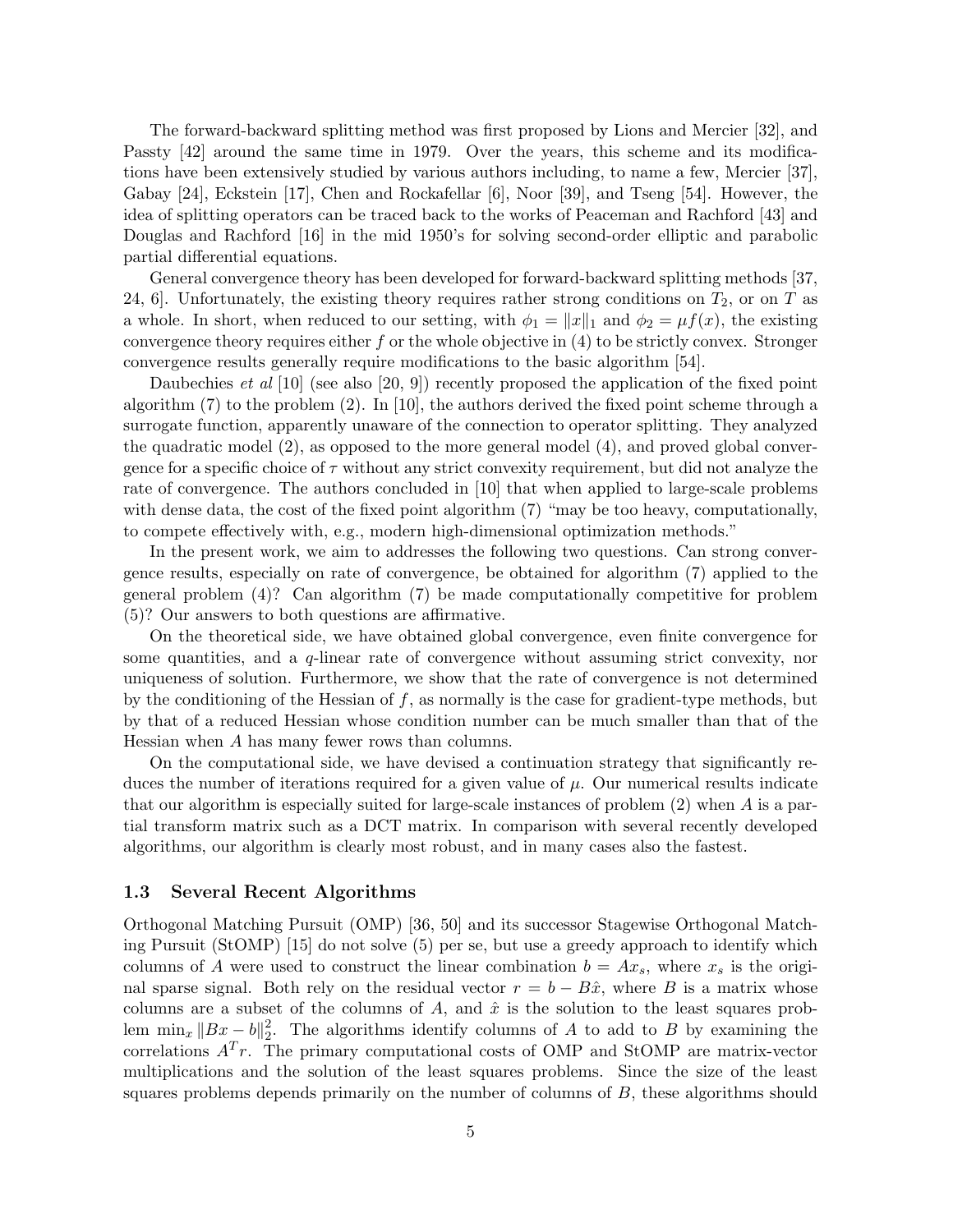The forward-backward splitting method was first proposed by Lions and Mercier [32], and Passty [42] around the same time in 1979. Over the years, this scheme and its modifications have been extensively studied by various authors including, to name a few, Mercier [37], Gabay [24], Eckstein [17], Chen and Rockafellar [6], Noor [39], and Tseng [54]. However, the idea of splitting operators can be traced back to the works of Peaceman and Rachford [43] and Douglas and Rachford [16] in the mid 1950's for solving second-order elliptic and parabolic partial differential equations.

General convergence theory has been developed for forward-backward splitting methods [37, 24, 6]. Unfortunately, the existing theory requires rather strong conditions on $T_2$, or on $T$ as a whole. In short, when reduced to our setting, with $\phi_1 = \|x\|_1$ and $\phi_2 = \mu f(x)$, the existing convergence theory requires either $f$ or the whole objective in (4) to be strictly convex. Stronger convergence results generally require modifications to the basic algorithm [54].

Daubechies *et al* [10] (see also [20, 9]) recently proposed the application of the fixed point algorithm (7) to the problem (2). In [10], the authors derived the fixed point scheme through a surrogate function, apparently unaware of the connection to operator splitting. They analyzed the quadratic model (2), as opposed to the more general model (4), and proved global convergence for a specific choice of $\tau$ without any strict convexity requirement, but did not analyze the rate of convergence. The authors concluded in [10] that when applied to large-scale problems with dense data, the cost of the fixed point algorithm (7) "may be too heavy, computationally, to compete effectively with, e.g., modern high-dimensional optimization methods."

In the present work, we aim to addresses the following two questions. Can strong convergence results, especially on rate of convergence, be obtained for algorithm (7) applied to the general problem (4)? Can algorithm (7) be made computationally competitive for problem (5)? Our answers to both questions are affirmative.

On the theoretical side, we have obtained global convergence, even finite convergence for some quantities, and a $q$-linear rate of convergence without assuming strict convexity, nor uniqueness of solution. Furthermore, we show that the rate of convergence is not determined by the conditioning of the Hessian of $f$, as normally is the case for gradient-type methods, but by that of a reduced Hessian whose condition number can be much smaller than that of the Hessian when $A$ has many fewer rows than columns.

On the computational side, we have devised a continuation strategy that significantly reduces the number of iterations required for a given value of $\mu$. Our numerical results indicate that our algorithm is especially suited for large-scale instances of problem (2) when $A$ is a partial transform matrix such as a DCT matrix. In comparison with several recently developed algorithms, our algorithm is clearly most robust, and in many cases also the fastest.

### 1.3 Several Recent Algorithms

Orthogonal Matching Pursuit (OMP) [36, 50] and its successor Stagewise Orthogonal Matching Pursuit (StOMP) [15] do not solve (5) per se, but use a greedy approach to identify which columns of $A$ were used to construct the linear combination $b = Ax_s$, where $x_s$ is the original sparse signal. Both rely on the residual vector $r = b - B\hat{x}$, where $B$ is a matrix whose columns are a subset of the columns of $A$, and $\hat{x}$ is the solution to the least squares problem $\min_x \|Bx - b\|_2^2$. The algorithms identify columns of $A$ to add to $B$ by examining the correlations $A^T r$. The primary computational costs of OMP and StOMP are matrix-vector multiplications and the solution of the least squares problems. Since the size of the least squares problems depends primarily on the number of columns of $B$, these algorithms should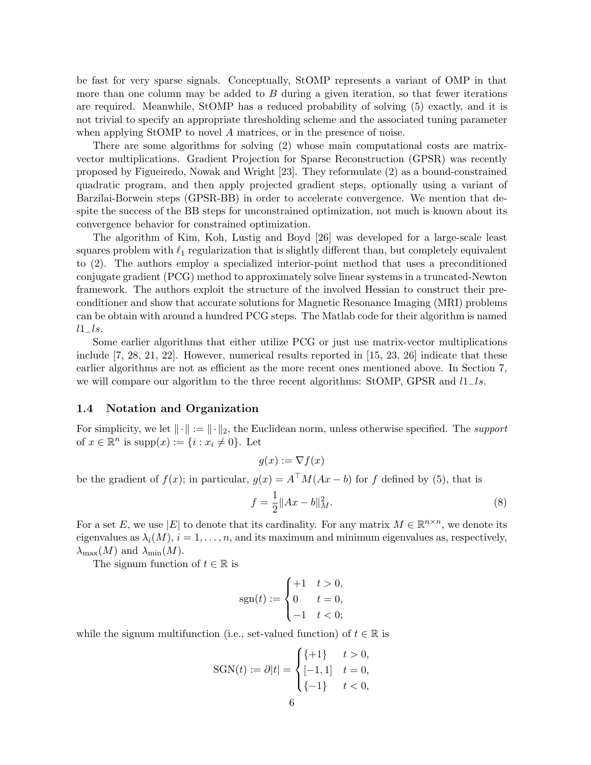be fast for very sparse signals. Conceptually, StOMP represents a variant of OMP in that more than one column may be added to $B$ during a given iteration, so that fewer iterations are required. Meanwhile, StOMP has a reduced probability of solving (5) exactly, and it is not trivial to specify an appropriate thresholding scheme and the associated tuning parameter when applying StOMP to novel $A$ matrices, or in the presence of noise.

There are some algorithms for solving (2) whose main computational costs are matrix-vector multiplications. Gradient Projection for Sparse Reconstruction (GPSR) was recently proposed by Figueiredo, Nowak and Wright [23]. They reformulate (2) as a bound-constrained quadratic program, and then apply projected gradient steps, optionally using a variant of Barzilai-Borwein steps (GPSR-BB) in order to accelerate convergence. We mention that despite the success of the BB steps for unconstrained optimization, not much is known about its convergence behavior for constrained optimization.

The algorithm of Kim, Koh, Lustig and Boyd [26] was developed for a large-scale least squares problem with $\ell_1$ regularization that is slightly different than, but completely equivalent to (2). The authors employ a specialized interior-point method that uses a preconditioned conjugate gradient (PCG) method to approximately solve linear systems in a truncated-Newton framework. The authors exploit the structure of the involved Hessian to construct their preconditioner and show that accurate solutions for Magnetic Resonance Imaging (MRI) problems can be obtain with around a hundred PCG steps. The Matlab code for their algorithm is named *l1_ls*.

Some earlier algorithms that either utilize PCG or just use matrix-vector multiplications include [7, 28, 21, 22]. However, numerical results reported in [15, 23, 26] indicate that these earlier algorithms are not as efficient as the more recent ones mentioned above. In Section 7, we will compare our algorithm to the three recent algorithms: StOMP, GPSR and *l1_ls*.

### 1.4 Notation and Organization

For simplicity, we let $\|\cdot\| := \|\cdot\|_2$, the Euclidean norm, unless otherwise specified. The *support* of $x \in \mathbb{R}^n$ is $\text{supp}(x) := \{i : x_i \neq 0\}$. Let

$$g(x) := \nabla f(x)$$

be the gradient of $f(x)$; in particular, $g(x) = A^\top M(Ax - b)$ for $f$ defined by (5), that is

$$f = \frac{1}{2}\|Ax - b\|_M^2. \tag{8}$$

For a set $E$, we use $|E|$ to denote that its cardinality. For any matrix $M \in \mathbb{R}^{n\times n}$, we denote its eigenvalues as $\lambda_i(M)$, $i = 1, \ldots, n$, and its maximum and minimum eigenvalues as, respectively, $\lambda_{\max}(M)$ and $\lambda_{\min}(M)$.

The signum function of $t \in \mathbb{R}$ is

$$\text{sgn}(t) := \begin{cases} +1 & t > 0, \\ 0 & t = 0, \\ -1 & t < 0; \end{cases}$$

while the signum multifunction (i.e., set-valued function) of $t \in \mathbb{R}$ is

$$\text{SGN}(t) := \partial|t| = \begin{cases} \{+1\} & t > 0, \\ [-1, 1] & t = 0, \\ \{-1\} & t < 0, \end{cases}$$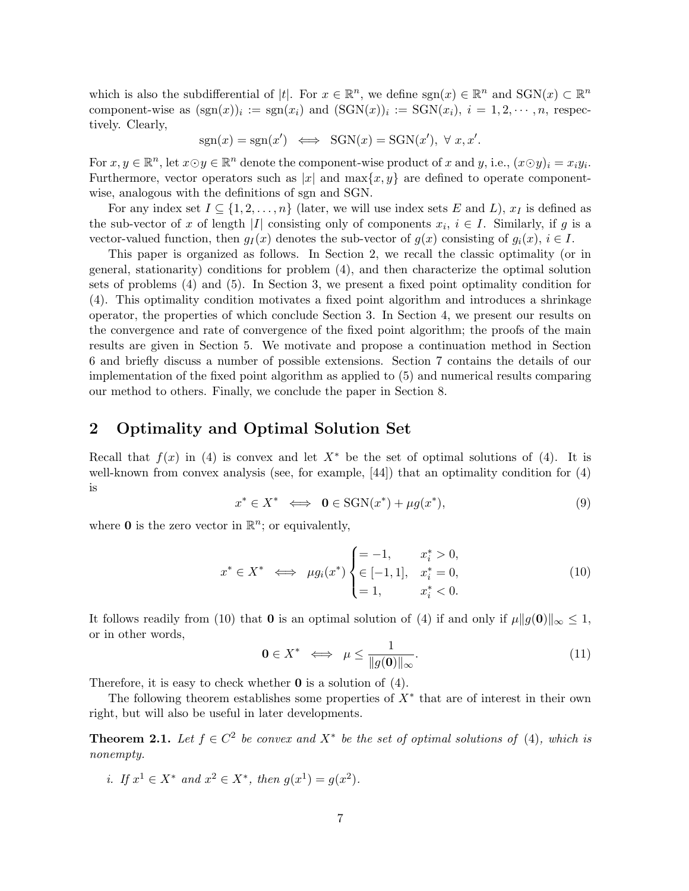which is also the subdifferential of $|t|$. For $x \in \mathbb{R}^n$, we define $\text{sgn}(x) \in \mathbb{R}^n$ and $\text{SGN}(x) \subset \mathbb{R}^n$ component-wise as $(\text{sgn}(x))_i := \text{sgn}(x_i)$ and $(\text{SGN}(x))_i := \text{SGN}(x_i)$, $i = 1, 2, \cdots, n$, respectively. Clearly,

$$\text{sgn}(x) = \text{sgn}(x') \iff \text{SGN}(x) = \text{SGN}(x'), \ \forall \ x, x'.$$

For $x, y \in \mathbb{R}^n$, let $x \odot y \in \mathbb{R}^n$ denote the component-wise product of $x$ and $y$, i.e., $(x \odot y)_i = x_i y_i$. Furthermore, vector operators such as $|x|$ and $\max\{x, y\}$ are defined to operate component-wise, analogous with the definitions of sgn and SGN.

For any index set $I \subseteq \{1, 2, \ldots, n\}$ (later, we will use index sets $E$ and $L$), $x_I$ is defined as the sub-vector of $x$ of length $|I|$ consisting only of components $x_i$, $i \in I$. Similarly, if $g$ is a vector-valued function, then $g_I(x)$ denotes the sub-vector of $g(x)$ consisting of $g_i(x)$, $i \in I$.

This paper is organized as follows. In Section 2, we recall the classic optimality (or in general, stationarity) conditions for problem (4), and then characterize the optimal solution sets of problems (4) and (5). In Section 3, we present a fixed point optimality condition for (4). This optimality condition motivates a fixed point algorithm and introduces a shrinkage operator, the properties of which conclude Section 3. In Section 4, we present our results on the convergence and rate of convergence of the fixed point algorithm; the proofs of the main results are given in Section 5. We motivate and propose a continuation method in Section 6 and briefly discuss a number of possible extensions. Section 7 contains the details of our implementation of the fixed point algorithm as applied to (5) and numerical results comparing our method to others. Finally, we conclude the paper in Section 8.

## 2 Optimality and Optimal Solution Set

Recall that $f(x)$ in (4) is convex and let $X^*$ be the set of optimal solutions of (4). It is well-known from convex analysis (see, for example, [44]) that an optimality condition for (4) is

$$x^* \in X^* \iff \mathbf{0} \in \text{SGN}(x^*) + \mu g(x^*), \tag{9}$$

where $\mathbf{0}$ is the zero vector in $\mathbb{R}^n$; or equivalently,

$$x^* \in X^* \iff \mu g_i(x^*) \begin{cases} = -1, & x_i^* > 0, \\ \in [-1, 1], & x_i^* = 0, \\ = 1, & x_i^* < 0. \end{cases} \tag{10}$$

It follows readily from (10) that $\mathbf{0}$ is an optimal solution of (4) if and only if $\mu \|g(\mathbf{0})\|_\infty \leq 1$, or in other words,

$$\mathbf{0} \in X^* \iff \mu \leq \frac{1}{\|g(\mathbf{0})\|_\infty}. \tag{11}$$

Therefore, it is easy to check whether $\mathbf{0}$ is a solution of (4).

The following theorem establishes some properties of $X^*$ that are of interest in their own right, but will also be useful in later developments.

**Theorem 2.1.** *Let $f \in C^2$ be convex and $X^*$ be the set of optimal solutions of (4), which is nonempty.*

*i. If $x^1 \in X^*$ and $x^2 \in X^*$, then $g(x^1) = g(x^2)$.*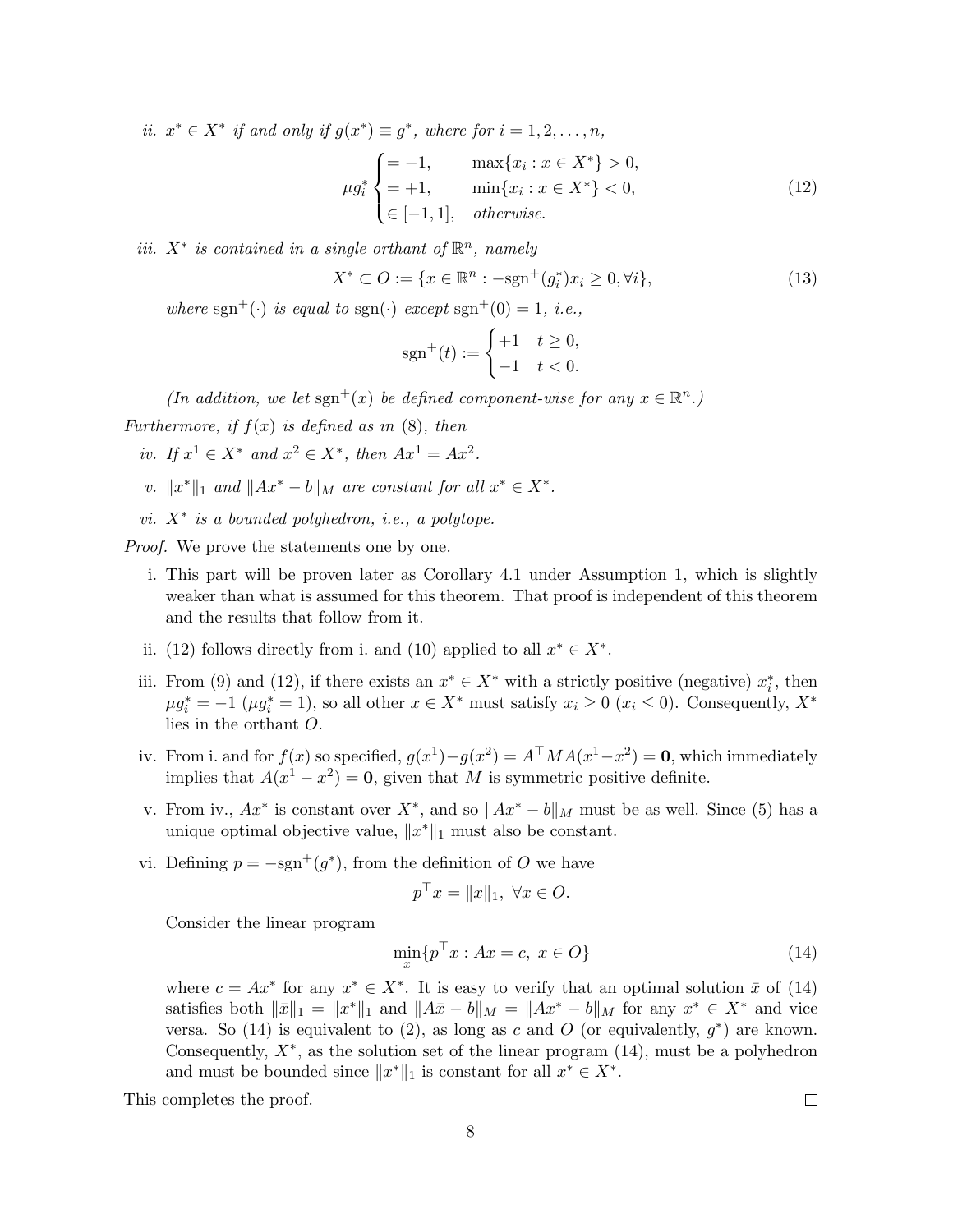*ii.* $x^* \in X^*$ *if and only if* $g(x^*) \equiv g^*$*, where for* $i = 1, 2, \ldots, n$*,*

$$\mu g_i^* \begin{cases} = -1, & \max\{x_i : x \in X^*\} > 0, \\ = +1, & \min\{x_i : x \in X^*\} < 0, \\ \in [-1, 1], & \text{otherwise.} \end{cases} \tag{12}$$

*iii.* $X^*$ *is contained in a single orthant of* $\mathbb{R}^n$*, namely*

$$X^* \subset O := \{x \in \mathbb{R}^n : -\mathrm{sgn}^+(g_i^*) x_i \geq 0, \forall i\}, \tag{13}$$

*where* $\mathrm{sgn}^+(\cdot)$ *is equal to* $\mathrm{sgn}(\cdot)$ *except* $\mathrm{sgn}^+(0) = 1$*, i.e.,*

$$\mathrm{sgn}^+(t) := \begin{cases} +1 & t \geq 0, \\ -1 & t < 0. \end{cases}$$

*(In addition, we let* $\mathrm{sgn}^+(x)$ *be defined component-wise for any* $x \in \mathbb{R}^n$*.)*

*Furthermore, if* $f(x)$ *is defined as in (8), then*

*iv. If* $x^1 \in X^*$ *and* $x^2 \in X^*$*, then* $Ax^1 = Ax^2$*.*

*v.* $\|x^*\|_1$ *and* $\|Ax^* - b\|_M$ *are constant for all* $x^* \in X^*$*.*

*vi.* $X^*$ *is a bounded polyhedron, i.e., a polytope.*

*Proof.* We prove the statements one by one.

i. This part will be proven later as Corollary 4.1 under Assumption 1, which is slightly weaker than what is assumed for this theorem. That proof is independent of this theorem and the results that follow from it.

ii. (12) follows directly from i. and (10) applied to all $x^* \in X^*$.

iii. From (9) and (12), if there exists an $x^* \in X^*$ with a strictly positive (negative) $x_i^*$, then $\mu g_i^* = -1$ ($\mu g_i^* = 1$), so all other $x \in X^*$ must satisfy $x_i \geq 0$ ($x_i \leq 0$). Consequently, $X^*$ lies in the orthant $O$.

iv. From i. and for $f(x)$ so specified, $g(x^1) - g(x^2) = A^\top MA(x^1 - x^2) = \mathbf{0}$, which immediately implies that $A(x^1 - x^2) = \mathbf{0}$, given that $M$ is symmetric positive definite.

v. From iv., $Ax^*$ is constant over $X^*$, and so $\|Ax^* - b\|_M$ must be as well. Since (5) has a unique optimal objective value, $\|x^*\|_1$ must also be constant.

vi. Defining $p = -\mathrm{sgn}^+(g^*)$, from the definition of $O$ we have

$$p^\top x = \|x\|_1, \ \forall x \in O.$$

Consider the linear program

$$\min_x \{p^\top x : Ax = c, \ x \in O\} \tag{14}$$

where $c = Ax^*$ for any $x^* \in X^*$. It is easy to verify that an optimal solution $\bar{x}$ of (14) satisfies both $\|\bar{x}\|_1 = \|x^*\|_1$ and $\|A\bar{x} - b\|_M = \|Ax^* - b\|_M$ for any $x^* \in X^*$ and vice versa. So (14) is equivalent to (2), as long as $c$ and $O$ (or equivalently, $g^*$) are known. Consequently, $X^*$, as the solution set of the linear program (14), must be a polyhedron and must be bounded since $\|x^*\|_1$ is constant for all $x^* \in X^*$.

This completes the proof. □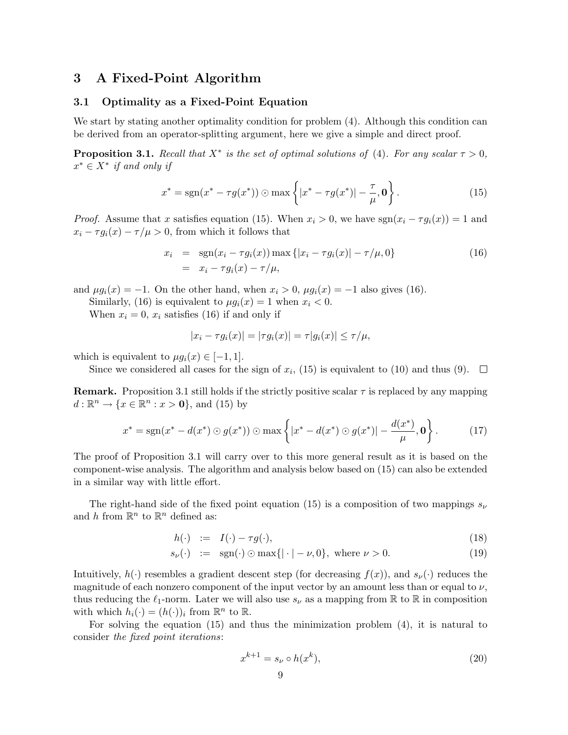## 3 A Fixed-Point Algorithm

### 3.1 Optimality as a Fixed-Point Equation

We start by stating another optimality condition for problem (4). Although this condition can be derived from an operator-splitting argument, here we give a simple and direct proof.

**Proposition 3.1.** *Recall that $X^*$ is the set of optimal solutions of (4). For any scalar $\tau > 0$, $x^* \in X^*$ if and only if*

$$x^* = \mathrm{sgn}(x^* - \tau g(x^*)) \odot \max\left\{|x^* - \tau g(x^*)| - \frac{\tau}{\mu}, \mathbf{0}\right\}. \tag{15}$$

*Proof.* Assume that $x$ satisfies equation (15). When $x_i > 0$, we have $\mathrm{sgn}(x_i - \tau g_i(x)) = 1$ and $x_i - \tau g_i(x) - \tau/\mu > 0$, from which it follows that

$$\begin{aligned} x_i &= \mathrm{sgn}(x_i - \tau g_i(x)) \max\{|x_i - \tau g_i(x)| - \tau/\mu, 0\} \\ &= x_i - \tau g_i(x) - \tau/\mu, \end{aligned} \tag{16}$$

and $\mu g_i(x) = -1$. On the other hand, when $x_i > 0$, $\mu g_i(x) = -1$ also gives (16).

Similarly, (16) is equivalent to $\mu g_i(x) = 1$ when $x_i < 0$.

When $x_i = 0$, $x_i$ satisfies (16) if and only if

$$|x_i - \tau g_i(x)| = |\tau g_i(x)| = \tau |g_i(x)| \le \tau/\mu,$$

which is equivalent to $\mu g_i(x) \in [-1, 1]$.

Since we considered all cases for the sign of $x_i$, (15) is equivalent to (10) and thus (9). □

**Remark.** Proposition 3.1 still holds if the strictly positive scalar $\tau$ is replaced by any mapping $d : \mathbb{R}^n \to \{x \in \mathbb{R}^n : x > \mathbf{0}\}$, and (15) by

$$x^* = \mathrm{sgn}(x^* - d(x^*) \odot g(x^*)) \odot \max\left\{|x^* - d(x^*) \odot g(x^*)| - \frac{d(x^*)}{\mu}, \mathbf{0}\right\}. \tag{17}$$

The proof of Proposition 3.1 will carry over to this more general result as it is based on the component-wise analysis. The algorithm and analysis below based on (15) can also be extended in a similar way with little effort.

The right-hand side of the fixed point equation (15) is a composition of two mappings $s_\nu$ and $h$ from $\mathbb{R}^n$ to $\mathbb{R}^n$ defined as:

$$h(\cdot) := I(\cdot) - \tau g(\cdot), \tag{18}$$

$$s_\nu(\cdot) := \mathrm{sgn}(\cdot) \odot \max\{|\cdot| - \nu, 0\}, \text{ where } \nu > 0. \tag{19}$$

Intuitively, $h(\cdot)$ resembles a gradient descent step (for decreasing $f(x)$), and $s_\nu(\cdot)$ reduces the magnitude of each nonzero component of the input vector by an amount less than or equal to $\nu$, thus reducing the $\ell_1$-norm. Later we will also use $s_\nu$ as a mapping from $\mathbb{R}$ to $\mathbb{R}$ in composition with which $h_i(\cdot) = (h(\cdot))_i$ from $\mathbb{R}^n$ to $\mathbb{R}$.

For solving the equation (15) and thus the minimization problem (4), it is natural to consider *the fixed point iterations*:

$$x^{k+1} = s_\nu \circ h(x^k), \tag{20}$$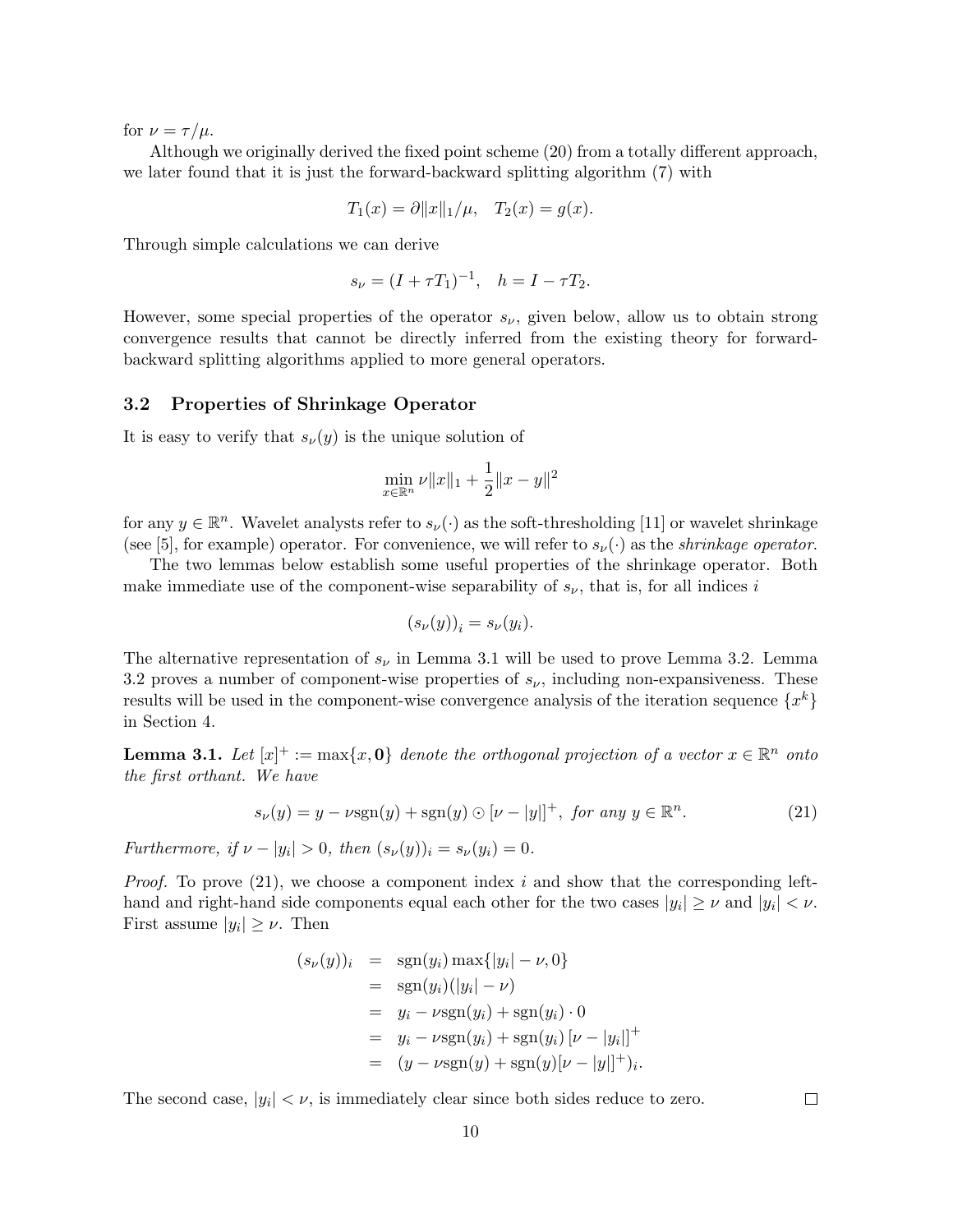for $\nu = \tau/\mu$.

Although we originally derived the fixed point scheme (20) from a totally different approach, we later found that it is just the forward-backward splitting algorithm (7) with

$$T_1(x) = \partial\|x\|_1/\mu, \quad T_2(x) = g(x).$$

Through simple calculations we can derive

$$s_\nu = (I + \tau T_1)^{-1}, \quad h = I - \tau T_2.$$

However, some special properties of the operator $s_\nu$, given below, allow us to obtain strong convergence results that cannot be directly inferred from the existing theory for forward-backward splitting algorithms applied to more general operators.

### 3.2 Properties of Shrinkage Operator

It is easy to verify that $s_\nu(y)$ is the unique solution of

$$\min_{x\in\mathbb{R}^n} \nu\|x\|_1 + \frac{1}{2}\|x - y\|^2$$

for any $y \in \mathbb{R}^n$. Wavelet analysts refer to $s_\nu(\cdot)$ as the soft-thresholding [11] or wavelet shrinkage (see [5], for example) operator. For convenience, we will refer to $s_\nu(\cdot)$ as the *shrinkage operator*.

The two lemmas below establish some useful properties of the shrinkage operator. Both make immediate use of the component-wise separability of $s_\nu$, that is, for all indices $i$

$$(s_\nu(y))_i = s_\nu(y_i).$$

The alternative representation of $s_\nu$ in Lemma 3.1 will be used to prove Lemma 3.2. Lemma 3.2 proves a number of component-wise properties of $s_\nu$, including non-expansiveness. These results will be used in the component-wise convergence analysis of the iteration sequence $\{x^k\}$ in Section 4.

**Lemma 3.1.** *Let $[x]^+ := \max\{x, \mathbf{0}\}$ denote the orthogonal projection of a vector $x \in \mathbb{R}^n$ onto the first orthant. We have*

$$s_\nu(y) = y - \nu\mathrm{sgn}(y) + \mathrm{sgn}(y) \odot [\nu - |y|]^+, \text{ for any } y \in \mathbb{R}^n. \tag{21}$$

*Furthermore, if $\nu - |y_i| > 0$, then $(s_\nu(y))_i = s_\nu(y_i) = 0$.*

*Proof.* To prove (21), we choose a component index $i$ and show that the corresponding left-hand and right-hand side components equal each other for the two cases $|y_i| \geq \nu$ and $|y_i| < \nu$. First assume $|y_i| \geq \nu$. Then

$$\begin{aligned}
(s_\nu(y))_i &= \mathrm{sgn}(y_i)\max\{|y_i| - \nu, 0\} \\
&= \mathrm{sgn}(y_i)(|y_i| - \nu) \\
&= y_i - \nu\mathrm{sgn}(y_i) + \mathrm{sgn}(y_i)\cdot 0 \\
&= y_i - \nu\mathrm{sgn}(y_i) + \mathrm{sgn}(y_i)\,[\nu - |y_i|]^+ \\
&= (y - \nu\mathrm{sgn}(y) + \mathrm{sgn}(y)[\nu - |y|]^+)_i.
\end{aligned}$$

The second case, $|y_i| < \nu$, is immediately clear since both sides reduce to zero. $\square$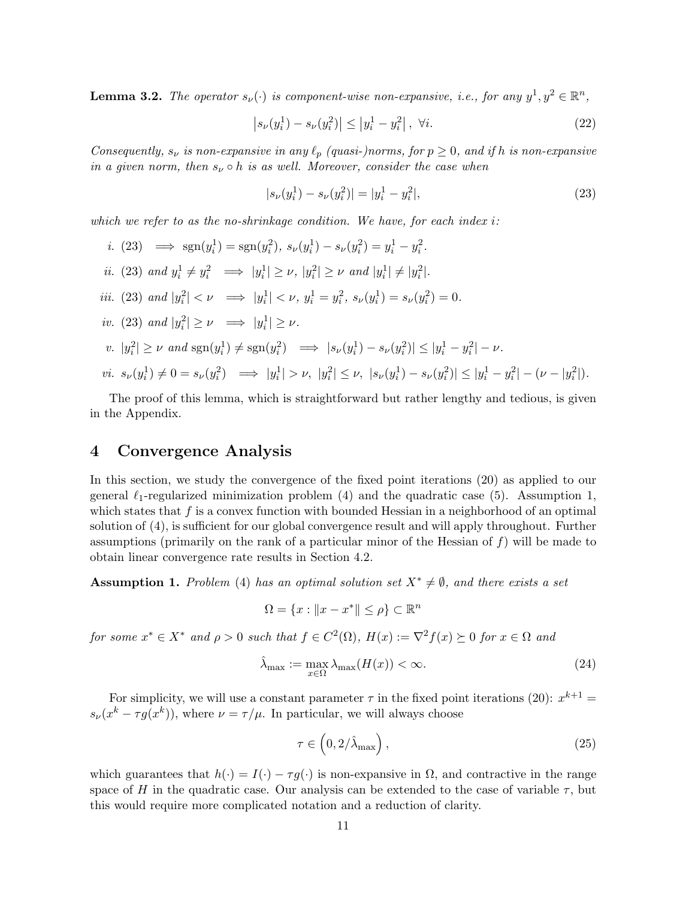**Lemma 3.2.** *The operator $s_\nu(\cdot)$ is component-wise non-expansive, i.e., for any $y^1, y^2 \in \mathbb{R}^n$,*

$$\left|s_\nu(y_i^1) - s_\nu(y_i^2)\right| \le \left|y_i^1 - y_i^2\right|, \ \forall i. \tag{22}$$

*Consequently, $s_\nu$ is non-expansive in any $\ell_p$ (quasi-)norms, for $p \ge 0$, and if $h$ is non-expansive in a given norm, then $s_\nu \circ h$ is as well. Moreover, consider the case when*

$$|s_\nu(y_i^1) - s_\nu(y_i^2)| = |y_i^1 - y_i^2|, \tag{23}$$

*which we refer to as the no-shrinkage condition. We have, for each index $i$:*

*i.* (23) $\implies$ $\mathrm{sgn}(y_i^1) = \mathrm{sgn}(y_i^2)$, $s_\nu(y_i^1) - s_\nu(y_i^2) = y_i^1 - y_i^2$.

*ii.* (23) *and* $y_i^1 \neq y_i^2$ $\implies$ $|y_i^1| \ge \nu$, $|y_i^2| \ge \nu$ *and* $|y_i^1| \neq |y_i^2|$.

*iii.* (23) *and* $|y_i^2| < \nu$ $\implies$ $|y_i^1| < \nu$, $y_i^1 = y_i^2$, $s_\nu(y_i^1) = s_\nu(y_i^2) = 0$.

*iv.* (23) *and* $|y_i^2| \ge \nu$ $\implies$ $|y_i^1| \ge \nu$.

*v.* $|y_i^2| \ge \nu$ *and* $\mathrm{sgn}(y_i^1) \neq \mathrm{sgn}(y_i^2)$ $\implies$ $|s_\nu(y_i^1) - s_\nu(y_i^2)| \le |y_i^1 - y_i^2| - \nu$.

*vi.* $s_\nu(y_i^1) \neq 0 = s_\nu(y_i^2)$ $\implies$ $|y_i^1| > \nu$, $|y_i^2| \le \nu$, $|s_\nu(y_i^1) - s_\nu(y_i^2)| \le |y_i^1 - y_i^2| - (\nu - |y_i^2|)$.

The proof of this lemma, which is straightforward but rather lengthy and tedious, is given in the Appendix.

# 4 Convergence Analysis

In this section, we study the convergence of the fixed point iterations (20) as applied to our general $\ell_1$-regularized minimization problem (4) and the quadratic case (5). Assumption 1, which states that $f$ is a convex function with bounded Hessian in a neighborhood of an optimal solution of (4), is sufficient for our global convergence result and will apply throughout. Further assumptions (primarily on the rank of a particular minor of the Hessian of $f$) will be made to obtain linear convergence rate results in Section 4.2.

**Assumption 1.** *Problem (4) has an optimal solution set $X^* \neq \emptyset$, and there exists a set*

$$\Omega = \{x : \|x - x^*\| \le \rho\} \subset \mathbb{R}^n$$

*for some $x^* \in X^*$ and $\rho > 0$ such that $f \in C^2(\Omega)$, $H(x) := \nabla^2 f(x) \succeq 0$ for $x \in \Omega$ and*

$$\hat{\lambda}_{\max} := \max_{x \in \Omega} \lambda_{\max}(H(x)) < \infty. \tag{24}$$

For simplicity, we will use a constant parameter $\tau$ in the fixed point iterations (20): $x^{k+1} = s_\nu(x^k - \tau g(x^k))$, where $\nu = \tau/\mu$. In particular, we will always choose

$$\tau \in \left(0, 2/\hat{\lambda}_{\max}\right), \tag{25}$$

which guarantees that $h(\cdot) = I(\cdot) - \tau g(\cdot)$ is non-expansive in $\Omega$, and contractive in the range space of $H$ in the quadratic case. Our analysis can be extended to the case of variable $\tau$, but this would require more complicated notation and a reduction of clarity.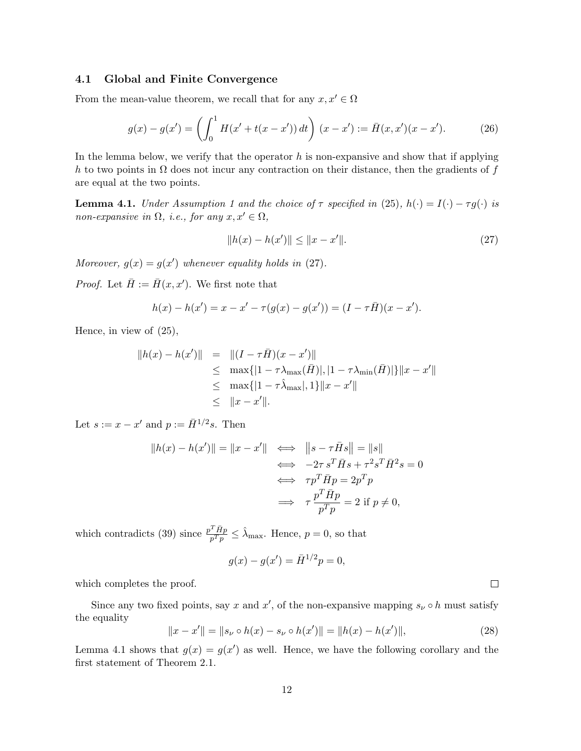### 4.1 Global and Finite Convergence

From the mean-value theorem, we recall that for any $x, x' \in \Omega$

$$g(x) - g(x') = \left( \int_0^1 H(x' + t(x - x'))\, dt \right) (x - x') := \bar{H}(x, x')(x - x'). \tag{26}$$

In the lemma below, we verify that the operator $h$ is non-expansive and show that if applying $h$ to two points in $\Omega$ does not incur any contraction on their distance, then the gradients of $f$ are equal at the two points.

**Lemma 4.1.** *Under Assumption 1 and the choice of $\tau$ specified in (25), $h(\cdot) = I(\cdot) - \tau g(\cdot)$ is non-expansive in $\Omega$, i.e., for any $x, x' \in \Omega$,*

$$\|h(x) - h(x')\| \le \|x - x'\|. \tag{27}$$

*Moreover, $g(x) = g(x')$ whenever equality holds in (27).*

*Proof.* Let $\bar{H} := \bar{H}(x, x')$. We first note that

$$h(x) - h(x') = x - x' - \tau(g(x) - g(x')) = (I - \tau\bar{H})(x - x').$$

Hence, in view of (25),

$$\begin{aligned}
\|h(x) - h(x')\| &= \|(I - \tau\bar{H})(x - x')\| \\
&\le \max\{|1 - \tau\lambda_{\max}(\bar{H})|, |1 - \tau\lambda_{\min}(\bar{H})|\}\|x - x'\| \\
&\le \max\{|1 - \tau\hat{\lambda}_{\max}|, 1\}\|x - x'\| \\
&\le \|x - x'\|.
\end{aligned}$$

Let $s := x - x'$ and $p := \bar{H}^{1/2}s$. Then

$$\begin{aligned}
\|h(x) - h(x')\| = \|x - x'\| &\iff \left\|s - \tau\bar{H}s\right\| = \|s\| \\
&\iff -2\tau\, s^T\bar{H}s + \tau^2 s^T\bar{H}^2 s = 0 \\
&\iff \tau p^T\bar{H}p = 2p^Tp \\
&\implies \tau\frac{p^T\bar{H}p}{p^Tp} = 2 \text{ if } p \ne 0,
\end{aligned}$$

which contradicts (39) since $\frac{p^T\bar{H}p}{p^Tp} \le \hat{\lambda}_{\max}$. Hence, $p = 0$, so that

$$g(x) - g(x') = \bar{H}^{1/2}p = 0,$$

which completes the proof. $\square$

Since any two fixed points, say $x$ and $x'$, of the non-expansive mapping $s_\nu \circ h$ must satisfy the equality

$$\|x - x'\| = \|s_\nu \circ h(x) - s_\nu \circ h(x')\| = \|h(x) - h(x')\|, \tag{28}$$

Lemma 4.1 shows that $g(x) = g(x')$ as well. Hence, we have the following corollary and the first statement of Theorem 2.1.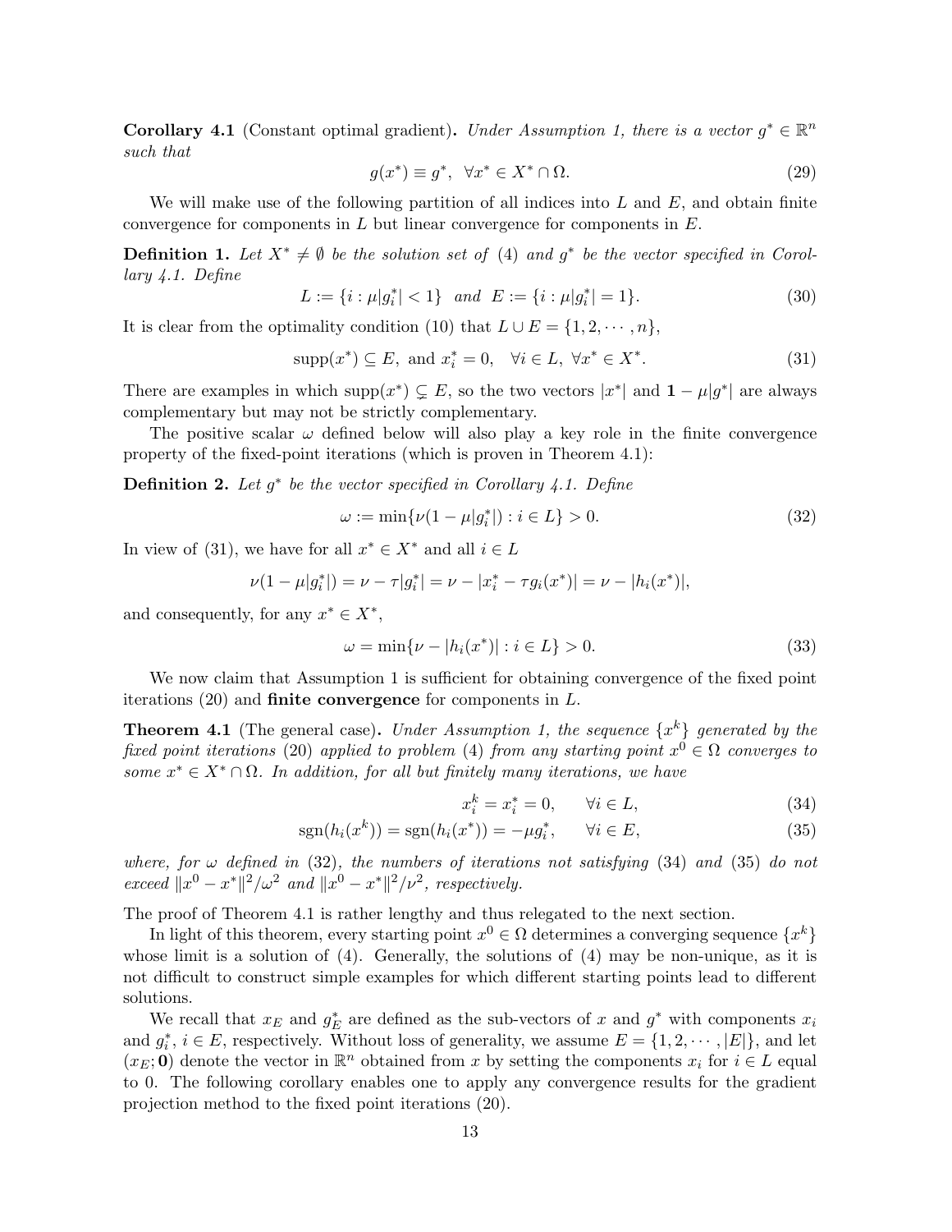**Corollary 4.1** (Constant optimal gradient)**.** *Under Assumption 1, there is a vector $g^* \in \mathbb{R}^n$ such that*

$$g(x^*) \equiv g^*, \quad \forall x^* \in X^* \cap \Omega. \tag{29}$$

We will make use of the following partition of all indices into $L$ and $E$, and obtain finite convergence for components in $L$ but linear convergence for components in $E$.

**Definition 1.** *Let $X^* \neq \emptyset$ be the solution set of* (4) *and $g^*$ be the vector specified in Corollary 4.1. Define*

$$L := \{i : \mu|g_i^*| < 1\} \;\; \text{and} \;\; E := \{i : \mu|g_i^*| = 1\}. \tag{30}$$

It is clear from the optimality condition (10) that $L \cup E = \{1, 2, \cdots, n\}$,

$$\text{supp}(x^*) \subseteq E, \text{ and } x_i^* = 0, \quad \forall i \in L, \; \forall x^* \in X^*. \tag{31}$$

There are examples in which $\text{supp}(x^*) \subsetneq E$, so the two vectors $|x^*|$ and $\mathbf{1} - \mu|g^*|$ are always complementary but may not be strictly complementary.

The positive scalar $\omega$ defined below will also play a key role in the finite convergence property of the fixed-point iterations (which is proven in Theorem 4.1):

**Definition 2.** *Let $g^*$ be the vector specified in Corollary 4.1. Define*

$$\omega := \min\{\nu(1 - \mu|g_i^*|) : i \in L\} > 0. \tag{32}$$

In view of (31), we have for all $x^* \in X^*$ and all $i \in L$

$$\nu(1 - \mu|g_i^*|) = \nu - \tau|g_i^*| = \nu - |x_i^* - \tau g_i(x^*)| = \nu - |h_i(x^*)|,$$

and consequently, for any $x^* \in X^*$,

$$\omega = \min\{\nu - |h_i(x^*)| : i \in L\} > 0. \tag{33}$$

We now claim that Assumption 1 is sufficient for obtaining convergence of the fixed point iterations (20) and **finite convergence** for components in $L$.

**Theorem 4.1** (The general case)**.** *Under Assumption 1, the sequence $\{x^k\}$ generated by the fixed point iterations* (20) *applied to problem* (4) *from any starting point $x^0 \in \Omega$ converges to some $x^* \in X^* \cap \Omega$. In addition, for all but finitely many iterations, we have*

$$x_i^k = x_i^* = 0, \qquad \forall i \in L, \tag{34}$$

$$\text{sgn}(h_i(x^k)) = \text{sgn}(h_i(x^*)) = -\mu g_i^*, \qquad \forall i \in E, \tag{35}$$

*where, for $\omega$ defined in* (32)*, the numbers of iterations not satisfying* (34) *and* (35) *do not exceed $\|x^0 - x^*\|^2/\omega^2$ and $\|x^0 - x^*\|^2/\nu^2$, respectively.*

The proof of Theorem 4.1 is rather lengthy and thus relegated to the next section.

In light of this theorem, every starting point $x^0 \in \Omega$ determines a converging sequence $\{x^k\}$ whose limit is a solution of (4). Generally, the solutions of (4) may be non-unique, as it is not difficult to construct simple examples for which different starting points lead to different solutions.

We recall that $x_E$ and $g_E^*$ are defined as the sub-vectors of $x$ and $g^*$ with components $x_i$ and $g_i^*$, $i \in E$, respectively. Without loss of generality, we assume $E = \{1, 2, \cdots, |E|\}$, and let $(x_E; \mathbf{0})$ denote the vector in $\mathbb{R}^n$ obtained from $x$ by setting the components $x_i$ for $i \in L$ equal to 0. The following corollary enables one to apply any convergence results for the gradient projection method to the fixed point iterations (20).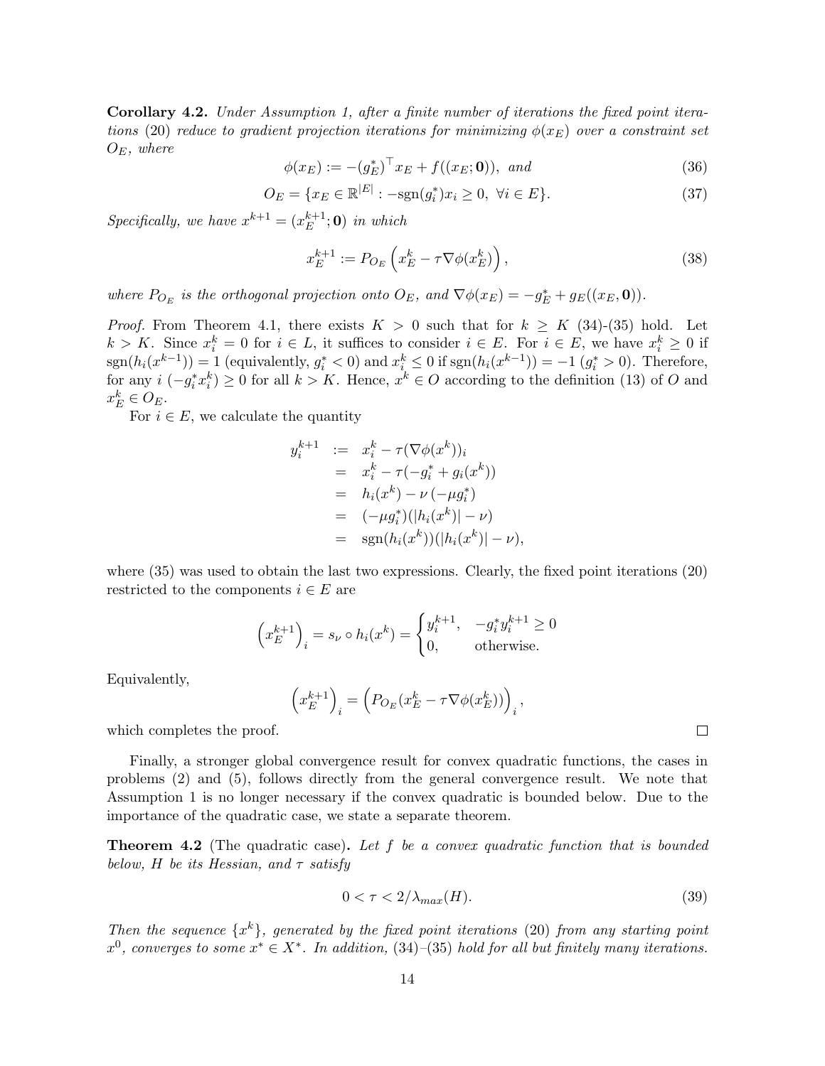**Corollary 4.2.** *Under Assumption 1, after a finite number of iterations the fixed point iterations (20) reduce to gradient projection iterations for minimizing $\phi(x_E)$ over a constraint set $O_E$, where*

$$\phi(x_E) := -(g_E^*)^\top x_E + f((x_E; \mathbf{0})), \text{ and} \tag{36}$$

$$O_E = \{x_E \in \mathbb{R}^{|E|} : -\text{sgn}(g_i^*)x_i \geq 0, \ \forall i \in E\}. \tag{37}$$

*Specifically, we have $x^{k+1} = (x_E^{k+1}; \mathbf{0})$ in which*

$$x_E^{k+1} := P_{O_E}\left(x_E^k - \tau \nabla\phi(x_E^k)\right), \tag{38}$$

*where $P_{O_E}$ is the orthogonal projection onto $O_E$, and $\nabla\phi(x_E) = -g_E^* + g_E((x_E, \mathbf{0}))$.*

*Proof.* From Theorem 4.1, there exists $K > 0$ such that for $k \geq K$ (34)-(35) hold. Let $k > K$. Since $x_i^k = 0$ for $i \in L$, it suffices to consider $i \in E$. For $i \in E$, we have $x_i^k \geq 0$ if $\text{sgn}(h_i(x^{k-1})) = 1$ (equivalently, $g_i^* < 0$) and $x_i^k \leq 0$ if $\text{sgn}(h_i(x^{k-1})) = -1$ ($g_i^* > 0$). Therefore, for any $i$ $(-g_i^* x_i^k) \geq 0$ for all $k > K$. Hence, $x^k \in O$ according to the definition (13) of $O$ and $x_E^k \in O_E$.

For $i \in E$, we calculate the quantity

$$\begin{aligned}
y_i^{k+1} &:= x_i^k - \tau(\nabla\phi(x^k))_i \\
&= x_i^k - \tau(-g_i^* + g_i(x^k)) \\
&= h_i(x^k) - \nu\,(-\mu g_i^*) \\
&= (-\mu g_i^*)(|h_i(x^k)| - \nu) \\
&= \text{sgn}(h_i(x^k))(|h_i(x^k)| - \nu),
\end{aligned}$$

where (35) was used to obtain the last two expressions. Clearly, the fixed point iterations (20) restricted to the components $i \in E$ are

$$\left(x_E^{k+1}\right)_i = s_\nu \circ h_i(x^k) = \begin{cases} y_i^{k+1}, & -g_i^* y_i^{k+1} \geq 0 \\ 0, & \text{otherwise.} \end{cases}$$

Equivalently,

$$\left(x_E^{k+1}\right)_i = \left(P_{O_E}(x_E^k - \tau\nabla\phi(x_E^k))\right)_i,$$

which completes the proof. $\square$

Finally, a stronger global convergence result for convex quadratic functions, the cases in problems (2) and (5), follows directly from the general convergence result. We note that Assumption 1 is no longer necessary if the convex quadratic is bounded below. Due to the importance of the quadratic case, we state a separate theorem.

**Theorem 4.2** (The quadratic case)**.** *Let $f$ be a convex quadratic function that is bounded below, $H$ be its Hessian, and $\tau$ satisfy*

$$0 < \tau < 2/\lambda_{max}(H). \tag{39}$$

*Then the sequence $\{x^k\}$, generated by the fixed point iterations (20) from any starting point $x^0$, converges to some $x^* \in X^*$. In addition, (34)–(35) hold for all but finitely many iterations.*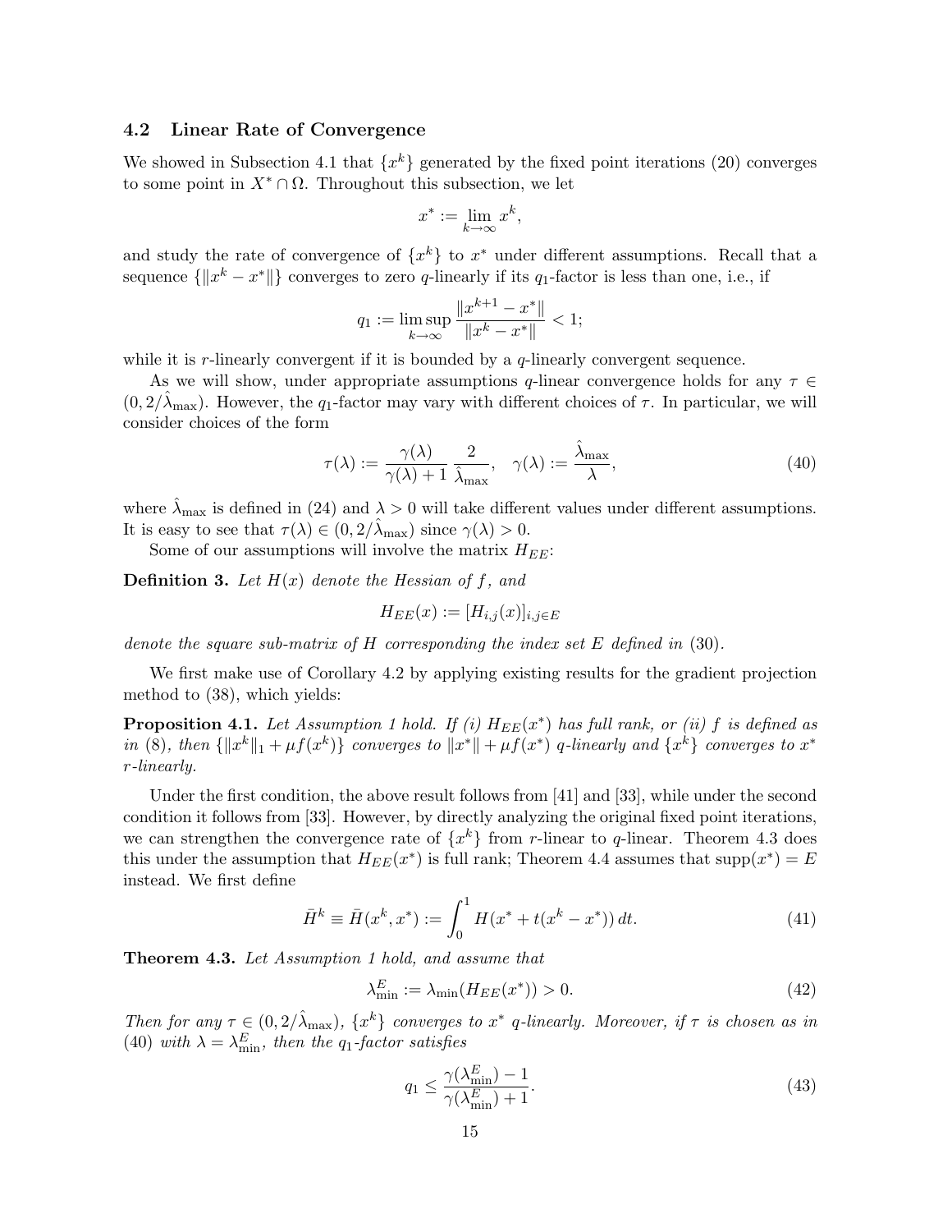### 4.2 Linear Rate of Convergence

We showed in Subsection 4.1 that $\{x^k\}$ generated by the fixed point iterations (20) converges to some point in $X^* \cap \Omega$. Throughout this subsection, we let

$$x^* := \lim_{k\to\infty} x^k,$$

and study the rate of convergence of $\{x^k\}$ to $x^*$ under different assumptions. Recall that a sequence $\{\|x^k - x^*\|\}$ converges to zero *q*-linearly if its $q_1$-factor is less than one, i.e., if

$$q_1 := \limsup_{k\to\infty} \frac{\|x^{k+1} - x^*\|}{\|x^k - x^*\|} < 1;$$

while it is *r*-linearly convergent if it is bounded by a *q*-linearly convergent sequence.

As we will show, under appropriate assumptions *q*-linear convergence holds for any $\tau \in (0, 2/\hat{\lambda}_{\max})$. However, the $q_1$-factor may vary with different choices of $\tau$. In particular, we will consider choices of the form

$$\tau(\lambda) := \frac{\gamma(\lambda)}{\gamma(\lambda)+1}\,\frac{2}{\hat{\lambda}_{\max}}, \quad \gamma(\lambda) := \frac{\hat{\lambda}_{\max}}{\lambda}, \tag{40}$$

where $\hat{\lambda}_{\max}$ is defined in (24) and $\lambda > 0$ will take different values under different assumptions. It is easy to see that $\tau(\lambda) \in (0, 2/\hat{\lambda}_{\max})$ since $\gamma(\lambda) > 0$.

Some of our assumptions will involve the matrix $H_{EE}$:

**Definition 3.** *Let $H(x)$ denote the Hessian of $f$, and*

$$H_{EE}(x) := [H_{i,j}(x)]_{i,j\in E}$$

*denote the square sub-matrix of $H$ corresponding the index set $E$ defined in (30).*

We first make use of Corollary 4.2 by applying existing results for the gradient projection method to (38), which yields:

**Proposition 4.1.** *Let Assumption 1 hold. If (i) $H_{EE}(x^*)$ has full rank, or (ii) $f$ is defined as in (8), then $\{\|x^k\|_1 + \mu f(x^k)\}$ converges to $\|x^*\| + \mu f(x^*)$ q-linearly and $\{x^k\}$ converges to $x^*$ r-linearly.*

Under the first condition, the above result follows from [41] and [33], while under the second condition it follows from [33]. However, by directly analyzing the original fixed point iterations, we can strengthen the convergence rate of $\{x^k\}$ from *r*-linear to *q*-linear. Theorem 4.3 does this under the assumption that $H_{EE}(x^*)$ is full rank; Theorem 4.4 assumes that $\mathrm{supp}(x^*) = E$ instead. We first define

$$\bar{H}^k \equiv \bar{H}(x^k, x^*) := \int_0^1 H(x^* + t(x^k - x^*))\,dt. \tag{41}$$

**Theorem 4.3.** *Let Assumption 1 hold, and assume that*

$$\lambda^E_{\min} := \lambda_{\min}(H_{EE}(x^*)) > 0. \tag{42}$$

*Then for any $\tau \in (0, 2/\hat{\lambda}_{\max})$, $\{x^k\}$ converges to $x^*$ q-linearly. Moreover, if $\tau$ is chosen as in (40) with $\lambda = \lambda^E_{\min}$, then the $q_1$-factor satisfies*

$$q_1 \le \frac{\gamma(\lambda^E_{\min}) - 1}{\gamma(\lambda^E_{\min}) + 1}. \tag{43}$$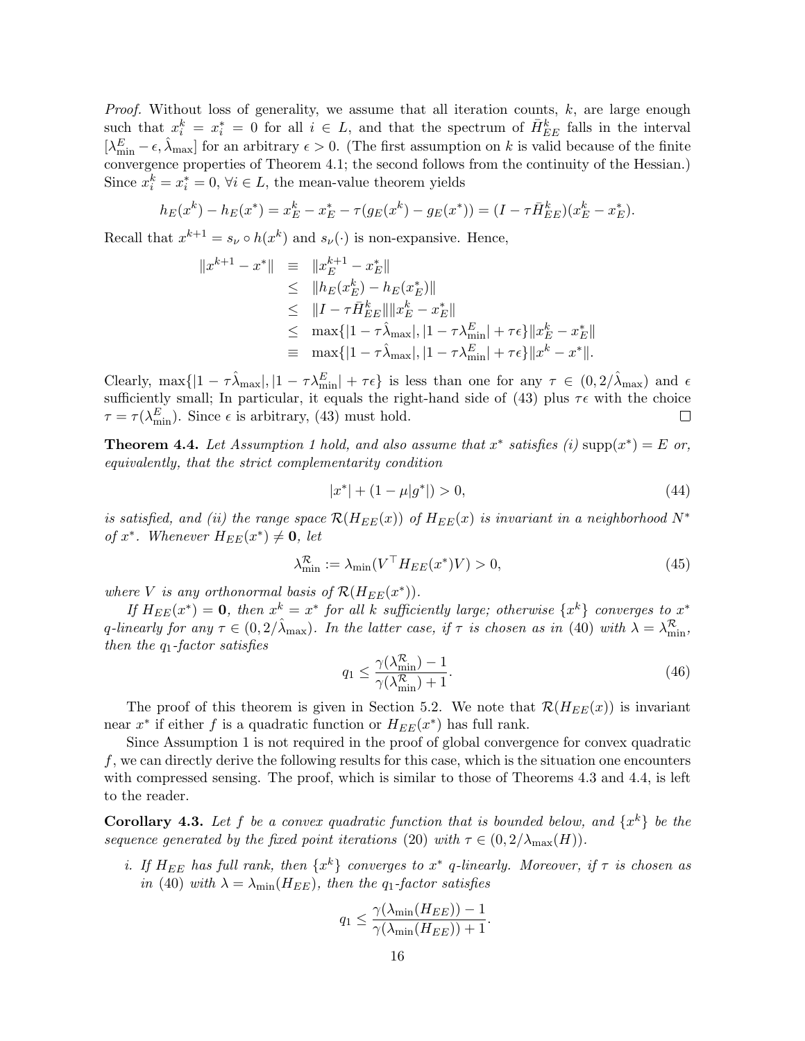*Proof.* Without loss of generality, we assume that all iteration counts, $k$, are large enough such that $x_i^k = x_i^* = 0$ for all $i \in L$, and that the spectrum of $\bar{H}_{EE}^k$ falls in the interval $[\lambda_{\min}^E - \epsilon, \hat{\lambda}_{\max}]$ for an arbitrary $\epsilon > 0$. (The first assumption on $k$ is valid because of the finite convergence properties of Theorem 4.1; the second follows from the continuity of the Hessian.) Since $x_i^k = x_i^* = 0$, $\forall i \in L$, the mean-value theorem yields

$$h_E(x^k) - h_E(x^*) = x_E^k - x_E^* - \tau(g_E(x^k) - g_E(x^*)) = (I - \tau \bar{H}_{EE}^k)(x_E^k - x_E^*).$$

Recall that $x^{k+1} = s_\nu \circ h(x^k)$ and $s_\nu(\cdot)$ is non-expansive. Hence,

$$\begin{aligned}
\|x^{k+1} - x^*\| &\equiv \|x_E^{k+1} - x_E^*\| \\
&\leq \|h_E(x_E^k) - h_E(x_E^*)\| \\
&\leq \|I - \tau \bar{H}_{EE}^k\| \|x_E^k - x_E^*\| \\
&\leq \max\{|1 - \tau\hat{\lambda}_{\max}|, |1 - \tau\lambda_{\min}^E| + \tau\epsilon\} \|x_E^k - x_E^*\| \\
&\equiv \max\{|1 - \tau\hat{\lambda}_{\max}|, |1 - \tau\lambda_{\min}^E| + \tau\epsilon\} \|x^k - x^*\|.
\end{aligned}$$

Clearly, $\max\{|1 - \tau\hat{\lambda}_{\max}|, |1 - \tau\lambda_{\min}^E| + \tau\epsilon\}$ is less than one for any $\tau \in (0, 2/\hat{\lambda}_{\max})$ and $\epsilon$ sufficiently small; In particular, it equals the right-hand side of (43) plus $\tau\epsilon$ with the choice $\tau = \tau(\lambda_{\min}^E)$. Since $\epsilon$ is arbitrary, (43) must hold. $\square$

**Theorem 4.4.** *Let Assumption 1 hold, and also assume that $x^*$ satisfies (i) $\text{supp}(x^*) = E$ or, equivalently, that the strict complementarity condition*

$$|x^*| + (1 - \mu|g^*|) > 0, \tag{44}$$

*is satisfied, and (ii) the range space $\mathcal{R}(H_{EE}(x))$ of $H_{EE}(x)$ is invariant in a neighborhood $N^*$ of $x^*$. Whenever $H_{EE}(x^*) \neq \mathbf{0}$, let*

$$\lambda_{\min}^{\mathcal{R}} := \lambda_{\min}(V^\top H_{EE}(x^*) V) > 0, \tag{45}$$

*where $V$ is any orthonormal basis of $\mathcal{R}(H_{EE}(x^*))$.*

*If $H_{EE}(x^*) = \mathbf{0}$, then $x^k = x^*$ for all $k$ sufficiently large; otherwise $\{x^k\}$ converges to $x^*$ q-linearly for any $\tau \in (0, 2/\hat{\lambda}_{\max})$. In the latter case, if $\tau$ is chosen as in (40) with $\lambda = \lambda_{\min}^{\mathcal{R}}$, then the $q_1$-factor satisfies*

$$q_1 \leq \frac{\gamma(\lambda_{\min}^{\mathcal{R}}) - 1}{\gamma(\lambda_{\min}^{\mathcal{R}}) + 1}. \tag{46}$$

The proof of this theorem is given in Section 5.2. We note that $\mathcal{R}(H_{EE}(x))$ is invariant near $x^*$ if either $f$ is a quadratic function or $H_{EE}(x^*)$ has full rank.

Since Assumption 1 is not required in the proof of global convergence for convex quadratic $f$, we can directly derive the following results for this case, which is the situation one encounters with compressed sensing. The proof, which is similar to those of Theorems 4.3 and 4.4, is left to the reader.

**Corollary 4.3.** *Let $f$ be a convex quadratic function that is bounded below, and $\{x^k\}$ be the sequence generated by the fixed point iterations (20) with $\tau \in (0, 2/\lambda_{\max}(H))$.*

*i. If $H_{EE}$ has full rank, then $\{x^k\}$ converges to $x^*$ q-linearly. Moreover, if $\tau$ is chosen as in (40) with $\lambda = \lambda_{\min}(H_{EE})$, then the $q_1$-factor satisfies*

$$q_1 \leq \frac{\gamma(\lambda_{\min}(H_{EE})) - 1}{\gamma(\lambda_{\min}(H_{EE})) + 1}.$$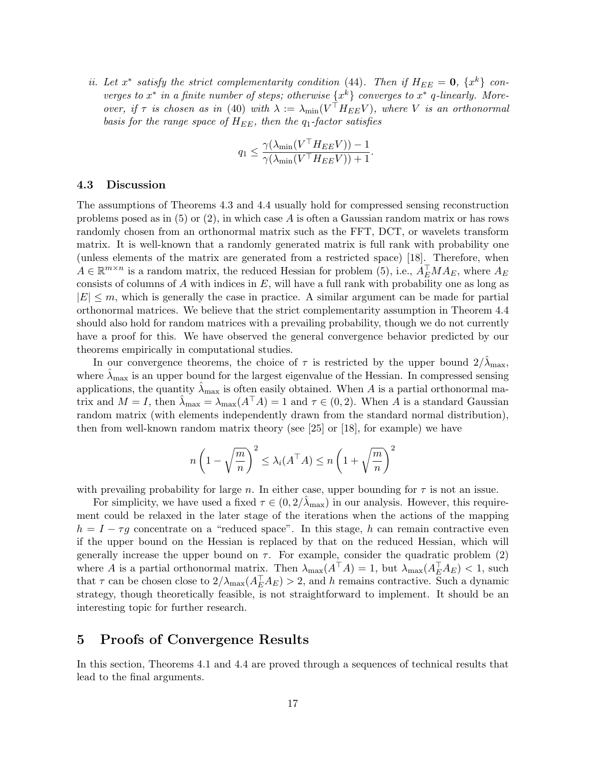*ii. Let $x^*$ satisfy the strict complementarity condition (44). Then if $H_{EE} = \mathbf{0}$, $\{x^k\}$ converges to $x^*$ in a finite number of steps; otherwise $\{x^k\}$ converges to $x^*$ q-linearly. Moreover, if $\tau$ is chosen as in (40) with $\lambda := \lambda_{\min}(V^\top H_{EE} V)$, where $V$ is an orthonormal basis for the range space of $H_{EE}$, then the $q_1$-factor satisfies*

$$q_1 \leq \frac{\gamma(\lambda_{\min}(V^\top H_{EE} V)) - 1}{\gamma(\lambda_{\min}(V^\top H_{EE} V)) + 1}.$$

### 4.3 Discussion

The assumptions of Theorems 4.3 and 4.4 usually hold for compressed sensing reconstruction problems posed as in (5) or (2), in which case $A$ is often a Gaussian random matrix or has rows randomly chosen from an orthonormal matrix such as the FFT, DCT, or wavelets transform matrix. It is well-known that a randomly generated matrix is full rank with probability one (unless elements of the matrix are generated from a restricted space) [18]. Therefore, when $A \in \mathbb{R}^{m \times n}$ is a random matrix, the reduced Hessian for problem (5), i.e., $A_E^\top M A_E$, where $A_E$ consists of columns of $A$ with indices in $E$, will have a full rank with probability one as long as $|E| \leq m$, which is generally the case in practice. A similar argument can be made for partial orthonormal matrices. We believe that the strict complementarity assumption in Theorem 4.4 should also hold for random matrices with a prevailing probability, though we do not currently have a proof for this. We have observed the general convergence behavior predicted by our theorems empirically in computational studies.

In our convergence theorems, the choice of $\tau$ is restricted by the upper bound $2/\hat{\lambda}_{\max}$, where $\hat{\lambda}_{\max}$ is an upper bound for the largest eigenvalue of the Hessian. In compressed sensing applications, the quantity $\hat{\lambda}_{\max}$ is often easily obtained. When $A$ is a partial orthonormal matrix and $M = I$, then $\hat{\lambda}_{\max} = \lambda_{\max}(A^\top A) = 1$ and $\tau \in (0, 2)$. When $A$ is a standard Gaussian random matrix (with elements independently drawn from the standard normal distribution), then from well-known random matrix theory (see [25] or [18], for example) we have

$$n\left(1 - \sqrt{\frac{m}{n}}\right)^2 \leq \lambda_i(A^\top A) \leq n\left(1 + \sqrt{\frac{m}{n}}\right)^2$$

with prevailing probability for large $n$. In either case, upper bounding for $\tau$ is not an issue.

For simplicity, we have used a fixed $\tau \in (0, 2/\hat{\lambda}_{\max})$ in our analysis. However, this requirement could be relaxed in the later stage of the iterations when the actions of the mapping $h = I - \tau g$ concentrate on a "reduced space". In this stage, $h$ can remain contractive even if the upper bound on the Hessian is replaced by that on the reduced Hessian, which will generally increase the upper bound on $\tau$. For example, consider the quadratic problem (2) where $A$ is a partial orthonormal matrix. Then $\lambda_{\max}(A^\top A) = 1$, but $\lambda_{\max}(A_E^\top A_E) < 1$, such that $\tau$ can be chosen close to $2/\lambda_{\max}(A_E^\top A_E) > 2$, and $h$ remains contractive. Such a dynamic strategy, though theoretically feasible, is not straightforward to implement. It should be an interesting topic for further research.

## 5 Proofs of Convergence Results

In this section, Theorems 4.1 and 4.4 are proved through a sequences of technical results that lead to the final arguments.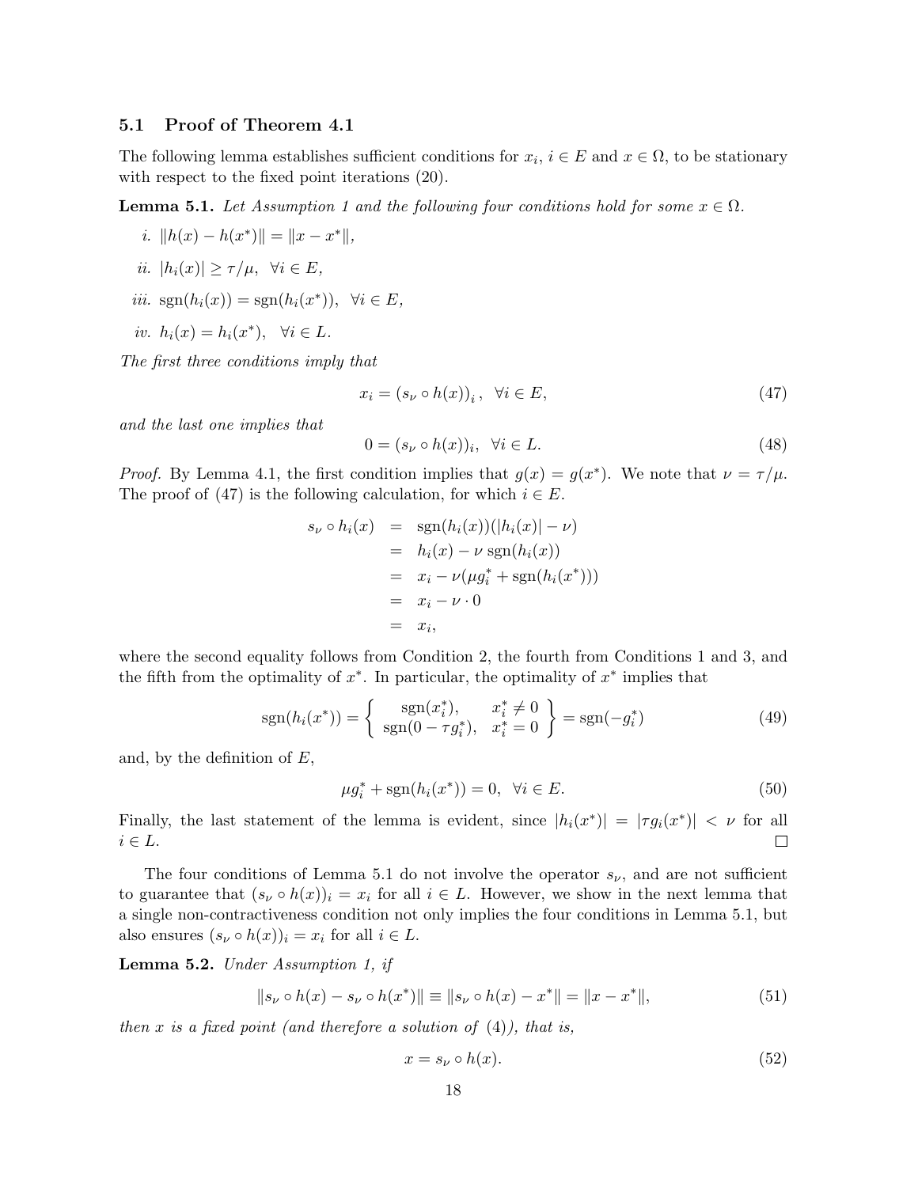### 5.1 Proof of Theorem 4.1

The following lemma establishes sufficient conditions for $x_i$, $i \in E$ and $x \in \Omega$, to be stationary with respect to the fixed point iterations (20).

**Lemma 5.1.** *Let Assumption 1 and the following four conditions hold for some $x \in \Omega$.*

*i.* $\|h(x) - h(x^*)\| = \|x - x^*\|$,

*ii.* $|h_i(x)| \geq \tau/\mu, \;\; \forall i \in E$,

*iii.* $\mathrm{sgn}(h_i(x)) = \mathrm{sgn}(h_i(x^*)), \;\; \forall i \in E$,

*iv.* $h_i(x) = h_i(x^*), \;\; \forall i \in L$.

*The first three conditions imply that*

$$x_i = (s_\nu \circ h(x))_i \,, \;\; \forall i \in E, \tag{47}$$

*and the last one implies that*

$$0 = (s_\nu \circ h(x))_i, \;\; \forall i \in L. \tag{48}$$

*Proof.* By Lemma 4.1, the first condition implies that $g(x) = g(x^*)$. We note that $\nu = \tau/\mu$. The proof of (47) is the following calculation, for which $i \in E$.

$$\begin{aligned} s_\nu \circ h_i(x) &= \mathrm{sgn}(h_i(x))(|h_i(x)| - \nu) \\ &= h_i(x) - \nu \,\mathrm{sgn}(h_i(x)) \\ &= x_i - \nu(\mu g_i^* + \mathrm{sgn}(h_i(x^*))) \\ &= x_i - \nu \cdot 0 \\ &= x_i, \end{aligned}$$

where the second equality follows from Condition 2, the fourth from Conditions 1 and 3, and the fifth from the optimality of $x^*$. In particular, the optimality of $x^*$ implies that

$$\mathrm{sgn}(h_i(x^*)) = \left\{ \begin{array}{cc} \mathrm{sgn}(x_i^*), & x_i^* \neq 0 \\ \mathrm{sgn}(0 - \tau g_i^*), & x_i^* = 0 \end{array} \right\} = \mathrm{sgn}(-g_i^*) \tag{49}$$

and, by the definition of $E$,

$$\mu g_i^* + \mathrm{sgn}(h_i(x^*)) = 0, \;\; \forall i \in E. \tag{50}$$

Finally, the last statement of the lemma is evident, since $|h_i(x^*)| = |\tau g_i(x^*)| < \nu$ for all $i \in L$. □

The four conditions of Lemma 5.1 do not involve the operator $s_\nu$, and are not sufficient to guarantee that $(s_\nu \circ h(x))_i = x_i$ for all $i \in L$. However, we show in the next lemma that a single non-contractiveness condition not only implies the four conditions in Lemma 5.1, but also ensures $(s_\nu \circ h(x))_i = x_i$ for all $i \in L$.

**Lemma 5.2.** *Under Assumption 1, if*

$$\|s_\nu \circ h(x) - s_\nu \circ h(x^*)\| \equiv \|s_\nu \circ h(x) - x^*\| = \|x - x^*\|, \tag{51}$$

*then $x$ is a fixed point (and therefore a solution of (4)), that is,*

$$x = s_\nu \circ h(x). \tag{52}$$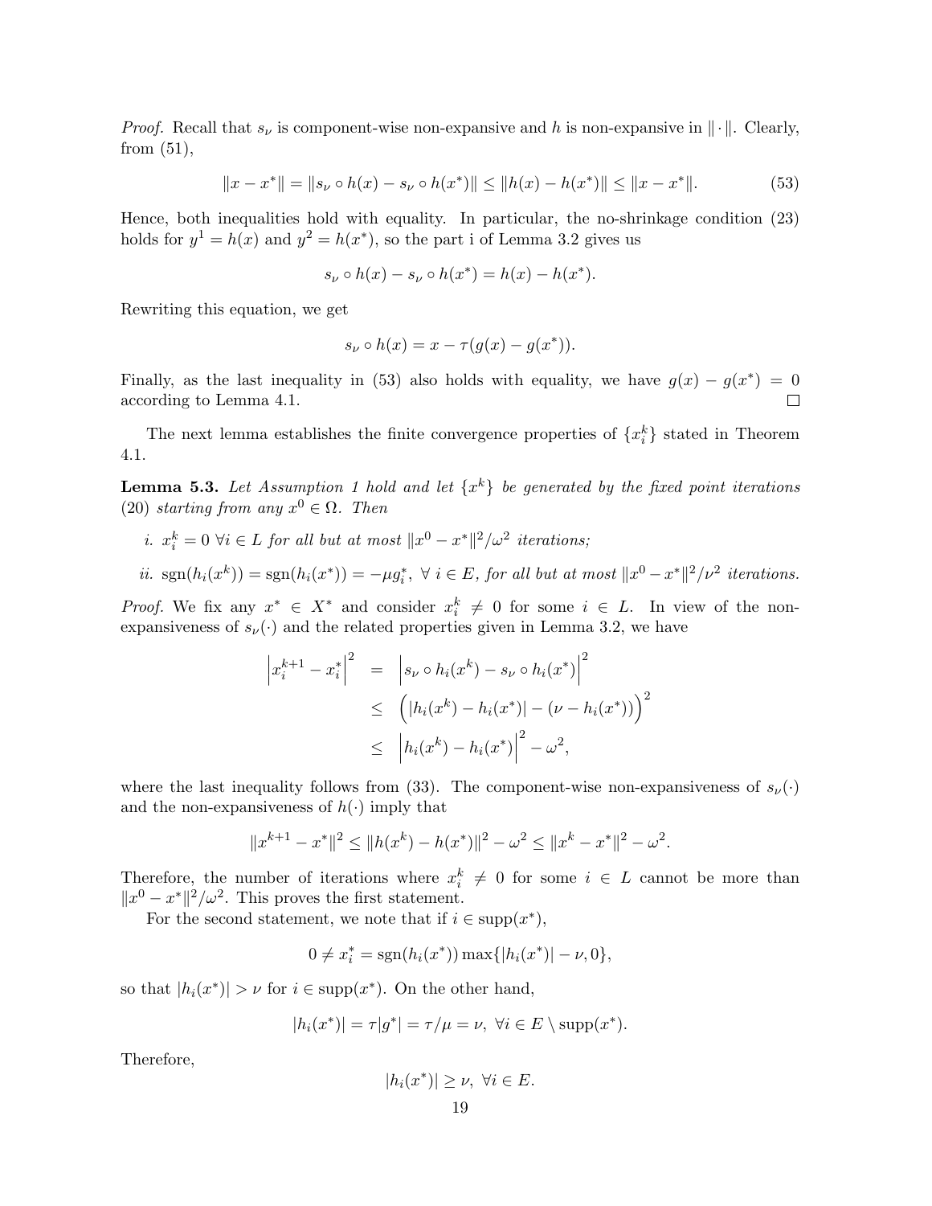*Proof.* Recall that $s_\nu$ is component-wise non-expansive and $h$ is non-expansive in $\|\cdot\|$. Clearly, from (51),

$$\|x - x^*\| = \|s_\nu \circ h(x) - s_\nu \circ h(x^*)\| \leq \|h(x) - h(x^*)\| \leq \|x - x^*\|. \tag{53}$$

Hence, both inequalities hold with equality. In particular, the no-shrinkage condition (23) holds for $y^1 = h(x)$ and $y^2 = h(x^*)$, so the part i of Lemma 3.2 gives us

$$s_\nu \circ h(x) - s_\nu \circ h(x^*) = h(x) - h(x^*).$$

Rewriting this equation, we get

$$s_\nu \circ h(x) = x - \tau(g(x) - g(x^*)).$$

Finally, as the last inequality in (53) also holds with equality, we have $g(x) - g(x^*) = 0$ according to Lemma 4.1. $\square$

The next lemma establishes the finite convergence properties of $\{x_i^k\}$ stated in Theorem 4.1.

**Lemma 5.3.** *Let Assumption 1 hold and let $\{x^k\}$ be generated by the fixed point iterations (20) starting from any $x^0 \in \Omega$. Then*

*i. $x_i^k = 0$ $\forall i \in L$ for all but at most $\|x^0 - x^*\|^2/\omega^2$ iterations;*

*ii. $\mathrm{sgn}(h_i(x^k)) = \mathrm{sgn}(h_i(x^*)) = -\mu g_i^*$, $\forall\, i \in E$, for all but at most $\|x^0 - x^*\|^2/\nu^2$ iterations.*

*Proof.* We fix any $x^* \in X^*$ and consider $x_i^k \neq 0$ for some $i \in L$. In view of the non-expansiveness of $s_\nu(\cdot)$ and the related properties given in Lemma 3.2, we have

$$\begin{aligned}
\left|x_i^{k+1} - x_i^*\right|^2 &= \left|s_\nu \circ h_i(x^k) - s_\nu \circ h_i(x^*)\right|^2 \\
&\leq \Big(|h_i(x^k) - h_i(x^*)| - (\nu - h_i(x^*))\Big)^2 \\
&\leq \left|h_i(x^k) - h_i(x^*)\right|^2 - \omega^2,
\end{aligned}$$

where the last inequality follows from (33). The component-wise non-expansiveness of $s_\nu(\cdot)$ and the non-expansiveness of $h(\cdot)$ imply that

$$\|x^{k+1} - x^*\|^2 \leq \|h(x^k) - h(x^*)\|^2 - \omega^2 \leq \|x^k - x^*\|^2 - \omega^2.$$

Therefore, the number of iterations where $x_i^k \neq 0$ for some $i \in L$ cannot be more than $\|x^0 - x^*\|^2/\omega^2$. This proves the first statement.

For the second statement, we note that if $i \in \mathrm{supp}(x^*)$,

$$0 \neq x_i^* = \mathrm{sgn}(h_i(x^*)) \max\{|h_i(x^*)| - \nu, 0\},$$

so that $|h_i(x^*)| > \nu$ for $i \in \mathrm{supp}(x^*)$. On the other hand,

$$|h_i(x^*)| = \tau|g^*| = \tau/\mu = \nu,\ \forall i \in E \setminus \mathrm{supp}(x^*).$$

Therefore,

$$|h_i(x^*)| \geq \nu,\ \forall i \in E.$$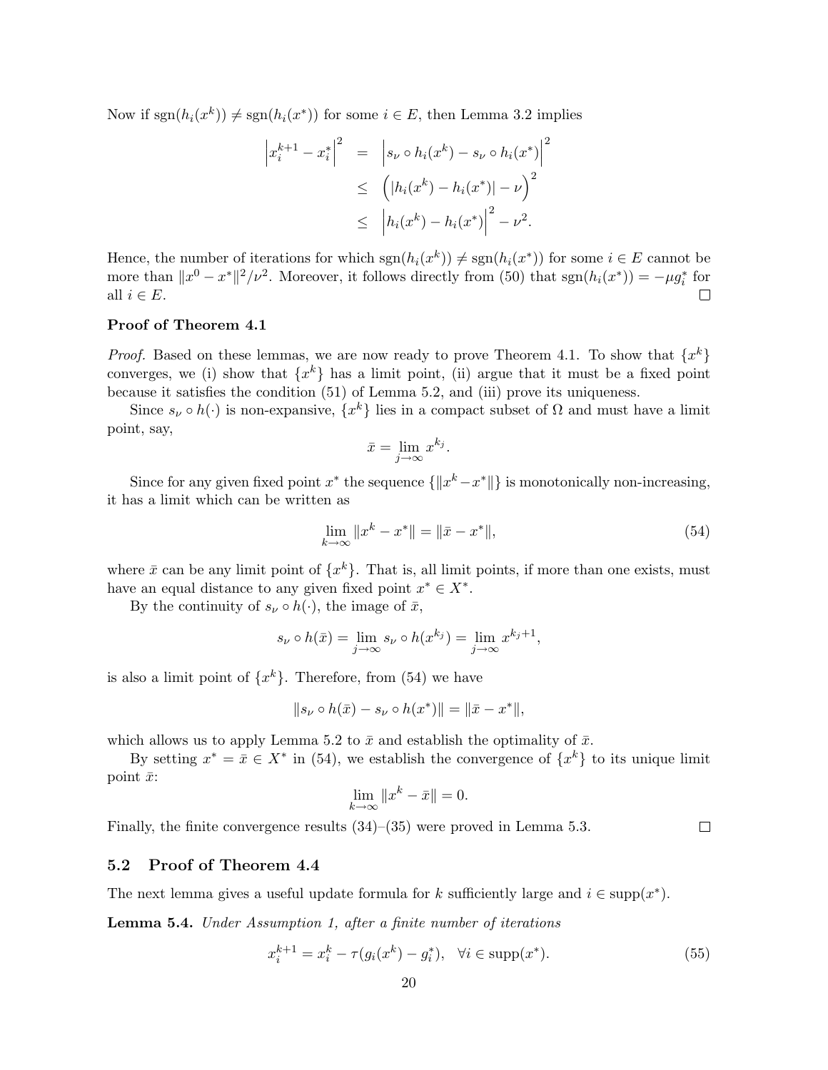Now if $\mathrm{sgn}(h_i(x^k)) \neq \mathrm{sgn}(h_i(x^*))$ for some $i \in E$, then Lemma 3.2 implies

$$
\begin{aligned}
\left|x_i^{k+1} - x_i^*\right|^2 &= \left|s_\nu \circ h_i(x^k) - s_\nu \circ h_i(x^*)\right|^2 \\
&\leq \left(|h_i(x^k) - h_i(x^*)| - \nu\right)^2 \\
&\leq \left|h_i(x^k) - h_i(x^*)\right|^2 - \nu^2.
\end{aligned}
$$

Hence, the number of iterations for which $\mathrm{sgn}(h_i(x^k)) \neq \mathrm{sgn}(h_i(x^*))$ for some $i \in E$ cannot be more than $\|x^0 - x^*\|^2/\nu^2$. Moreover, it follows directly from (50) that $\mathrm{sgn}(h_i(x^*)) = -\mu g_i^*$ for all $i \in E$. □

**Proof of Theorem 4.1**

*Proof.* Based on these lemmas, we are now ready to prove Theorem 4.1. To show that $\{x^k\}$ converges, we (i) show that $\{x^k\}$ has a limit point, (ii) argue that it must be a fixed point because it satisfies the condition (51) of Lemma 5.2, and (iii) prove its uniqueness.

Since $s_\nu \circ h(\cdot)$ is non-expansive, $\{x^k\}$ lies in a compact subset of $\Omega$ and must have a limit point, say,

$$
\bar{x} = \lim_{j \to \infty} x^{k_j}.
$$

Since for any given fixed point $x^*$ the sequence $\{\|x^k - x^*\|\}$ is monotonically non-increasing, it has a limit which can be written as

$$
\lim_{k \to \infty} \|x^k - x^*\| = \|\bar{x} - x^*\|, \tag{54}
$$

where $\bar{x}$ can be any limit point of $\{x^k\}$. That is, all limit points, if more than one exists, must have an equal distance to any given fixed point $x^* \in X^*$.

By the continuity of $s_\nu \circ h(\cdot)$, the image of $\bar{x}$,

$$
s_\nu \circ h(\bar{x}) = \lim_{j \to \infty} s_\nu \circ h(x^{k_j}) = \lim_{j \to \infty} x^{k_j + 1},
$$

is also a limit point of $\{x^k\}$. Therefore, from (54) we have

$$
\|s_\nu \circ h(\bar{x}) - s_\nu \circ h(x^*)\| = \|\bar{x} - x^*\|,
$$

which allows us to apply Lemma 5.2 to $\bar{x}$ and establish the optimality of $\bar{x}$.

By setting $x^* = \bar{x} \in X^*$ in (54), we establish the convergence of $\{x^k\}$ to its unique limit point $\bar{x}$:

$$
\lim_{k \to \infty} \|x^k - \bar{x}\| = 0.
$$

Finally, the finite convergence results (34)–(35) were proved in Lemma 5.3. □

## 5.2 Proof of Theorem 4.4

The next lemma gives a useful update formula for $k$ sufficiently large and $i \in \mathrm{supp}(x^*)$.

**Lemma 5.4.** *Under Assumption 1, after a finite number of iterations*

$$
x_i^{k+1} = x_i^k - \tau(g_i(x^k) - g_i^*), \quad \forall i \in \mathrm{supp}(x^*). \tag{55}
$$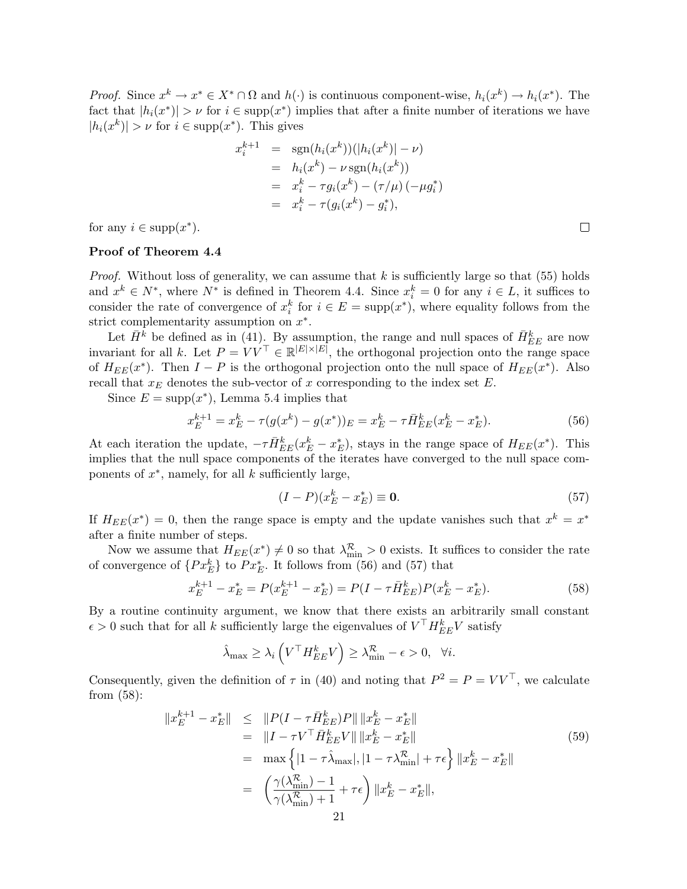*Proof.* Since $x^k \to x^* \in X^* \cap \Omega$ and $h(\cdot)$ is continuous component-wise, $h_i(x^k) \to h_i(x^*)$. The fact that $|h_i(x^*)| > \nu$ for $i \in \text{supp}(x^*)$ implies that after a finite number of iterations we have $|h_i(x^k)| > \nu$ for $i \in \text{supp}(x^*)$. This gives

$$
\begin{aligned}
x_i^{k+1} &= \text{sgn}(h_i(x^k))(|h_i(x^k)| - \nu) \\
&= h_i(x^k) - \nu \, \text{sgn}(h_i(x^k)) \\
&= x_i^k - \tau g_i(x^k) - (\tau/\mu)\,(-\mu g_i^*) \\
&= x_i^k - \tau(g_i(x^k) - g_i^*),
\end{aligned}
$$

for any $i \in \text{supp}(x^*)$. □

**Proof of Theorem 4.4**

*Proof.* Without loss of generality, we can assume that $k$ is sufficiently large so that (55) holds and $x^k \in N^*$, where $N^*$ is defined in Theorem 4.4. Since $x_i^k = 0$ for any $i \in L$, it suffices to consider the rate of convergence of $x_i^k$ for $i \in E = \text{supp}(x^*)$, where equality follows from the strict complementarity assumption on $x^*$.

Let $\bar{H}^k$ be defined as in (41). By assumption, the range and null spaces of $\bar{H}^k_{EE}$ are now invariant for all $k$. Let $P = VV^\top \in \mathbb{R}^{|E|\times|E|}$, the orthogonal projection onto the range space of $H_{EE}(x^*)$. Then $I - P$ is the orthogonal projection onto the null space of $H_{EE}(x^*)$. Also recall that $x_E$ denotes the sub-vector of $x$ corresponding to the index set $E$.

Since $E = \text{supp}(x^*)$, Lemma 5.4 implies that

$$
x_E^{k+1} = x_E^k - \tau(g(x^k) - g(x^*))_E = x_E^k - \tau \bar{H}^k_{EE}(x_E^k - x_E^*). \tag{56}
$$

At each iteration the update, $-\tau \bar{H}^k_{EE}(x_E^k - x_E^*)$, stays in the range space of $H_{EE}(x^*)$. This implies that the null space components of the iterates have converged to the null space components of $x^*$, namely, for all $k$ sufficiently large,

$$
(I - P)(x_E^k - x_E^*) \equiv \mathbf{0}. \tag{57}
$$

If $H_{EE}(x^*) = 0$, then the range space is empty and the update vanishes such that $x^k = x^*$ after a finite number of steps.

Now we assume that $H_{EE}(x^*) \neq 0$ so that $\lambda^{\mathcal{R}}_{\min} > 0$ exists. It suffices to consider the rate of convergence of $\{Px_E^k\}$ to $Px_E^*$. It follows from (56) and (57) that

$$
x_E^{k+1} - x_E^* = P(x_E^{k+1} - x_E^*) = P(I - \tau \bar{H}^k_{EE})P(x_E^k - x_E^*). \tag{58}
$$

By a routine continuity argument, we know that there exists an arbitrarily small constant $\epsilon > 0$ such that for all $k$ sufficiently large the eigenvalues of $V^\top H^k_{EE} V$ satisfy

$$
\hat{\lambda}_{\max} \geq \lambda_i\left(V^\top H^k_{EE} V\right) \geq \lambda^{\mathcal{R}}_{\min} - \epsilon > 0, \quad \forall i.
$$

Consequently, given the definition of $\tau$ in (40) and noting that $P^2 = P = VV^\top$, we calculate from (58):

$$
\begin{aligned}
\|x_E^{k+1} - x_E^*\| &\leq \|P(I - \tau \bar{H}^k_{EE})P\| \, \|x_E^k - x_E^*\| \\
&= \|I - \tau V^\top \bar{H}^k_{EE} V\| \, \|x_E^k - x_E^*\| \\
&= \max\left\{|1 - \tau\hat{\lambda}_{\max}|, |1 - \tau\lambda^{\mathcal{R}}_{\min}| + \tau\epsilon\right\} \|x_E^k - x_E^*\| \\
&= \left(\frac{\gamma(\lambda^{\mathcal{R}}_{\min}) - 1}{\gamma(\lambda^{\mathcal{R}}_{\min}) + 1} + \tau\epsilon\right) \|x_E^k - x_E^*\|,
\end{aligned} \tag{59}
$$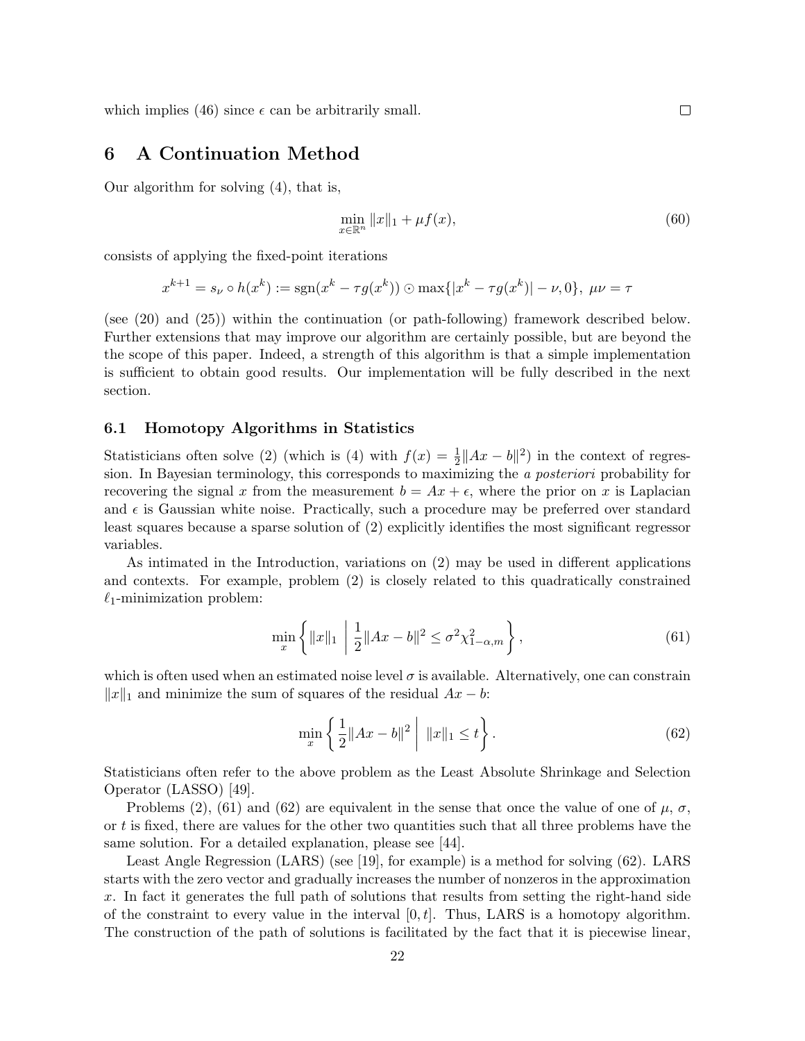which implies (46) since $\epsilon$ can be arbitrarily small. $\square$

# 6 A Continuation Method

Our algorithm for solving (4), that is,

$$\min_{x \in \mathbb{R}^n} \|x\|_1 + \mu f(x), \tag{60}$$

consists of applying the fixed-point iterations

$$x^{k+1} = s_\nu \circ h(x^k) := \text{sgn}(x^k - \tau g(x^k)) \odot \max\{|x^k - \tau g(x^k)| - \nu, 0\},\ \mu\nu = \tau$$

(see (20) and (25)) within the continuation (or path-following) framework described below. Further extensions that may improve our algorithm are certainly possible, but are beyond the the scope of this paper. Indeed, a strength of this algorithm is that a simple implementation is sufficient to obtain good results. Our implementation will be fully described in the next section.

## 6.1 Homotopy Algorithms in Statistics

Statisticians often solve (2) (which is (4) with $f(x) = \frac{1}{2}\|Ax - b\|^2$) in the context of regression. In Bayesian terminology, this corresponds to maximizing the *a posteriori* probability for recovering the signal $x$ from the measurement $b = Ax + \epsilon$, where the prior on $x$ is Laplacian and $\epsilon$ is Gaussian white noise. Practically, such a procedure may be preferred over standard least squares because a sparse solution of (2) explicitly identifies the most significant regressor variables.

As intimated in the Introduction, variations on (2) may be used in different applications and contexts. For example, problem (2) is closely related to this quadratically constrained $\ell_1$-minimization problem:

$$\min_x \left\{ \|x\|_1 \;\middle|\; \frac{1}{2}\|Ax - b\|^2 \le \sigma^2 \chi^2_{1-\alpha,m} \right\}, \tag{61}$$

which is often used when an estimated noise level $\sigma$ is available. Alternatively, one can constrain $\|x\|_1$ and minimize the sum of squares of the residual $Ax - b$:

$$\min_x \left\{ \frac{1}{2}\|Ax - b\|^2 \;\middle|\; \|x\|_1 \le t \right\}. \tag{62}$$

Statisticians often refer to the above problem as the Least Absolute Shrinkage and Selection Operator (LASSO) [49].

Problems (2), (61) and (62) are equivalent in the sense that once the value of one of $\mu$, $\sigma$, or $t$ is fixed, there are values for the other two quantities such that all three problems have the same solution. For a detailed explanation, please see [44].

Least Angle Regression (LARS) (see [19], for example) is a method for solving (62). LARS starts with the zero vector and gradually increases the number of nonzeros in the approximation $x$. In fact it generates the full path of solutions that results from setting the right-hand side of the constraint to every value in the interval $[0, t]$. Thus, LARS is a homotopy algorithm. The construction of the path of solutions is facilitated by the fact that it is piecewise linear,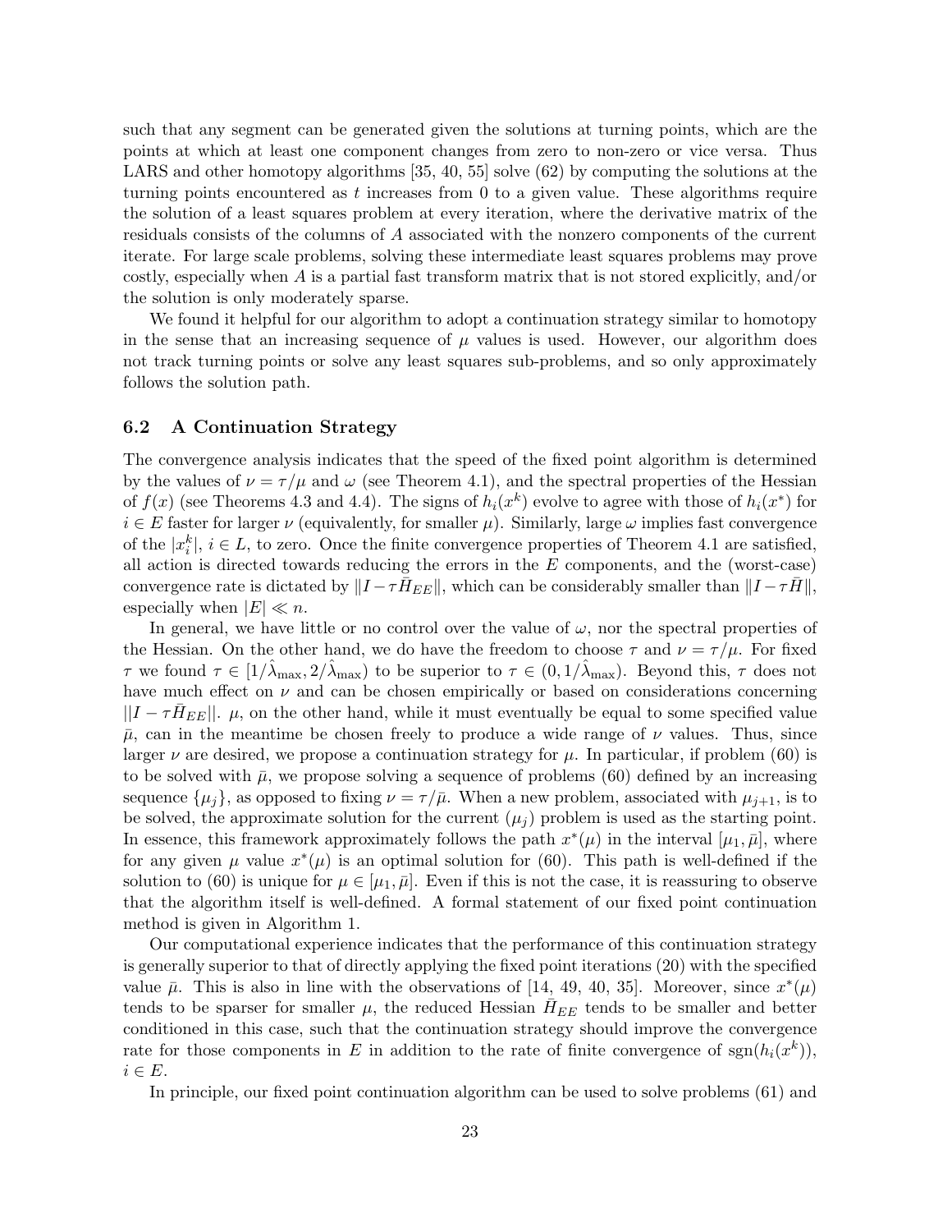such that any segment can be generated given the solutions at turning points, which are the points at which at least one component changes from zero to non-zero or vice versa. Thus LARS and other homotopy algorithms [35, 40, 55] solve (62) by computing the solutions at the turning points encountered as $t$ increases from 0 to a given value. These algorithms require the solution of a least squares problem at every iteration, where the derivative matrix of the residuals consists of the columns of $A$ associated with the nonzero components of the current iterate. For large scale problems, solving these intermediate least squares problems may prove costly, especially when $A$ is a partial fast transform matrix that is not stored explicitly, and/or the solution is only moderately sparse.

We found it helpful for our algorithm to adopt a continuation strategy similar to homotopy in the sense that an increasing sequence of $\mu$ values is used. However, our algorithm does not track turning points or solve any least squares sub-problems, and so only approximately follows the solution path.

### 6.2 A Continuation Strategy

The convergence analysis indicates that the speed of the fixed point algorithm is determined by the values of $\nu = \tau/\mu$ and $\omega$ (see Theorem 4.1), and the spectral properties of the Hessian of $f(x)$ (see Theorems 4.3 and 4.4). The signs of $h_i(x^k)$ evolve to agree with those of $h_i(x^*)$ for $i \in E$ faster for larger $\nu$ (equivalently, for smaller $\mu$). Similarly, large $\omega$ implies fast convergence of the $|x_i^k|$, $i \in L$, to zero. Once the finite convergence properties of Theorem 4.1 are satisfied, all action is directed towards reducing the errors in the $E$ components, and the (worst-case) convergence rate is dictated by $\|I - \tau \bar{H}_{EE}\|$, which can be considerably smaller than $\|I - \tau \bar{H}\|$, especially when $|E| \ll n$.

In general, we have little or no control over the value of $\omega$, nor the spectral properties of the Hessian. On the other hand, we do have the freedom to choose $\tau$ and $\nu = \tau/\mu$. For fixed $\tau$ we found $\tau \in [1/\hat{\lambda}_{\max}, 2/\hat{\lambda}_{\max})$ to be superior to $\tau \in (0, 1/\hat{\lambda}_{\max})$. Beyond this, $\tau$ does not have much effect on $\nu$ and can be chosen empirically or based on considerations concerning $||I - \tau \bar{H}_{EE}||$. $\mu$, on the other hand, while it must eventually be equal to some specified value $\bar{\mu}$, can in the meantime be chosen freely to produce a wide range of $\nu$ values. Thus, since larger $\nu$ are desired, we propose a continuation strategy for $\mu$. In particular, if problem (60) is to be solved with $\bar{\mu}$, we propose solving a sequence of problems (60) defined by an increasing sequence $\{\mu_j\}$, as opposed to fixing $\nu = \tau/\bar{\mu}$. When a new problem, associated with $\mu_{j+1}$, is to be solved, the approximate solution for the current ($\mu_j$) problem is used as the starting point. In essence, this framework approximately follows the path $x^*(\mu)$ in the interval $[\mu_1, \bar{\mu}]$, where for any given $\mu$ value $x^*(\mu)$ is an optimal solution for (60). This path is well-defined if the solution to (60) is unique for $\mu \in [\mu_1, \bar{\mu}]$. Even if this is not the case, it is reassuring to observe that the algorithm itself is well-defined. A formal statement of our fixed point continuation method is given in Algorithm 1.

Our computational experience indicates that the performance of this continuation strategy is generally superior to that of directly applying the fixed point iterations (20) with the specified value $\bar{\mu}$. This is also in line with the observations of [14, 49, 40, 35]. Moreover, since $x^*(\mu)$ tends to be sparser for smaller $\mu$, the reduced Hessian $\bar{H}_{EE}$ tends to be smaller and better conditioned in this case, such that the continuation strategy should improve the convergence rate for those components in $E$ in addition to the rate of finite convergence of $\mathrm{sgn}(h_i(x^k))$, $i \in E$.

In principle, our fixed point continuation algorithm can be used to solve problems (61) and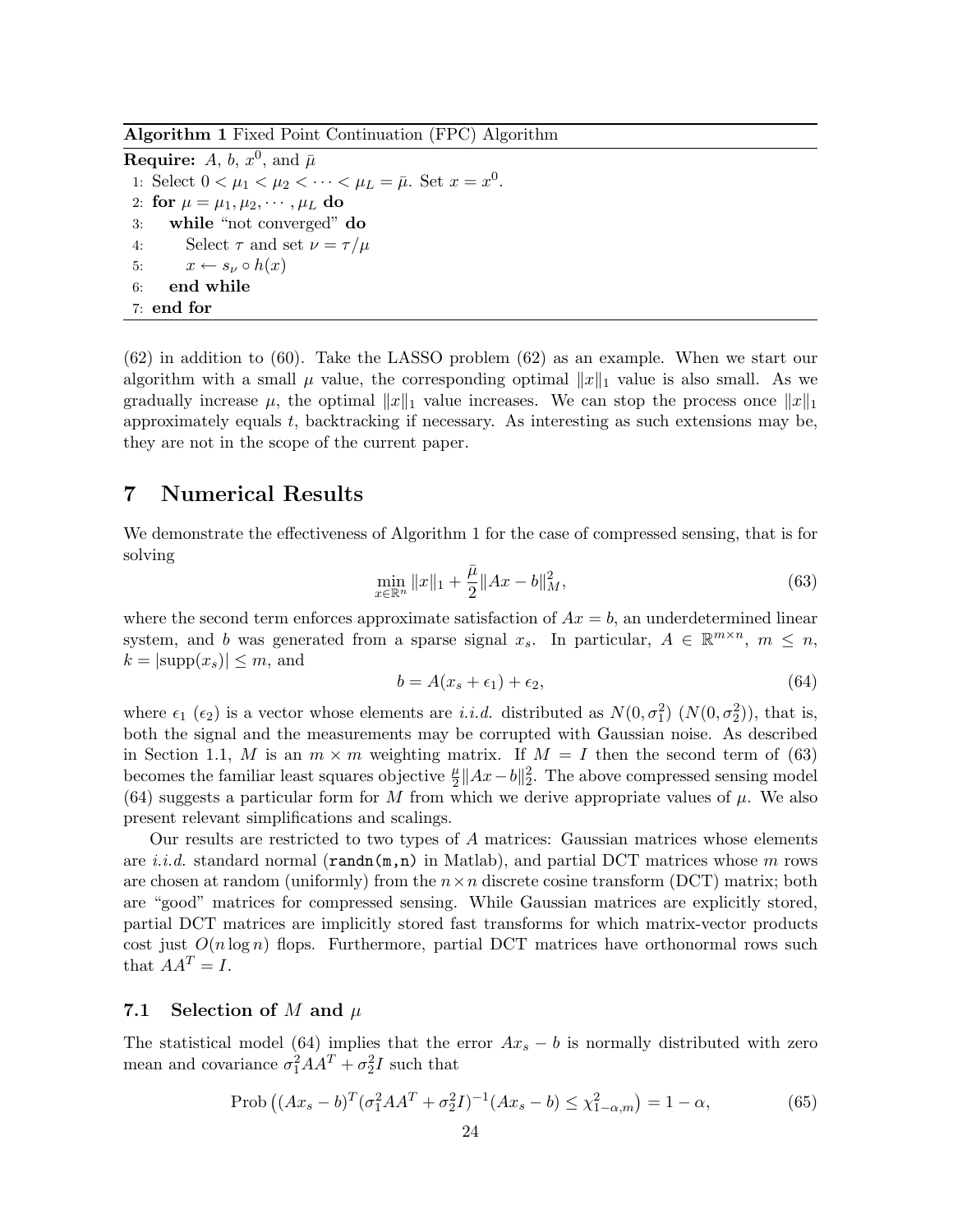**Algorithm 1** Fixed Point Continuation (FPC) Algorithm

**Require:** $A$, $b$, $x^0$, and $\bar{\mu}$

1: Select $0 < \mu_1 < \mu_2 < \cdots < \mu_L = \bar{\mu}$. Set $x = x^0$.
2: **for** $\mu = \mu_1, \mu_2, \cdots, \mu_L$ **do**
3: &nbsp;&nbsp;&nbsp;&nbsp;**while** "not converged" **do**
4: &nbsp;&nbsp;&nbsp;&nbsp;&nbsp;&nbsp;&nbsp;&nbsp;Select $\tau$ and set $\nu = \tau/\mu$
5: &nbsp;&nbsp;&nbsp;&nbsp;&nbsp;&nbsp;&nbsp;&nbsp;$x \leftarrow s_\nu \circ h(x)$
6: &nbsp;&nbsp;&nbsp;&nbsp;**end while**
7: **end for**

(62) in addition to (60). Take the LASSO problem (62) as an example. When we start our algorithm with a small $\mu$ value, the corresponding optimal $\|x\|_1$ value is also small. As we gradually increase $\mu$, the optimal $\|x\|_1$ value increases. We can stop the process once $\|x\|_1$ approximately equals $t$, backtracking if necessary. As interesting as such extensions may be, they are not in the scope of the current paper.

# 7 Numerical Results

We demonstrate the effectiveness of Algorithm 1 for the case of compressed sensing, that is for solving

$$\min_{x \in \mathbb{R}^n} \|x\|_1 + \frac{\bar{\mu}}{2}\|Ax - b\|_M^2, \tag{63}$$

where the second term enforces approximate satisfaction of $Ax = b$, an underdetermined linear system, and $b$ was generated from a sparse signal $x_s$. In particular, $A \in \mathbb{R}^{m \times n}$, $m \leq n$, $k = |\mathrm{supp}(x_s)| \leq m$, and

$$b = A(x_s + \epsilon_1) + \epsilon_2, \tag{64}$$

where $\epsilon_1$ ($\epsilon_2$) is a vector whose elements are *i.i.d.* distributed as $N(0, \sigma_1^2)$ ($N(0, \sigma_2^2)$), that is, both the signal and the measurements may be corrupted with Gaussian noise. As described in Section 1.1, $M$ is an $m \times m$ weighting matrix. If $M = I$ then the second term of (63) becomes the familiar least squares objective $\frac{\mu}{2}\|Ax - b\|_2^2$. The above compressed sensing model (64) suggests a particular form for $M$ from which we derive appropriate values of $\mu$. We also present relevant simplifications and scalings.

Our results are restricted to two types of $A$ matrices: Gaussian matrices whose elements are *i.i.d.* standard normal (`randn(m,n)` in Matlab), and partial DCT matrices whose $m$ rows are chosen at random (uniformly) from the $n \times n$ discrete cosine transform (DCT) matrix; both are "good" matrices for compressed sensing. While Gaussian matrices are explicitly stored, partial DCT matrices are implicitly stored fast transforms for which matrix-vector products cost just $O(n \log n)$ flops. Furthermore, partial DCT matrices have orthonormal rows such that $AA^T = I$.

## 7.1 Selection of $M$ and $\mu$

The statistical model (64) implies that the error $Ax_s - b$ is normally distributed with zero mean and covariance $\sigma_1^2 AA^T + \sigma_2^2 I$ such that

$$\mathrm{Prob}\left((Ax_s - b)^T(\sigma_1^2 AA^T + \sigma_2^2 I)^{-1}(Ax_s - b) \leq \chi^2_{1-\alpha,m}\right) = 1 - \alpha, \tag{65}$$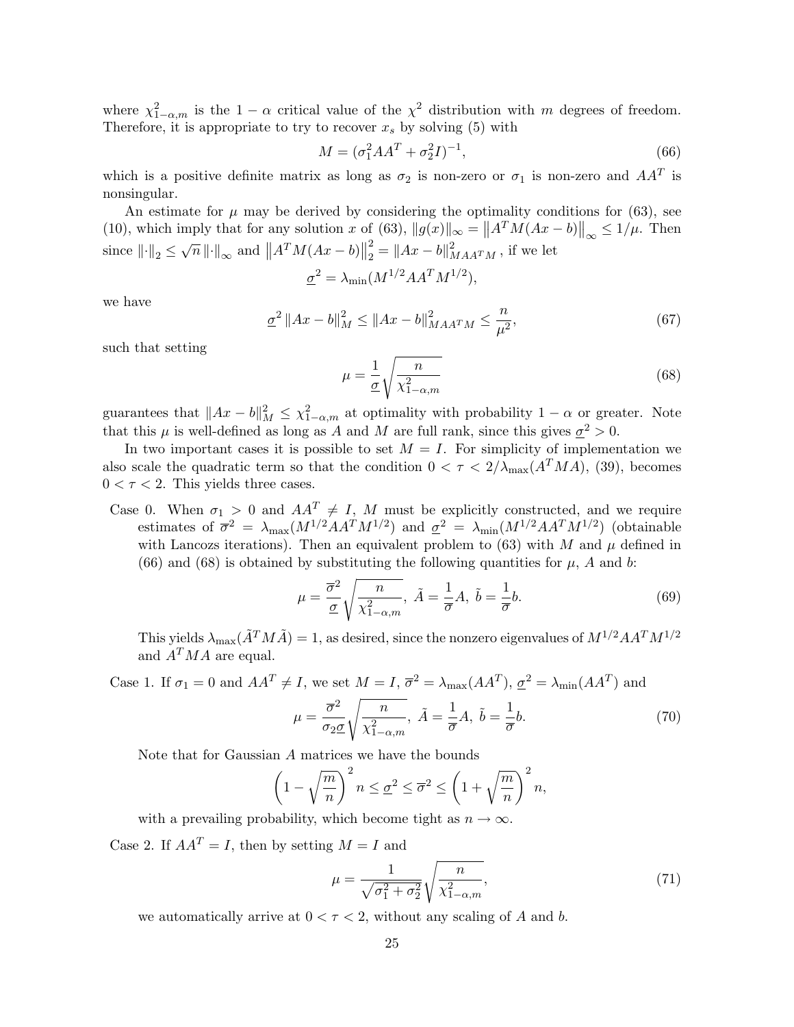where $\chi^2_{1-\alpha,m}$ is the $1-\alpha$ critical value of the $\chi^2$ distribution with $m$ degrees of freedom. Therefore, it is appropriate to try to recover $x_s$ by solving (5) with

$$M = (\sigma_1^2 AA^T + \sigma_2^2 I)^{-1}, \tag{66}$$

which is a positive definite matrix as long as $\sigma_2$ is non-zero or $\sigma_1$ is non-zero and $AA^T$ is nonsingular.

An estimate for $\mu$ may be derived by considering the optimality conditions for (63), see (10), which imply that for any solution $x$ of (63), $\|g(x)\|_\infty = \left\|A^T M(Ax-b)\right\|_\infty \le 1/\mu$. Then since $\|\cdot\|_2 \le \sqrt{n}\,\|\cdot\|_\infty$ and $\left\|A^T M(Ax-b)\right\|_2^2 = \|Ax-b\|^2_{MAA^TM}$, if we let

$$\underline{\sigma}^2 = \lambda_{\min}(M^{1/2}AA^TM^{1/2}),$$

we have

$$\underline{\sigma}^2 \|Ax-b\|_M^2 \le \|Ax-b\|^2_{MAA^TM} \le \frac{n}{\mu^2}, \tag{67}$$

such that setting

$$\mu = \frac{1}{\underline{\sigma}}\sqrt{\frac{n}{\chi^2_{1-\alpha,m}}} \tag{68}$$

guarantees that $\|Ax-b\|_M^2 \le \chi^2_{1-\alpha,m}$ at optimality with probability $1-\alpha$ or greater. Note that this $\mu$ is well-defined as long as $A$ and $M$ are full rank, since this gives $\underline{\sigma}^2 > 0$.

In two important cases it is possible to set $M = I$. For simplicity of implementation we also scale the quadratic term so that the condition $0 < \tau < 2/\lambda_{\max}(A^TMA)$, (39), becomes $0 < \tau < 2$. This yields three cases.

Case 0. When $\sigma_1 > 0$ and $AA^T \neq I$, $M$ must be explicitly constructed, and we require estimates of $\overline{\sigma}^2 = \lambda_{\max}(M^{1/2}AA^TM^{1/2})$ and $\underline{\sigma}^2 = \lambda_{\min}(M^{1/2}AA^TM^{1/2})$ (obtainable with Lanczos iterations). Then an equivalent problem to (63) with $M$ and $\mu$ defined in (66) and (68) is obtained by substituting the following quantities for $\mu$, $A$ and $b$:

$$\mu = \frac{\overline{\sigma}^2}{\underline{\sigma}}\sqrt{\frac{n}{\chi^2_{1-\alpha,m}}},\ \tilde{A} = \frac{1}{\overline{\sigma}}A,\ \tilde{b} = \frac{1}{\overline{\sigma}}b. \tag{69}$$

This yields $\lambda_{\max}(\tilde{A}^TM\tilde{A}) = 1$, as desired, since the nonzero eigenvalues of $M^{1/2}AA^TM^{1/2}$ and $A^TMA$ are equal.

Case 1. If $\sigma_1 = 0$ and $AA^T \neq I$, we set $M = I$, $\overline{\sigma}^2 = \lambda_{\max}(AA^T)$, $\underline{\sigma}^2 = \lambda_{\min}(AA^T)$ and

$$\mu = \frac{\overline{\sigma}^2}{\sigma_2\underline{\sigma}}\sqrt{\frac{n}{\chi^2_{1-\alpha,m}}},\ \tilde{A} = \frac{1}{\overline{\sigma}}A,\ \tilde{b} = \frac{1}{\overline{\sigma}}b. \tag{70}$$

Note that for Gaussian $A$ matrices we have the bounds

$$\left(1-\sqrt{\frac{m}{n}}\right)^2 n \le \underline{\sigma}^2 \le \overline{\sigma}^2 \le \left(1+\sqrt{\frac{m}{n}}\right)^2 n,$$

with a prevailing probability, which become tight as $n \to \infty$.

Case 2. If $AA^T = I$, then by setting $M = I$ and

$$\mu = \frac{1}{\sqrt{\sigma_1^2+\sigma_2^2}}\sqrt{\frac{n}{\chi^2_{1-\alpha,m}}}, \tag{71}$$

we automatically arrive at $0 < \tau < 2$, without any scaling of $A$ and $b$.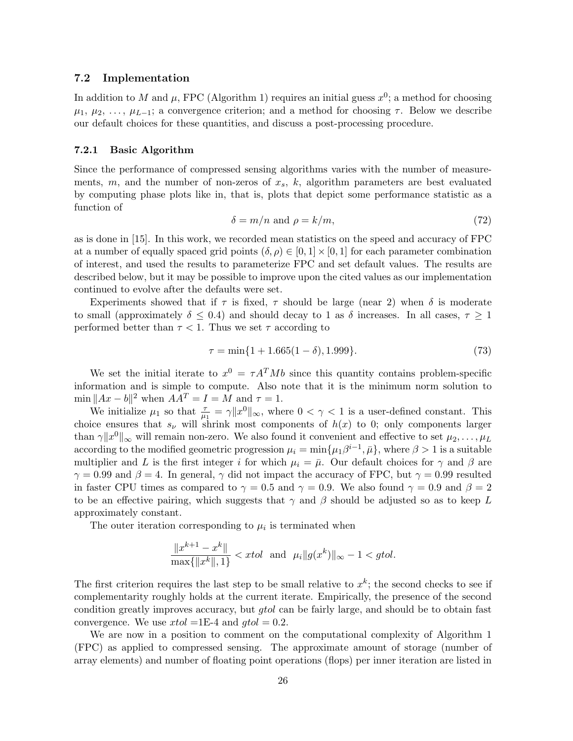### 7.2 Implementation

In addition to $M$ and $\mu$, FPC (Algorithm 1) requires an initial guess $x^0$; a method for choosing $\mu_1, \mu_2, \ldots, \mu_{L-1}$; a convergence criterion; and a method for choosing $\tau$. Below we describe our default choices for these quantities, and discuss a post-processing procedure.

#### 7.2.1 Basic Algorithm

Since the performance of compressed sensing algorithms varies with the number of measurements, $m$, and the number of non-zeros of $x_s$, $k$, algorithm parameters are best evaluated by computing phase plots like in, that is, plots that depict some performance statistic as a function of

$$\delta = m/n \text{ and } \rho = k/m, \tag{72}$$

as is done in [15]. In this work, we recorded mean statistics on the speed and accuracy of FPC at a number of equally spaced grid points $(\delta, \rho) \in [0,1] \times [0,1]$ for each parameter combination of interest, and used the results to parameterize FPC and set default values. The results are described below, but it may be possible to improve upon the cited values as our implementation continued to evolve after the defaults were set.

Experiments showed that if $\tau$ is fixed, $\tau$ should be large (near 2) when $\delta$ is moderate to small (approximately $\delta \leq 0.4$) and should decay to 1 as $\delta$ increases. In all cases, $\tau \geq 1$ performed better than $\tau < 1$. Thus we set $\tau$ according to

$$\tau = \min\{1 + 1.665(1 - \delta), 1.999\}. \tag{73}$$

We set the initial iterate to $x^0 = \tau A^T M b$ since this quantity contains problem-specific information and is simple to compute. Also note that it is the minimum norm solution to $\min \|Ax - b\|^2$ when $AA^T = I = M$ and $\tau = 1$.

We initialize $\mu_1$ so that $\frac{\tau}{\mu_1} = \gamma \|x^0\|_\infty$, where $0 < \gamma < 1$ is a user-defined constant. This choice ensures that $s_\nu$ will shrink most components of $h(x)$ to 0; only components larger than $\gamma \|x^0\|_\infty$ will remain non-zero. We also found it convenient and effective to set $\mu_2, \ldots, \mu_L$ according to the modified geometric progression $\mu_i = \min\{\mu_1 \beta^{i-1}, \bar{\mu}\}$, where $\beta > 1$ is a suitable multiplier and $L$ is the first integer $i$ for which $\mu_i = \bar{\mu}$. Our default choices for $\gamma$ and $\beta$ are $\gamma = 0.99$ and $\beta = 4$. In general, $\gamma$ did not impact the accuracy of FPC, but $\gamma = 0.99$ resulted in faster CPU times as compared to $\gamma = 0.5$ and $\gamma = 0.9$. We also found $\gamma = 0.9$ and $\beta = 2$ to be an effective pairing, which suggests that $\gamma$ and $\beta$ should be adjusted so as to keep $L$ approximately constant.

The outer iteration corresponding to $\mu_i$ is terminated when

$$\frac{\|x^{k+1} - x^k\|}{\max\{\|x^k\|, 1\}} < xtol \quad \text{and} \quad \mu_i \|g(x^k)\|_\infty - 1 < gtol.$$

The first criterion requires the last step to be small relative to $x^k$; the second checks to see if complementarity roughly holds at the current iterate. Empirically, the presence of the second condition greatly improves accuracy, but *gtol* can be fairly large, and should be to obtain fast convergence. We use *xtol* =1E-4 and *gtol* = 0.2.

We are now in a position to comment on the computational complexity of Algorithm 1 (FPC) as applied to compressed sensing. The approximate amount of storage (number of array elements) and number of floating point operations (flops) per inner iteration are listed in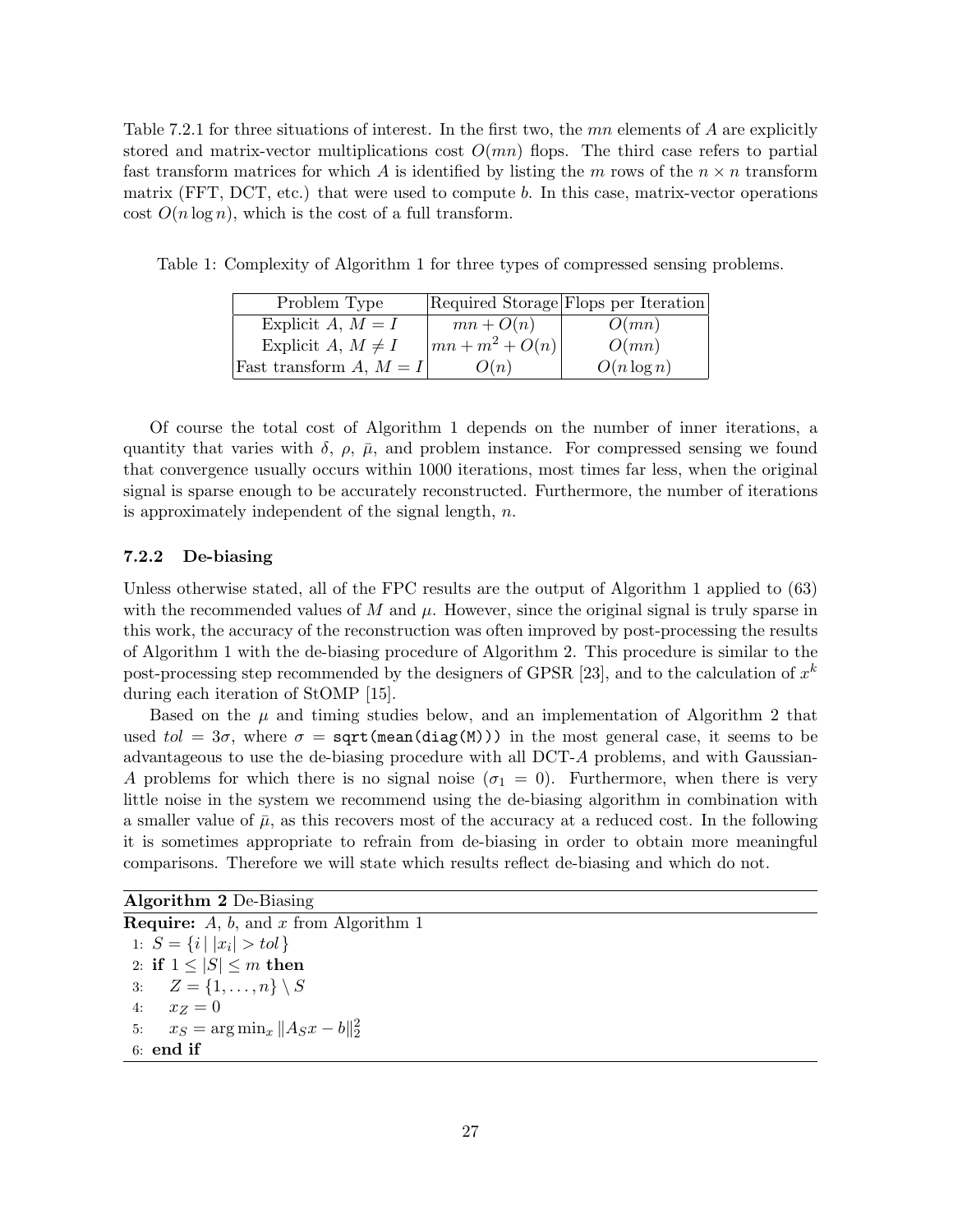Table 7.2.1 for three situations of interest. In the first two, the $mn$ elements of $A$ are explicitly stored and matrix-vector multiplications cost $O(mn)$ flops. The third case refers to partial fast transform matrices for which $A$ is identified by listing the $m$ rows of the $n \times n$ transform matrix (FFT, DCT, etc.) that were used to compute $b$. In this case, matrix-vector operations cost $O(n \log n)$, which is the cost of a full transform.

Table 1: Complexity of Algorithm 1 for three types of compressed sensing problems.

| Problem Type | Required Storage | Flops per Iteration |
|---|---|---|
| Explicit $A$, $M = I$ | $mn + O(n)$ | $O(mn)$ |
| Explicit $A$, $M \neq I$ | $mn + m^2 + O(n)$ | $O(mn)$ |
| Fast transform $A$, $M = I$ | $O(n)$ | $O(n \log n)$ |

Of course the total cost of Algorithm 1 depends on the number of inner iterations, a quantity that varies with $\delta$, $\rho$, $\bar{\mu}$, and problem instance. For compressed sensing we found that convergence usually occurs within 1000 iterations, most times far less, when the original signal is sparse enough to be accurately reconstructed. Furthermore, the number of iterations is approximately independent of the signal length, $n$.

### 7.2.2 De-biasing

Unless otherwise stated, all of the FPC results are the output of Algorithm 1 applied to (63) with the recommended values of $M$ and $\mu$. However, since the original signal is truly sparse in this work, the accuracy of the reconstruction was often improved by post-processing the results of Algorithm 1 with the de-biasing procedure of Algorithm 2. This procedure is similar to the post-processing step recommended by the designers of GPSR [23], and to the calculation of $x^k$ during each iteration of StOMP [15].

Based on the $\mu$ and timing studies below, and an implementation of Algorithm 2 that used $tol = 3\sigma$, where $\sigma =$ `sqrt(mean(diag(M)))` in the most general case, it seems to be advantageous to use the de-biasing procedure with all DCT-$A$ problems, and with Gaussian-$A$ problems for which there is no signal noise ($\sigma_1 = 0$). Furthermore, when there is very little noise in the system we recommend using the de-biasing algorithm in combination with a smaller value of $\bar{\mu}$, as this recovers most of the accuracy at a reduced cost. In the following it is sometimes appropriate to refrain from de-biasing in order to obtain more meaningful comparisons. Therefore we will state which results reflect de-biasing and which do not.

**Algorithm 2** De-Biasing

**Require:** $A$, $b$, and $x$ from Algorithm 1

1: $S = \{i \mid |x_i| > tol\}$
2: **if** $1 \leq |S| \leq m$ **then**
3: $\quad Z = \{1, \ldots, n\} \setminus S$
4: $\quad x_Z = 0$
5: $\quad x_S = \arg\min_x \|A_S x - b\|_2^2$
6: **end if**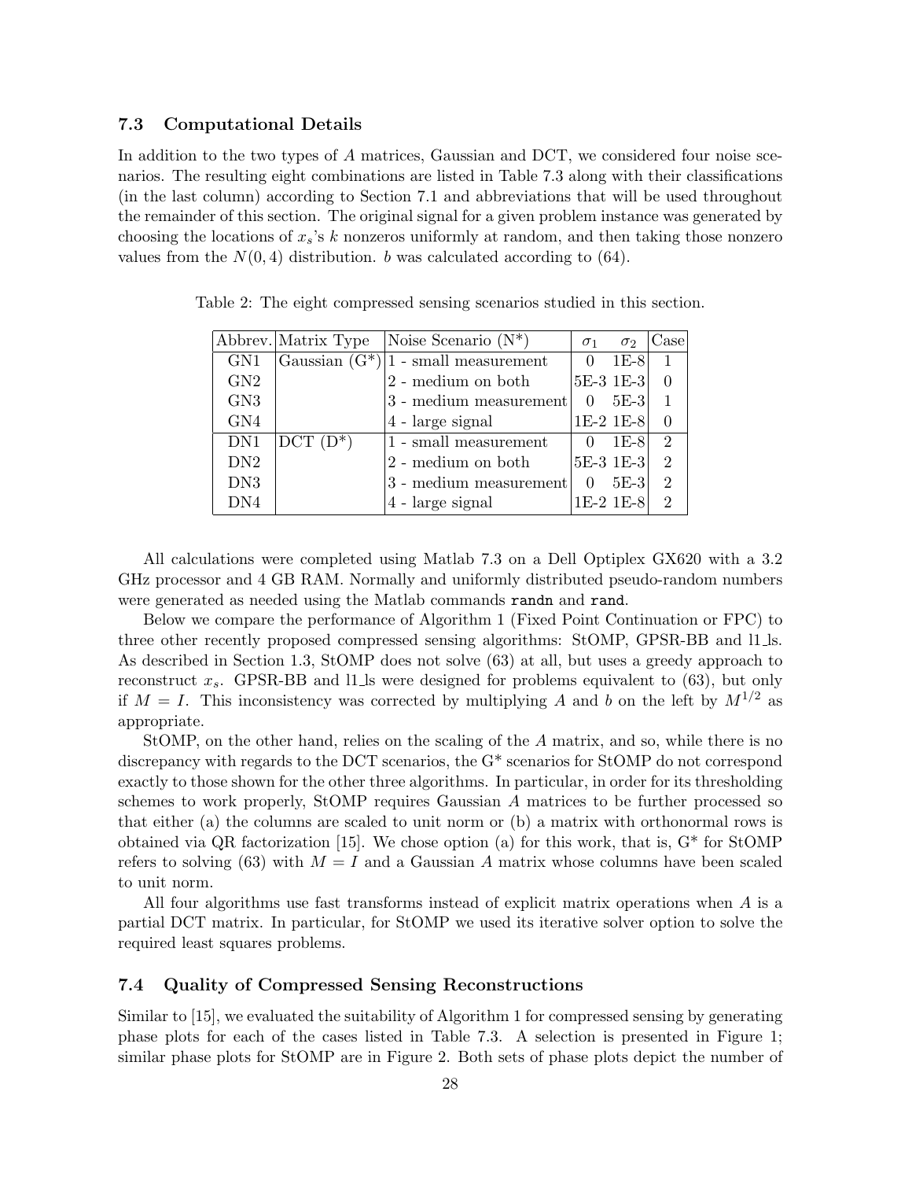### 7.3 Computational Details

In addition to the two types of $A$ matrices, Gaussian and DCT, we considered four noise scenarios. The resulting eight combinations are listed in Table 7.3 along with their classifications (in the last column) according to Section 7.1 and abbreviations that will be used throughout the remainder of this section. The original signal for a given problem instance was generated by choosing the locations of $x_s$'s $k$ nonzeros uniformly at random, and then taking those nonzero values from the $N(0, 4)$ distribution. $b$ was calculated according to (64).

Table 2: The eight compressed sensing scenarios studied in this section.

| Abbrev. | Matrix Type | Noise Scenario (N*) | $\sigma_1$ | $\sigma_2$ | Case |
|---|---|---|---|---|---|
| GN1 | Gaussian (G*) | 1 - small measurement | 0 | 1E-8 | 1 |
| GN2 | | 2 - medium on both | 5E-3 | 1E-3 | 0 |
| GN3 | | 3 - medium measurement | 0 | 5E-3 | 1 |
| GN4 | | 4 - large signal | 1E-2 | 1E-8 | 0 |
| DN1 | DCT (D*) | 1 - small measurement | 0 | 1E-8 | 2 |
| DN2 | | 2 - medium on both | 5E-3 | 1E-3 | 2 |
| DN3 | | 3 - medium measurement | 0 | 5E-3 | 2 |
| DN4 | | 4 - large signal | 1E-2 | 1E-8 | 2 |

All calculations were completed using Matlab 7.3 on a Dell Optiplex GX620 with a 3.2 GHz processor and 4 GB RAM. Normally and uniformly distributed pseudo-random numbers were generated as needed using the Matlab commands `randn` and `rand`.

Below we compare the performance of Algorithm 1 (Fixed Point Continuation or FPC) to three other recently proposed compressed sensing algorithms: StOMP, GPSR-BB and l1_ls. As described in Section 1.3, StOMP does not solve (63) at all, but uses a greedy approach to reconstruct $x_s$. GPSR-BB and l1_ls were designed for problems equivalent to (63), but only if $M = I$. This inconsistency was corrected by multiplying $A$ and $b$ on the left by $M^{1/2}$ as appropriate.

StOMP, on the other hand, relies on the scaling of the $A$ matrix, and so, while there is no discrepancy with regards to the DCT scenarios, the G* scenarios for StOMP do not correspond exactly to those shown for the other three algorithms. In particular, in order for its thresholding schemes to work properly, StOMP requires Gaussian $A$ matrices to be further processed so that either (a) the columns are scaled to unit norm or (b) a matrix with orthonormal rows is obtained via QR factorization [15]. We chose option (a) for this work, that is, G* for StOMP refers to solving (63) with $M = I$ and a Gaussian $A$ matrix whose columns have been scaled to unit norm.

All four algorithms use fast transforms instead of explicit matrix operations when $A$ is a partial DCT matrix. In particular, for StOMP we used its iterative solver option to solve the required least squares problems.

### 7.4 Quality of Compressed Sensing Reconstructions

Similar to [15], we evaluated the suitability of Algorithm 1 for compressed sensing by generating phase plots for each of the cases listed in Table 7.3. A selection is presented in Figure 1; similar phase plots for StOMP are in Figure 2. Both sets of phase plots depict the number of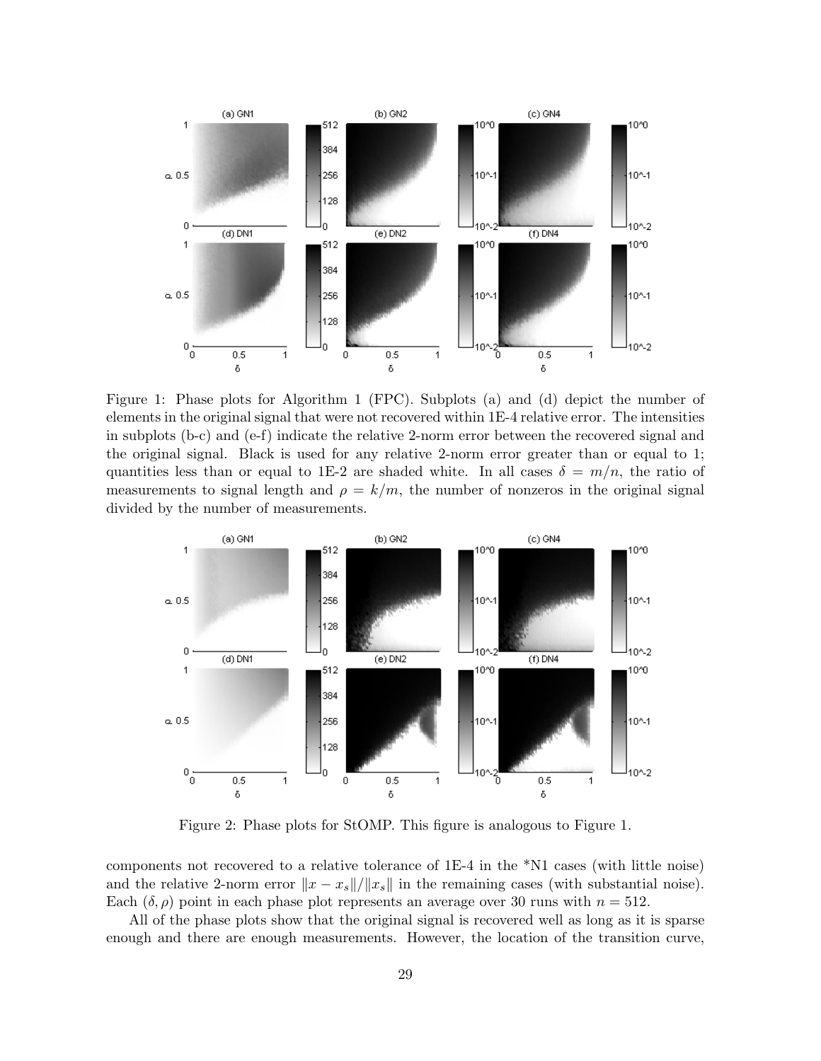Figure 1: Phase plots for Algorithm 1 (FPC). Subplots (a) and (d) depict the number of elements in the original signal that were not recovered within 1E-4 relative error. The intensities in subplots (b-c) and (e-f) indicate the relative 2-norm error between the recovered signal and the original signal. Black is used for any relative 2-norm error greater than or equal to 1; quantities less than or equal to 1E-2 are shaded white. In all cases $\delta = m/n$, the ratio of measurements to signal length and $\rho = k/m$, the number of nonzeros in the original signal divided by the number of measurements.

Figure 2: Phase plots for StOMP. This figure is analogous to Figure 1.

components not recovered to a relative tolerance of 1E-4 in the *N1 cases (with little noise) and the relative 2-norm error $\|x - x_s\|/\|x_s\|$ in the remaining cases (with substantial noise). Each $(\delta, \rho)$ point in each phase plot represents an average over 30 runs with $n = 512$.

All of the phase plots show that the original signal is recovered well as long as it is sparse enough and there are enough measurements. However, the location of the transition curve,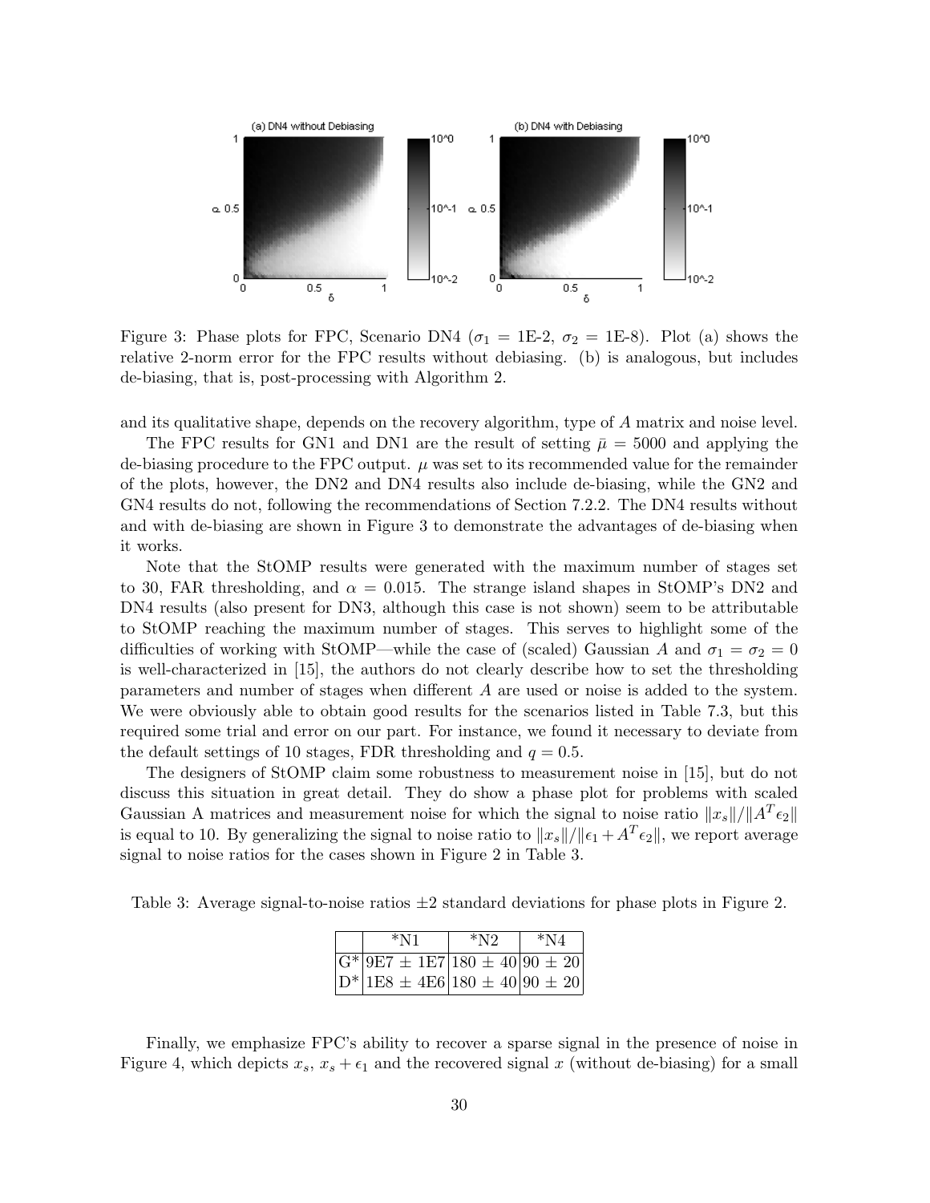Figure 3: Phase plots for FPC, Scenario DN4 ($\sigma_1$ = 1E-2, $\sigma_2$ = 1E-8). Plot (a) shows the relative 2-norm error for the FPC results without debiasing. (b) is analogous, but includes de-biasing, that is, post-processing with Algorithm 2.

and its qualitative shape, depends on the recovery algorithm, type of $A$ matrix and noise level.

The FPC results for GN1 and DN1 are the result of setting $\bar{\mu} = 5000$ and applying the de-biasing procedure to the FPC output. $\mu$ was set to its recommended value for the remainder of the plots, however, the DN2 and DN4 results also include de-biasing, while the GN2 and GN4 results do not, following the recommendations of Section 7.2.2. The DN4 results without and with de-biasing are shown in Figure 3 to demonstrate the advantages of de-biasing when it works.

Note that the StOMP results were generated with the maximum number of stages set to 30, FAR thresholding, and $\alpha = 0.015$. The strange island shapes in StOMP's DN2 and DN4 results (also present for DN3, although this case is not shown) seem to be attributable to StOMP reaching the maximum number of stages. This serves to highlight some of the difficulties of working with StOMP—while the case of (scaled) Gaussian $A$ and $\sigma_1 = \sigma_2 = 0$ is well-characterized in [15], the authors do not clearly describe how to set the thresholding parameters and number of stages when different $A$ are used or noise is added to the system. We were obviously able to obtain good results for the scenarios listed in Table 7.3, but this required some trial and error on our part. For instance, we found it necessary to deviate from the default settings of 10 stages, FDR thresholding and $q = 0.5$.

The designers of StOMP claim some robustness to measurement noise in [15], but do not discuss this situation in great detail. They do show a phase plot for problems with scaled Gaussian A matrices and measurement noise for which the signal to noise ratio $\|x_s\|/\|A^T\epsilon_2\|$ is equal to 10. By generalizing the signal to noise ratio to $\|x_s\|/\|\epsilon_1 + A^T\epsilon_2\|$, we report average signal to noise ratios for the cases shown in Figure 2 in Table 3.

Table 3: Average signal-to-noise ratios ±2 standard deviations for phase plots in Figure 2.

| | *N1 | *N2 | *N4 |
|---|---|---|---|
| G* | 9E7 ± 1E7 | 180 ± 40 | 90 ± 20 |
| D* | 1E8 ± 4E6 | 180 ± 40 | 90 ± 20 |

Finally, we emphasize FPC's ability to recover a sparse signal in the presence of noise in Figure 4, which depicts $x_s$, $x_s + \epsilon_1$ and the recovered signal $x$ (without de-biasing) for a small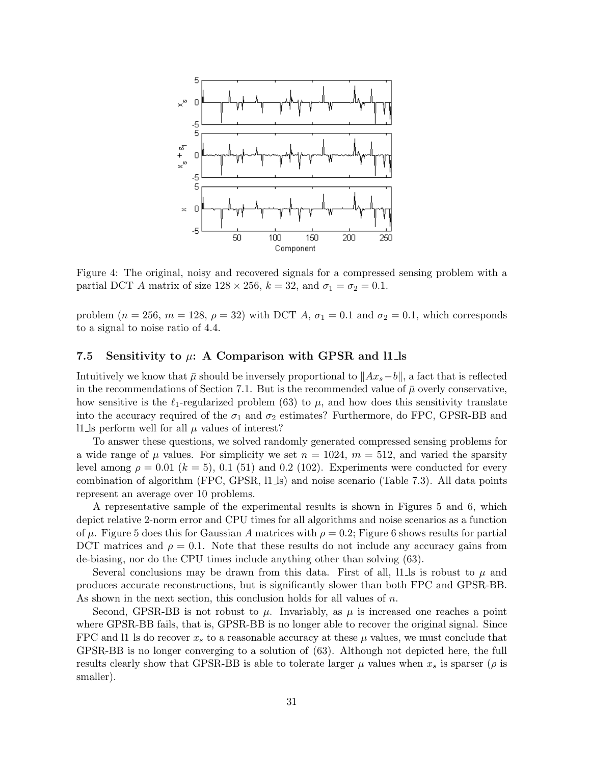Figure 4: The original, noisy and recovered signals for a compressed sensing problem with a partial DCT $A$ matrix of size $128 \times 256$, $k = 32$, and $\sigma_1 = \sigma_2 = 0.1$.

problem ($n = 256$, $m = 128$, $\rho = 32$) with DCT $A$, $\sigma_1 = 0.1$ and $\sigma_2 = 0.1$, which corresponds to a signal to noise ratio of 4.4.

### 7.5 Sensitivity to $\mu$: A Comparison with GPSR and l1_ls

Intuitively we know that $\bar{\mu}$ should be inversely proportional to $\|Ax_s - b\|$, a fact that is reflected in the recommendations of Section 7.1. But is the recommended value of $\bar{\mu}$ overly conservative, how sensitive is the $\ell_1$-regularized problem (63) to $\mu$, and how does this sensitivity translate into the accuracy required of the $\sigma_1$ and $\sigma_2$ estimates? Furthermore, do FPC, GPSR-BB and l1_ls perform well for all $\mu$ values of interest?

To answer these questions, we solved randomly generated compressed sensing problems for a wide range of $\mu$ values. For simplicity we set $n = 1024$, $m = 512$, and varied the sparsity level among $\rho = 0.01$ ($k = 5$), 0.1 (51) and 0.2 (102). Experiments were conducted for every combination of algorithm (FPC, GPSR, l1_ls) and noise scenario (Table 7.3). All data points represent an average over 10 problems.

A representative sample of the experimental results is shown in Figures 5 and 6, which depict relative 2-norm error and CPU times for all algorithms and noise scenarios as a function of $\mu$. Figure 5 does this for Gaussian $A$ matrices with $\rho = 0.2$; Figure 6 shows results for partial DCT matrices and $\rho = 0.1$. Note that these results do not include any accuracy gains from de-biasing, nor do the CPU times include anything other than solving (63).

Several conclusions may be drawn from this data. First of all, l1_ls is robust to $\mu$ and produces accurate reconstructions, but is significantly slower than both FPC and GPSR-BB. As shown in the next section, this conclusion holds for all values of $n$.

Second, GPSR-BB is not robust to $\mu$. Invariably, as $\mu$ is increased one reaches a point where GPSR-BB fails, that is, GPSR-BB is no longer able to recover the original signal. Since FPC and l1_ls do recover $x_s$ to a reasonable accuracy at these $\mu$ values, we must conclude that GPSR-BB is no longer converging to a solution of (63). Although not depicted here, the full results clearly show that GPSR-BB is able to tolerate larger $\mu$ values when $x_s$ is sparser ($\rho$ is smaller).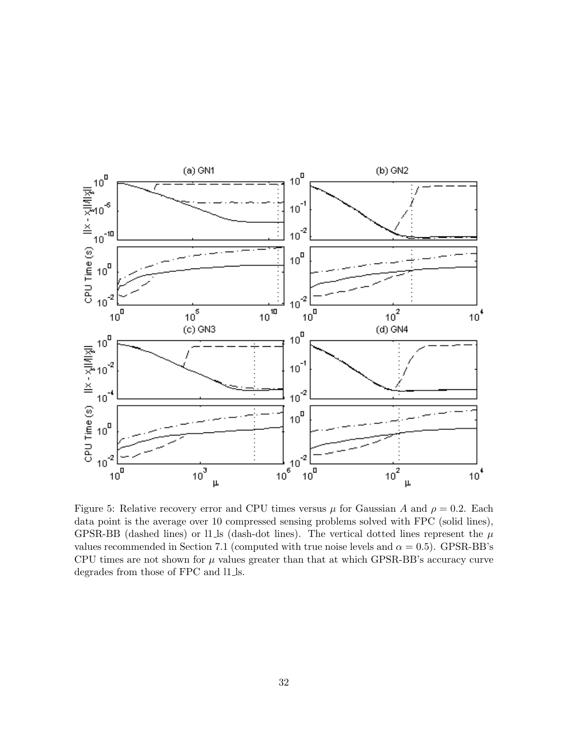Figure 5: Relative recovery error and CPU times versus $\mu$ for Gaussian $A$ and $\rho = 0.2$. Each data point is the average over 10 compressed sensing problems solved with FPC (solid lines), GPSR-BB (dashed lines) or l1_ls (dash-dot lines). The vertical dotted lines represent the $\mu$ values recommended in Section 7.1 (computed with true noise levels and $\alpha = 0.5$). GPSR-BB's CPU times are not shown for $\mu$ values greater than that at which GPSR-BB's accuracy curve degrades from those of FPC and l1_ls.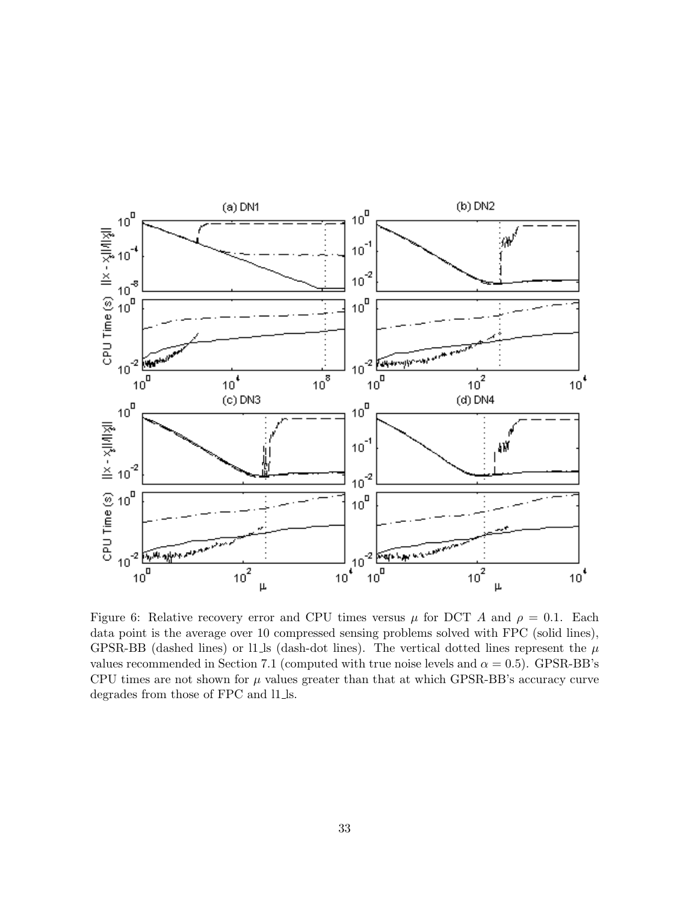Figure 6: Relative recovery error and CPU times versus $\mu$ for DCT $A$ and $\rho = 0.1$. Each data point is the average over 10 compressed sensing problems solved with FPC (solid lines), GPSR-BB (dashed lines) or l1_ls (dash-dot lines). The vertical dotted lines represent the $\mu$ values recommended in Section 7.1 (computed with true noise levels and $\alpha = 0.5$). GPSR-BB's CPU times are not shown for $\mu$ values greater than that at which GPSR-BB's accuracy curve degrades from those of FPC and l1_ls.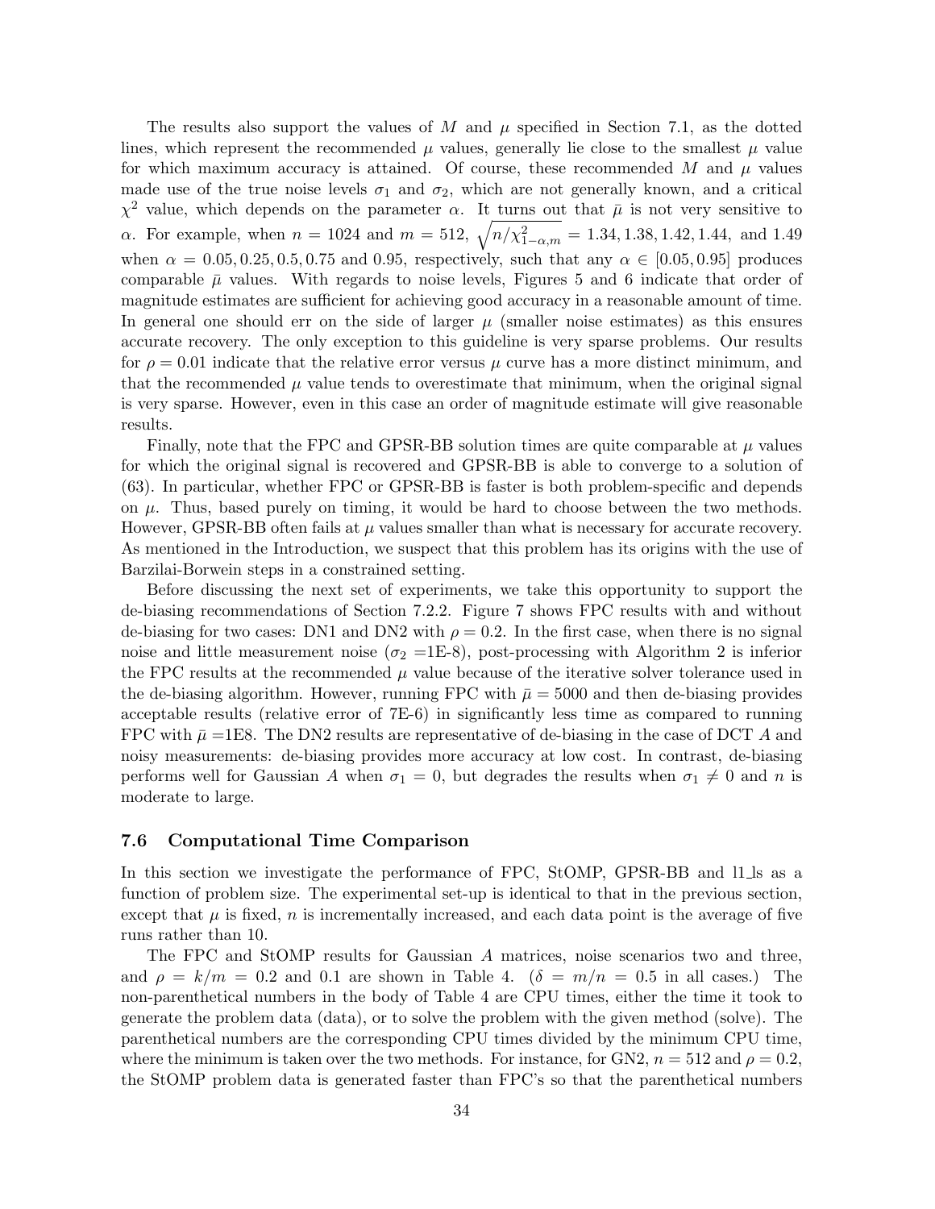The results also support the values of $M$ and $\mu$ specified in Section 7.1, as the dotted lines, which represent the recommended $\mu$ values, generally lie close to the smallest $\mu$ value for which maximum accuracy is attained. Of course, these recommended $M$ and $\mu$ values made use of the true noise levels $\sigma_1$ and $\sigma_2$, which are not generally known, and a critical $\chi^2$ value, which depends on the parameter $\alpha$. It turns out that $\bar{\mu}$ is not very sensitive to $\alpha$. For example, when $n = 1024$ and $m = 512$, $\sqrt{n/\chi^2_{1-\alpha,m}} = 1.34, 1.38, 1.42, 1.44$, and $1.49$ when $\alpha = 0.05, 0.25, 0.5, 0.75$ and $0.95$, respectively, such that any $\alpha \in [0.05, 0.95]$ produces comparable $\bar{\mu}$ values. With regards to noise levels, Figures 5 and 6 indicate that order of magnitude estimates are sufficient for achieving good accuracy in a reasonable amount of time. In general one should err on the side of larger $\mu$ (smaller noise estimates) as this ensures accurate recovery. The only exception to this guideline is very sparse problems. Our results for $\rho = 0.01$ indicate that the relative error versus $\mu$ curve has a more distinct minimum, and that the recommended $\mu$ value tends to overestimate that minimum, when the original signal is very sparse. However, even in this case an order of magnitude estimate will give reasonable results.

Finally, note that the FPC and GPSR-BB solution times are quite comparable at $\mu$ values for which the original signal is recovered and GPSR-BB is able to converge to a solution of (63). In particular, whether FPC or GPSR-BB is faster is both problem-specific and depends on $\mu$. Thus, based purely on timing, it would be hard to choose between the two methods. However, GPSR-BB often fails at $\mu$ values smaller than what is necessary for accurate recovery. As mentioned in the Introduction, we suspect that this problem has its origins with the use of Barzilai-Borwein steps in a constrained setting.

Before discussing the next set of experiments, we take this opportunity to support the de-biasing recommendations of Section 7.2.2. Figure 7 shows FPC results with and without de-biasing for two cases: DN1 and DN2 with $\rho = 0.2$. In the first case, when there is no signal noise and little measurement noise ($\sigma_2$ =1E-8), post-processing with Algorithm 2 is inferior the FPC results at the recommended $\mu$ value because of the iterative solver tolerance used in the de-biasing algorithm. However, running FPC with $\bar{\mu} = 5000$ and then de-biasing provides acceptable results (relative error of 7E-6) in significantly less time as compared to running FPC with $\bar{\mu}$ =1E8. The DN2 results are representative of de-biasing in the case of DCT $A$ and noisy measurements: de-biasing provides more accuracy at low cost. In contrast, de-biasing performs well for Gaussian $A$ when $\sigma_1 = 0$, but degrades the results when $\sigma_1 \neq 0$ and $n$ is moderate to large.

### 7.6 Computational Time Comparison

In this section we investigate the performance of FPC, StOMP, GPSR-BB and l1_ls as a function of problem size. The experimental set-up is identical to that in the previous section, except that $\mu$ is fixed, $n$ is incrementally increased, and each data point is the average of five runs rather than 10.

The FPC and StOMP results for Gaussian $A$ matrices, noise scenarios two and three, and $\rho = k/m = 0.2$ and $0.1$ are shown in Table 4. ($\delta = m/n = 0.5$ in all cases.) The non-parenthetical numbers in the body of Table 4 are CPU times, either the time it took to generate the problem data (data), or to solve the problem with the given method (solve). The parenthetical numbers are the corresponding CPU times divided by the minimum CPU time, where the minimum is taken over the two methods. For instance, for GN2, $n = 512$ and $\rho = 0.2$, the StOMP problem data is generated faster than FPC's so that the parenthetical numbers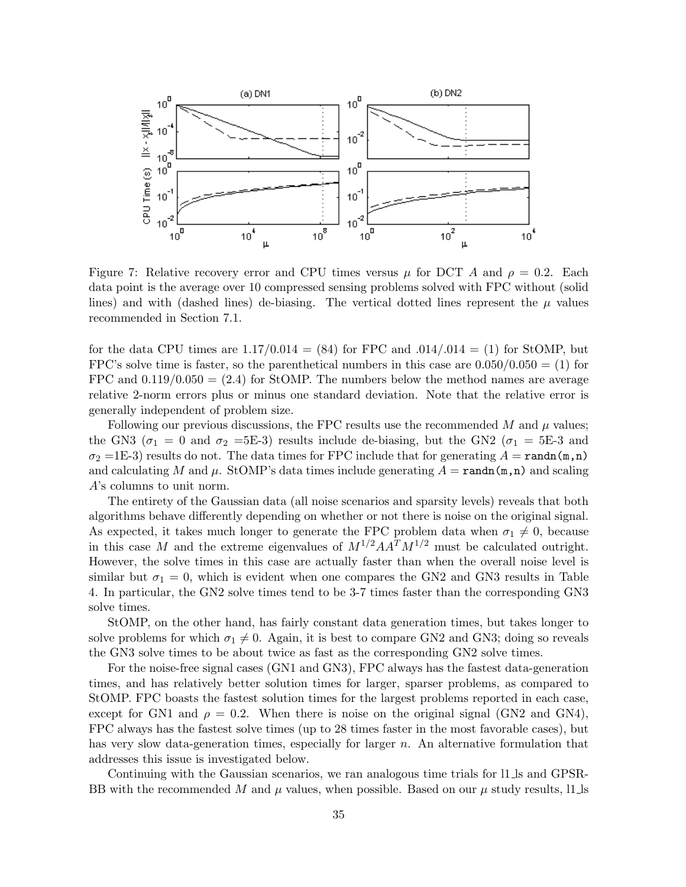Figure 7: Relative recovery error and CPU times versus $\mu$ for DCT $A$ and $\rho = 0.2$. Each data point is the average over 10 compressed sensing problems solved with FPC without (solid lines) and with (dashed lines) de-biasing. The vertical dotted lines represent the $\mu$ values recommended in Section 7.1.

for the data CPU times are $1.17/0.014 = (84)$ for FPC and $.014/.014 = (1)$ for StOMP, but FPC's solve time is faster, so the parenthetical numbers in this case are $0.050/0.050 = (1)$ for FPC and $0.119/0.050 = (2.4)$ for StOMP. The numbers below the method names are average relative 2-norm errors plus or minus one standard deviation. Note that the relative error is generally independent of problem size.

Following our previous discussions, the FPC results use the recommended $M$ and $\mu$ values; the GN3 ($\sigma_1 = 0$ and $\sigma_2$ =5E-3) results include de-biasing, but the GN2 ($\sigma_1$ = 5E-3 and $\sigma_2$ =1E-3) results do not. The data times for FPC include that for generating $A =$ `randn(m,n)` and calculating $M$ and $\mu$. StOMP's data times include generating $A =$ `randn(m,n)` and scaling $A$'s columns to unit norm.

The entirety of the Gaussian data (all noise scenarios and sparsity levels) reveals that both algorithms behave differently depending on whether or not there is noise on the original signal. As expected, it takes much longer to generate the FPC problem data when $\sigma_1 \neq 0$, because in this case $M$ and the extreme eigenvalues of $M^{1/2}AA^TM^{1/2}$ must be calculated outright. However, the solve times in this case are actually faster than when the overall noise level is similar but $\sigma_1 = 0$, which is evident when one compares the GN2 and GN3 results in Table 4. In particular, the GN2 solve times tend to be 3-7 times faster than the corresponding GN3 solve times.

StOMP, on the other hand, has fairly constant data generation times, but takes longer to solve problems for which $\sigma_1 \neq 0$. Again, it is best to compare GN2 and GN3; doing so reveals the GN3 solve times to be about twice as fast as the corresponding GN2 solve times.

For the noise-free signal cases (GN1 and GN3), FPC always has the fastest data-generation times, and has relatively better solution times for larger, sparser problems, as compared to StOMP. FPC boasts the fastest solution times for the largest problems reported in each case, except for GN1 and $\rho = 0.2$. When there is noise on the original signal (GN2 and GN4), FPC always has the fastest solve times (up to 28 times faster in the most favorable cases), but has very slow data-generation times, especially for larger $n$. An alternative formulation that addresses this issue is investigated below.

Continuing with the Gaussian scenarios, we ran analogous time trials for l1_ls and GPSR-BB with the recommended $M$ and $\mu$ values, when possible. Based on our $\mu$ study results, l1_ls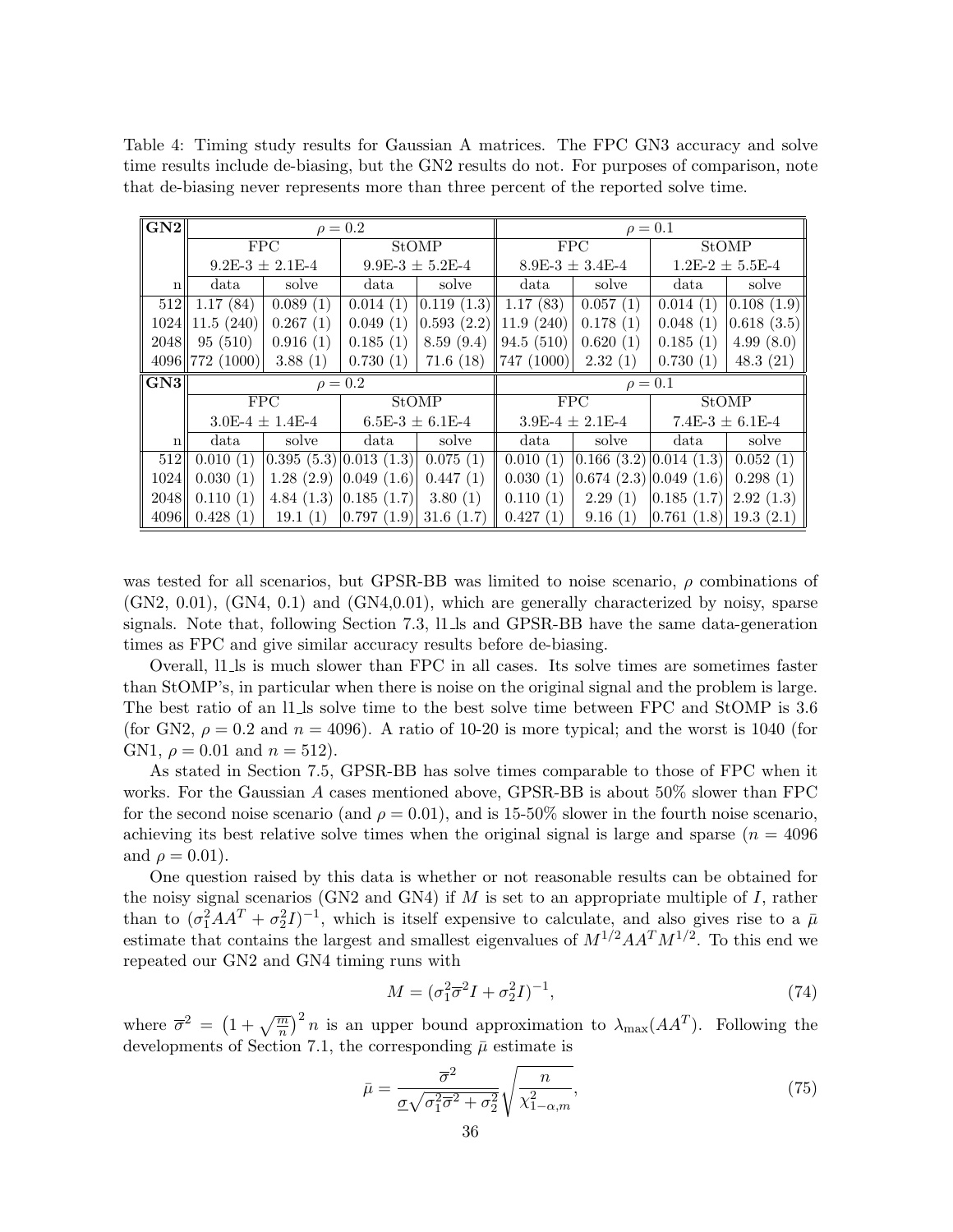Table 4: Timing study results for Gaussian A matrices. The FPC GN3 accuracy and solve time results include de-biasing, but the GN2 results do not. For purposes of comparison, note that de-biasing never represents more than three percent of the reported solve time.

| **GN2** | $\rho = 0.2$ | | | | $\rho = 0.1$ | | | |
|---|---|---|---|---|---|---|---|---|
| | FPC | | StOMP | | FPC | | StOMP | |
| | 9.2E-3 ± 2.1E-4 | | 9.9E-3 ± 5.2E-4 | | 8.9E-3 ± 3.4E-4 | | 1.2E-2 ± 5.5E-4 | |
| n | data | solve | data | solve | data | solve | data | solve |
| 512 | 1.17 (84) | 0.089 (1) | 0.014 (1) | 0.119 (1.3) | 1.17 (83) | 0.057 (1) | 0.014 (1) | 0.108 (1.9) |
| 1024 | 11.5 (240) | 0.267 (1) | 0.049 (1) | 0.593 (2.2) | 11.9 (240) | 0.178 (1) | 0.048 (1) | 0.618 (3.5) |
| 2048 | 95 (510) | 0.916 (1) | 0.185 (1) | 8.59 (9.4) | 94.5 (510) | 0.620 (1) | 0.185 (1) | 4.99 (8.0) |
| 4096 | 772 (1000) | 3.88 (1) | 0.730 (1) | 71.6 (18) | 747 (1000) | 2.32 (1) | 0.730 (1) | 48.3 (21) |
| **GN3** | $\rho = 0.2$ | | | | $\rho = 0.1$ | | | |
| | FPC | | StOMP | | FPC | | StOMP | |
| | 3.0E-4 ± 1.4E-4 | | 6.5E-3 ± 6.1E-4 | | 3.9E-4 ± 2.1E-4 | | 7.4E-3 ± 6.1E-4 | |
| n | data | solve | data | solve | data | solve | data | solve |
| 512 | 0.010 (1) | 0.395 (5.3) | 0.013 (1.3) | 0.075 (1) | 0.010 (1) | 0.166 (3.2) | 0.014 (1.3) | 0.052 (1) |
| 1024 | 0.030 (1) | 1.28 (2.9) | 0.049 (1.6) | 0.447 (1) | 0.030 (1) | 0.674 (2.3) | 0.049 (1.6) | 0.298 (1) |
| 2048 | 0.110 (1) | 4.84 (1.3) | 0.185 (1.7) | 3.80 (1) | 0.110 (1) | 2.29 (1) | 0.185 (1.7) | 2.92 (1.3) |
| 4096 | 0.428 (1) | 19.1 (1) | 0.797 (1.9) | 31.6 (1.7) | 0.427 (1) | 9.16 (1) | 0.761 (1.8) | 19.3 (2.1) |

was tested for all scenarios, but GPSR-BB was limited to noise scenario, $\rho$ combinations of (GN2, 0.01), (GN4, 0.1) and (GN4,0.01), which are generally characterized by noisy, sparse signals. Note that, following Section 7.3, l1_ls and GPSR-BB have the same data-generation times as FPC and give similar accuracy results before de-biasing.

Overall, l1_ls is much slower than FPC in all cases. Its solve times are sometimes faster than StOMP's, in particular when there is noise on the original signal and the problem is large. The best ratio of an l1_ls solve time to the best solve time between FPC and StOMP is 3.6 (for GN2, $\rho = 0.2$ and $n = 4096$). A ratio of 10-20 is more typical; and the worst is 1040 (for GN1, $\rho = 0.01$ and $n = 512$).

As stated in Section 7.5, GPSR-BB has solve times comparable to those of FPC when it works. For the Gaussian $A$ cases mentioned above, GPSR-BB is about 50% slower than FPC for the second noise scenario (and $\rho = 0.01$), and is 15-50% slower in the fourth noise scenario, achieving its best relative solve times when the original signal is large and sparse ($n = 4096$ and $\rho = 0.01$).

One question raised by this data is whether or not reasonable results can be obtained for the noisy signal scenarios (GN2 and GN4) if $M$ is set to an appropriate multiple of $I$, rather than to $(\sigma_1^2 AA^T + \sigma_2^2 I)^{-1}$, which is itself expensive to calculate, and also gives rise to a $\bar{\mu}$ estimate that contains the largest and smallest eigenvalues of $M^{1/2}AA^TM^{1/2}$. To this end we repeated our GN2 and GN4 timing runs with

$$M = (\sigma_1^2 \overline{\sigma}^2 I + \sigma_2^2 I)^{-1}, \tag{74}$$

where $\overline{\sigma}^2 = \left(1 + \sqrt{\frac{m}{n}}\right)^2 n$ is an upper bound approximation to $\lambda_{\max}(AA^T)$. Following the developments of Section 7.1, the corresponding $\bar{\mu}$ estimate is

$$\bar{\mu} = \frac{\overline{\sigma}^2}{\underline{\sigma}\sqrt{\sigma_1^2\overline{\sigma}^2 + \sigma_2^2}} \sqrt{\frac{n}{\chi^2_{1-\alpha,m}}}, \tag{75}$$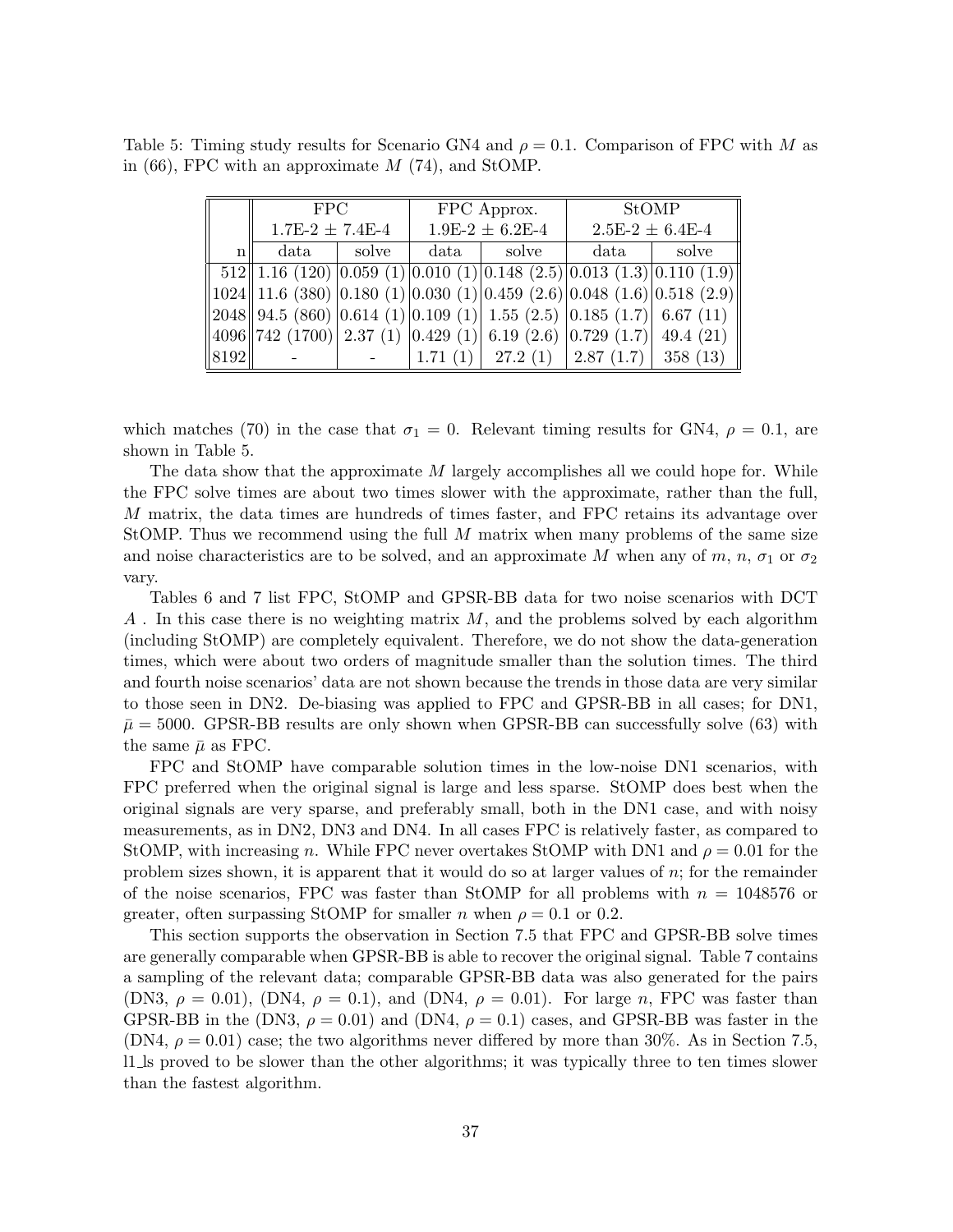Table 5: Timing study results for Scenario GN4 and $\rho = 0.1$. Comparison of FPC with $M$ as in (66), FPC with an approximate $M$ (74), and StOMP.

| | FPC | | FPC Approx. | | StOMP | |
|---|---|---|---|---|---|---|
| | 1.7E-2 ± 7.4E-4 | | 1.9E-2 ± 6.2E-4 | | 2.5E-2 ± 6.4E-4 | |
| n | data | solve | data | solve | data | solve |
| 512 | 1.16 (120) | 0.059 (1) | 0.010 (1) | 0.148 (2.5) | 0.013 (1.3) | 0.110 (1.9) |
| 1024 | 11.6 (380) | 0.180 (1) | 0.030 (1) | 0.459 (2.6) | 0.048 (1.6) | 0.518 (2.9) |
| 2048 | 94.5 (860) | 0.614 (1) | 0.109 (1) | 1.55 (2.5) | 0.185 (1.7) | 6.67 (11) |
| 4096 | 742 (1700) | 2.37 (1) | 0.429 (1) | 6.19 (2.6) | 0.729 (1.7) | 49.4 (21) |
| 8192 | - | - | 1.71 (1) | 27.2 (1) | 2.87 (1.7) | 358 (13) |

which matches (70) in the case that $\sigma_1 = 0$. Relevant timing results for GN4, $\rho = 0.1$, are shown in Table 5.

The data show that the approximate $M$ largely accomplishes all we could hope for. While the FPC solve times are about two times slower with the approximate, rather than the full, $M$ matrix, the data times are hundreds of times faster, and FPC retains its advantage over StOMP. Thus we recommend using the full $M$ matrix when many problems of the same size and noise characteristics are to be solved, and an approximate $M$ when any of $m$, $n$, $\sigma_1$ or $\sigma_2$ vary.

Tables 6 and 7 list FPC, StOMP and GPSR-BB data for two noise scenarios with DCT $A$ . In this case there is no weighting matrix $M$, and the problems solved by each algorithm (including StOMP) are completely equivalent. Therefore, we do not show the data-generation times, which were about two orders of magnitude smaller than the solution times. The third and fourth noise scenarios' data are not shown because the trends in those data are very similar to those seen in DN2. De-biasing was applied to FPC and GPSR-BB in all cases; for DN1, $\bar{\mu} = 5000$. GPSR-BB results are only shown when GPSR-BB can successfully solve (63) with the same $\bar{\mu}$ as FPC.

FPC and StOMP have comparable solution times in the low-noise DN1 scenarios, with FPC preferred when the original signal is large and less sparse. StOMP does best when the original signals are very sparse, and preferably small, both in the DN1 case, and with noisy measurements, as in DN2, DN3 and DN4. In all cases FPC is relatively faster, as compared to StOMP, with increasing $n$. While FPC never overtakes StOMP with DN1 and $\rho = 0.01$ for the problem sizes shown, it is apparent that it would do so at larger values of $n$; for the remainder of the noise scenarios, FPC was faster than StOMP for all problems with $n = 1048576$ or greater, often surpassing StOMP for smaller $n$ when $\rho = 0.1$ or 0.2.

This section supports the observation in Section 7.5 that FPC and GPSR-BB solve times are generally comparable when GPSR-BB is able to recover the original signal. Table 7 contains a sampling of the relevant data; comparable GPSR-BB data was also generated for the pairs (DN3, $\rho = 0.01$), (DN4, $\rho = 0.1$), and (DN4, $\rho = 0.01$). For large $n$, FPC was faster than GPSR-BB in the (DN3, $\rho = 0.01$) and (DN4, $\rho = 0.1$) cases, and GPSR-BB was faster in the (DN4, $\rho = 0.01$) case; the two algorithms never differed by more than 30%. As in Section 7.5, l1_ls proved to be slower than the other algorithms; it was typically three to ten times slower than the fastest algorithm.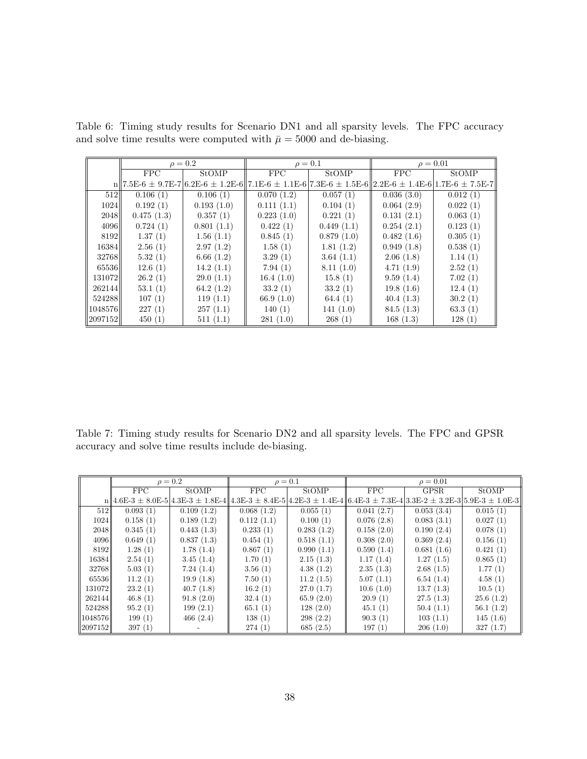Table 6: Timing study results for Scenario DN1 and all sparsity levels. The FPC accuracy and solve time results were computed with $\bar{\mu} = 5000$ and de-biasing.

| | $\rho = 0.2$ | | $\rho = 0.1$ | | $\rho = 0.01$ | |
|---|---|---|---|---|---|---|
| | FPC | StOMP | FPC | StOMP | FPC | StOMP |
| n | 7.5E-6 ± 9.7E-7 | 6.2E-6 ± 1.2E-6 | 7.1E-6 ± 1.1E-6 | 7.3E-6 ± 1.5E-6 | 2.2E-6 ± 1.4E-6 | 1.7E-6 ± 7.5E-7 |
| 512 | 0.106 (1) | 0.106 (1) | 0.070 (1.2) | 0.057 (1) | 0.036 (3.0) | 0.012 (1) |
| 1024 | 0.192 (1) | 0.193 (1.0) | 0.111 (1.1) | 0.104 (1) | 0.064 (2.9) | 0.022 (1) |
| 2048 | 0.475 (1.3) | 0.357 (1) | 0.223 (1.0) | 0.221 (1) | 0.131 (2.1) | 0.063 (1) |
| 4096 | 0.724 (1) | 0.801 (1.1) | 0.422 (1) | 0.449 (1.1) | 0.254 (2.1) | 0.123 (1) |
| 8192 | 1.37 (1) | 1.56 (1.1) | 0.845 (1) | 0.879 (1.0) | 0.482 (1.6) | 0.305 (1) |
| 16384 | 2.56 (1) | 2.97 (1.2) | 1.58 (1) | 1.81 (1.2) | 0.949 (1.8) | 0.538 (1) |
| 32768 | 5.32 (1) | 6.66 (1.2) | 3.29 (1) | 3.64 (1.1) | 2.06 (1.8) | 1.14 (1) |
| 65536 | 12.6 (1) | 14.2 (1.1) | 7.94 (1) | 8.11 (1.0) | 4.71 (1.9) | 2.52 (1) |
| 131072 | 26.2 (1) | 29.0 (1.1) | 16.4 (1.0) | 15.8 (1) | 9.59 (1.4) | 7.02 (1) |
| 262144 | 53.1 (1) | 64.2 (1.2) | 33.2 (1) | 33.2 (1) | 19.8 (1.6) | 12.4 (1) |
| 524288 | 107 (1) | 119 (1.1) | 66.9 (1.0) | 64.4 (1) | 40.4 (1.3) | 30.2 (1) |
| 1048576 | 227 (1) | 257 (1.1) | 140 (1) | 141 (1.0) | 84.5 (1.3) | 63.3 (1) |
| 2097152 | 450 (1) | 511 (1.1) | 281 (1.0) | 268 (1) | 168 (1.3) | 128 (1) |

Table 7: Timing study results for Scenario DN2 and all sparsity levels. The FPC and GPSR accuracy and solve time results include de-biasing.

| | $\rho = 0.2$ | | $\rho = 0.1$ | | $\rho = 0.01$ | | |
|---|---|---|---|---|---|---|---|
| | FPC | StOMP | FPC | StOMP | FPC | GPSR | StOMP |
| n | 4.6E-3 ± 8.0E-5 | 4.3E-3 ± 1.8E-4 | 4.3E-3 ± 8.4E-5 | 4.2E-3 ± 1.4E-4 | 6.4E-3 ± 7.3E-4 | 3.3E-2 ± 3.2E-3 | 5.9E-3 ± 1.0E-3 |
| 512 | 0.093 (1) | 0.109 (1.2) | 0.068 (1.2) | 0.055 (1) | 0.041 (2.7) | 0.053 (3.4) | 0.015 (1) |
| 1024 | 0.158 (1) | 0.189 (1.2) | 0.112 (1.1) | 0.100 (1) | 0.076 (2.8) | 0.083 (3.1) | 0.027 (1) |
| 2048 | 0.345 (1) | 0.443 (1.3) | 0.233 (1) | 0.283 (1.2) | 0.158 (2.0) | 0.190 (2.4) | 0.078 (1) |
| 4096 | 0.649 (1) | 0.837 (1.3) | 0.454 (1) | 0.518 (1.1) | 0.308 (2.0) | 0.369 (2.4) | 0.156 (1) |
| 8192 | 1.28 (1) | 1.78 (1.4) | 0.867 (1) | 0.990 (1.1) | 0.590 (1.4) | 0.681 (1.6) | 0.421 (1) |
| 16384 | 2.54 (1) | 3.45 (1.4) | 1.70 (1) | 2.15 (1.3) | 1.17 (1.4) | 1.27 (1.5) | 0.865 (1) |
| 32768 | 5.03 (1) | 7.24 (1.4) | 3.56 (1) | 4.38 (1.2) | 2.35 (1.3) | 2.68 (1.5) | 1.77 (1) |
| 65536 | 11.2 (1) | 19.9 (1.8) | 7.50 (1) | 11.2 (1.5) | 5.07 (1.1) | 6.54 (1.4) | 4.58 (1) |
| 131072 | 23.2 (1) | 40.7 (1.8) | 16.2 (1) | 27.0 (1.7) | 10.6 (1.0) | 13.7 (1.3) | 10.5 (1) |
| 262144 | 46.8 (1) | 91.8 (2.0) | 32.4 (1) | 65.9 (2.0) | 20.9 (1) | 27.5 (1.3) | 25.6 (1.2) |
| 524288 | 95.2 (1) | 199 (2.1) | 65.1 (1) | 128 (2.0) | 45.1 (1) | 50.4 (1.1) | 56.1 (1.2) |
| 1048576 | 199 (1) | 466 (2.4) | 138 (1) | 298 (2.2) | 90.3 (1) | 103 (1.1) | 145 (1.6) |
| 2097152 | 397 (1) | - | 274 (1) | 685 (2.5) | 197 (1) | 206 (1.0) | 327 (1.7) |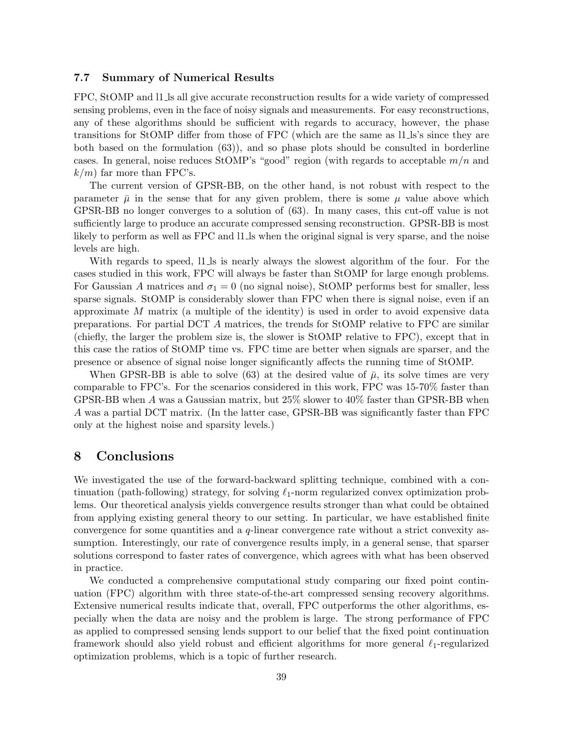### 7.7 Summary of Numerical Results

FPC, StOMP and l1_ls all give accurate reconstruction results for a wide variety of compressed sensing problems, even in the face of noisy signals and measurements. For easy reconstructions, any of these algorithms should be sufficient with regards to accuracy, however, the phase transitions for StOMP differ from those of FPC (which are the same as l1_ls's since they are both based on the formulation (63)), and so phase plots should be consulted in borderline cases. In general, noise reduces StOMP's "good" region (with regards to acceptable $m/n$ and $k/m$) far more than FPC's.

The current version of GPSR-BB, on the other hand, is not robust with respect to the parameter $\bar{\mu}$ in the sense that for any given problem, there is some $\mu$ value above which GPSR-BB no longer converges to a solution of (63). In many cases, this cut-off value is not sufficiently large to produce an accurate compressed sensing reconstruction. GPSR-BB is most likely to perform as well as FPC and l1_ls when the original signal is very sparse, and the noise levels are high.

With regards to speed, l1_ls is nearly always the slowest algorithm of the four. For the cases studied in this work, FPC will always be faster than StOMP for large enough problems. For Gaussian $A$ matrices and $\sigma_1 = 0$ (no signal noise), StOMP performs best for smaller, less sparse signals. StOMP is considerably slower than FPC when there is signal noise, even if an approximate $M$ matrix (a multiple of the identity) is used in order to avoid expensive data preparations. For partial DCT $A$ matrices, the trends for StOMP relative to FPC are similar (chiefly, the larger the problem size is, the slower is StOMP relative to FPC), except that in this case the ratios of StOMP time vs. FPC time are better when signals are sparser, and the presence or absence of signal noise longer significantly affects the running time of StOMP.

When GPSR-BB is able to solve (63) at the desired value of $\bar{\mu}$, its solve times are very comparable to FPC's. For the scenarios considered in this work, FPC was 15-70% faster than GPSR-BB when $A$ was a Gaussian matrix, but 25% slower to 40% faster than GPSR-BB when $A$ was a partial DCT matrix. (In the latter case, GPSR-BB was significantly faster than FPC only at the highest noise and sparsity levels.)

## 8 Conclusions

We investigated the use of the forward-backward splitting technique, combined with a continuation (path-following) strategy, for solving $\ell_1$-norm regularized convex optimization problems. Our theoretical analysis yields convergence results stronger than what could be obtained from applying existing general theory to our setting. In particular, we have established finite convergence for some quantities and a $q$-linear convergence rate without a strict convexity assumption. Interestingly, our rate of convergence results imply, in a general sense, that sparser solutions correspond to faster rates of convergence, which agrees with what has been observed in practice.

We conducted a comprehensive computational study comparing our fixed point continuation (FPC) algorithm with three state-of-the-art compressed sensing recovery algorithms. Extensive numerical results indicate that, overall, FPC outperforms the other algorithms, especially when the data are noisy and the problem is large. The strong performance of FPC as applied to compressed sensing lends support to our belief that the fixed point continuation framework should also yield robust and efficient algorithms for more general $\ell_1$-regularized optimization problems, which is a topic of further research.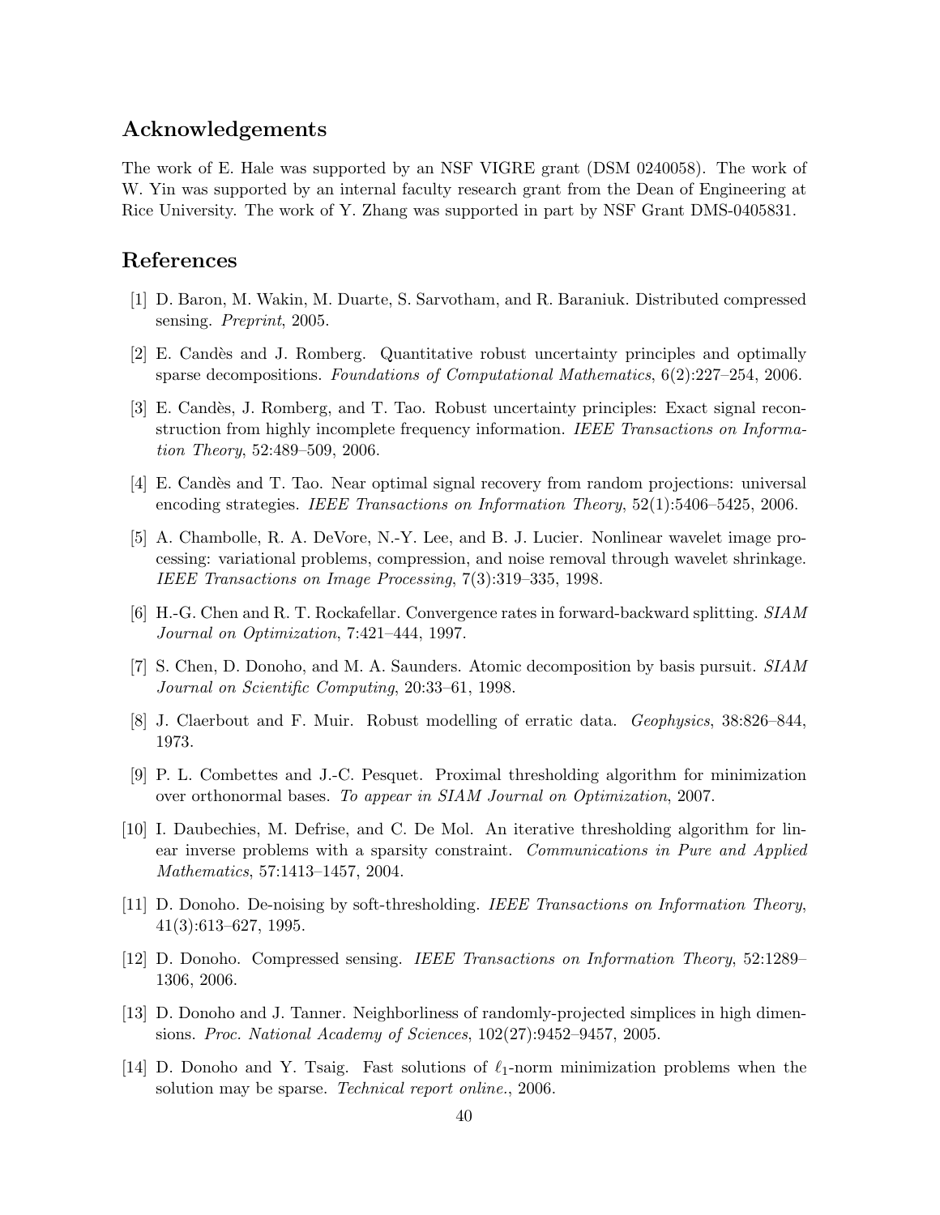## Acknowledgements

The work of E. Hale was supported by an NSF VIGRE grant (DSM 0240058). The work of W. Yin was supported by an internal faculty research grant from the Dean of Engineering at Rice University. The work of Y. Zhang was supported in part by NSF Grant DMS-0405831.

## References

[1] D. Baron, M. Wakin, M. Duarte, S. Sarvotham, and R. Baraniuk. Distributed compressed sensing. *Preprint*, 2005.

[2] E. Candès and J. Romberg. Quantitative robust uncertainty principles and optimally sparse decompositions. *Foundations of Computational Mathematics*, 6(2):227–254, 2006.

[3] E. Candès, J. Romberg, and T. Tao. Robust uncertainty principles: Exact signal reconstruction from highly incomplete frequency information. *IEEE Transactions on Information Theory*, 52:489–509, 2006.

[4] E. Candès and T. Tao. Near optimal signal recovery from random projections: universal encoding strategies. *IEEE Transactions on Information Theory*, 52(1):5406–5425, 2006.

[5] A. Chambolle, R. A. DeVore, N.-Y. Lee, and B. J. Lucier. Nonlinear wavelet image processing: variational problems, compression, and noise removal through wavelet shrinkage. *IEEE Transactions on Image Processing*, 7(3):319–335, 1998.

[6] H.-G. Chen and R. T. Rockafellar. Convergence rates in forward-backward splitting. *SIAM Journal on Optimization*, 7:421–444, 1997.

[7] S. Chen, D. Donoho, and M. A. Saunders. Atomic decomposition by basis pursuit. *SIAM Journal on Scientific Computing*, 20:33–61, 1998.

[8] J. Claerbout and F. Muir. Robust modelling of erratic data. *Geophysics*, 38:826–844, 1973.

[9] P. L. Combettes and J.-C. Pesquet. Proximal thresholding algorithm for minimization over orthonormal bases. *To appear in SIAM Journal on Optimization*, 2007.

[10] I. Daubechies, M. Defrise, and C. De Mol. An iterative thresholding algorithm for linear inverse problems with a sparsity constraint. *Communications in Pure and Applied Mathematics*, 57:1413–1457, 2004.

[11] D. Donoho. De-noising by soft-thresholding. *IEEE Transactions on Information Theory*, 41(3):613–627, 1995.

[12] D. Donoho. Compressed sensing. *IEEE Transactions on Information Theory*, 52:1289–1306, 2006.

[13] D. Donoho and J. Tanner. Neighborliness of randomly-projected simplices in high dimensions. *Proc. National Academy of Sciences*, 102(27):9452–9457, 2005.

[14] D. Donoho and Y. Tsaig. Fast solutions of $\ell_1$-norm minimization problems when the solution may be sparse. *Technical report online.*, 2006.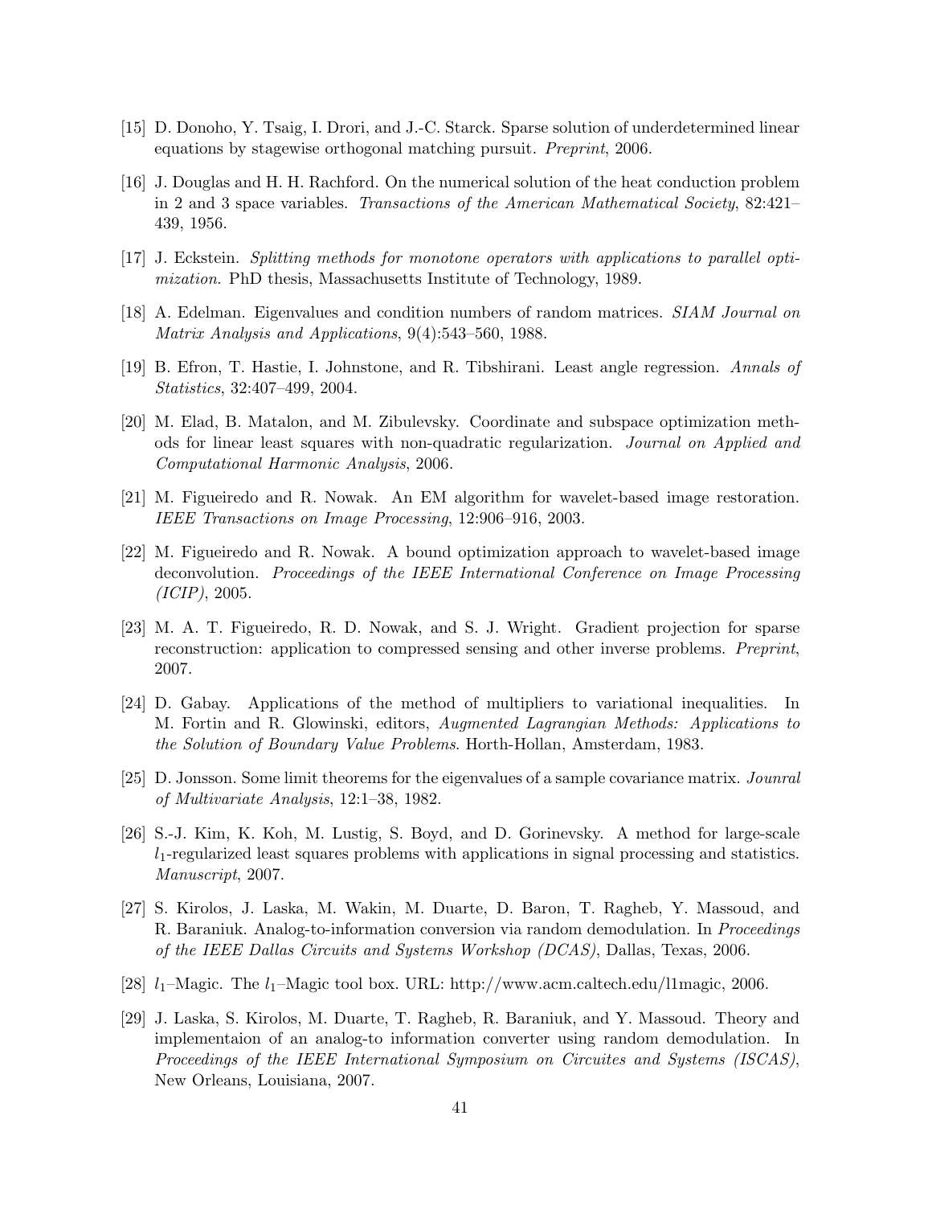[15] D. Donoho, Y. Tsaig, I. Drori, and J.-C. Starck. Sparse solution of underdetermined linear equations by stagewise orthogonal matching pursuit. *Preprint*, 2006.

[16] J. Douglas and H. H. Rachford. On the numerical solution of the heat conduction problem in 2 and 3 space variables. *Transactions of the American Mathematical Society*, 82:421–439, 1956.

[17] J. Eckstein. *Splitting methods for monotone operators with applications to parallel optimization*. PhD thesis, Massachusetts Institute of Technology, 1989.

[18] A. Edelman. Eigenvalues and condition numbers of random matrices. *SIAM Journal on Matrix Analysis and Applications*, 9(4):543–560, 1988.

[19] B. Efron, T. Hastie, I. Johnstone, and R. Tibshirani. Least angle regression. *Annals of Statistics*, 32:407–499, 2004.

[20] M. Elad, B. Matalon, and M. Zibulevsky. Coordinate and subspace optimization methods for linear least squares with non-quadratic regularization. *Journal on Applied and Computational Harmonic Analysis*, 2006.

[21] M. Figueiredo and R. Nowak. An EM algorithm for wavelet-based image restoration. *IEEE Transactions on Image Processing*, 12:906–916, 2003.

[22] M. Figueiredo and R. Nowak. A bound optimization approach to wavelet-based image deconvolution. *Proceedings of the IEEE International Conference on Image Processing (ICIP)*, 2005.

[23] M. A. T. Figueiredo, R. D. Nowak, and S. J. Wright. Gradient projection for sparse reconstruction: application to compressed sensing and other inverse problems. *Preprint*, 2007.

[24] D. Gabay. Applications of the method of multipliers to variational inequalities. In M. Fortin and R. Glowinski, editors, *Augmented Lagrangian Methods: Applications to the Solution of Boundary Value Problems*. Horth-Hollan, Amsterdam, 1983.

[25] D. Jonsson. Some limit theorems for the eigenvalues of a sample covariance matrix. *Jounral of Multivariate Analysis*, 12:1–38, 1982.

[26] S.-J. Kim, K. Koh, M. Lustig, S. Boyd, and D. Gorinevsky. A method for large-scale $l_1$-regularized least squares problems with applications in signal processing and statistics. *Manuscript*, 2007.

[27] S. Kirolos, J. Laska, M. Wakin, M. Duarte, D. Baron, T. Ragheb, Y. Massoud, and R. Baraniuk. Analog-to-information conversion via random demodulation. In *Proceedings of the IEEE Dallas Circuits and Systems Workshop (DCAS)*, Dallas, Texas, 2006.

[28] $l_1$–Magic. The $l_1$–Magic tool box. URL: http://www.acm.caltech.edu/l1magic, 2006.

[29] J. Laska, S. Kirolos, M. Duarte, T. Ragheb, R. Baraniuk, and Y. Massoud. Theory and implementaion of an analog-to information converter using random demodulation. In *Proceedings of the IEEE International Symposium on Circuites and Systems (ISCAS)*, New Orleans, Louisiana, 2007.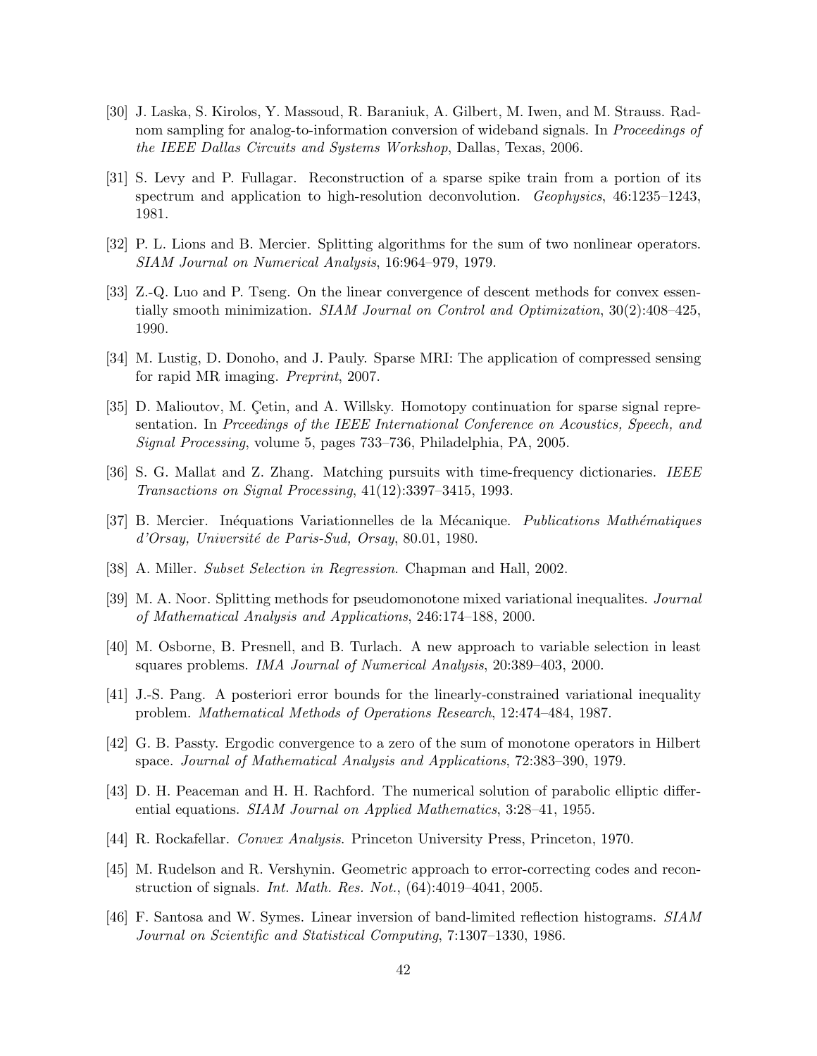[30] J. Laska, S. Kirolos, Y. Massoud, R. Baraniuk, A. Gilbert, M. Iwen, and M. Strauss. Radnom sampling for analog-to-information conversion of wideband signals. In *Proceedings of the IEEE Dallas Circuits and Systems Workshop*, Dallas, Texas, 2006.

[31] S. Levy and P. Fullagar. Reconstruction of a sparse spike train from a portion of its spectrum and application to high-resolution deconvolution. *Geophysics*, 46:1235–1243, 1981.

[32] P. L. Lions and B. Mercier. Splitting algorithms for the sum of two nonlinear operators. *SIAM Journal on Numerical Analysis*, 16:964–979, 1979.

[33] Z.-Q. Luo and P. Tseng. On the linear convergence of descent methods for convex essentially smooth minimization. *SIAM Journal on Control and Optimization*, 30(2):408–425, 1990.

[34] M. Lustig, D. Donoho, and J. Pauly. Sparse MRI: The application of compressed sensing for rapid MR imaging. *Preprint*, 2007.

[35] D. Malioutov, M. Çetin, and A. Willsky. Homotopy continuation for sparse signal representation. In *Prceedings of the IEEE International Conference on Acoustics, Speech, and Signal Processing*, volume 5, pages 733–736, Philadelphia, PA, 2005.

[36] S. G. Mallat and Z. Zhang. Matching pursuits with time-frequency dictionaries. *IEEE Transactions on Signal Processing*, 41(12):3397–3415, 1993.

[37] B. Mercier. Inéquations Variationnelles de la Mécanique. *Publications Mathématiques d'Orsay, Université de Paris-Sud, Orsay*, 80.01, 1980.

[38] A. Miller. *Subset Selection in Regression*. Chapman and Hall, 2002.

[39] M. A. Noor. Splitting methods for pseudomonotone mixed variational inequalites. *Journal of Mathematical Analysis and Applications*, 246:174–188, 2000.

[40] M. Osborne, B. Presnell, and B. Turlach. A new approach to variable selection in least squares problems. *IMA Journal of Numerical Analysis*, 20:389–403, 2000.

[41] J.-S. Pang. A posteriori error bounds for the linearly-constrained variational inequality problem. *Mathematical Methods of Operations Research*, 12:474–484, 1987.

[42] G. B. Passty. Ergodic convergence to a zero of the sum of monotone operators in Hilbert space. *Journal of Mathematical Analysis and Applications*, 72:383–390, 1979.

[43] D. H. Peaceman and H. H. Rachford. The numerical solution of parabolic elliptic differential equations. *SIAM Journal on Applied Mathematics*, 3:28–41, 1955.

[44] R. Rockafellar. *Convex Analysis.* Princeton University Press, Princeton, 1970.

[45] M. Rudelson and R. Vershynin. Geometric approach to error-correcting codes and reconstruction of signals. *Int. Math. Res. Not.*, (64):4019–4041, 2005.

[46] F. Santosa and W. Symes. Linear inversion of band-limited reflection histograms. *SIAM Journal on Scientific and Statistical Computing*, 7:1307–1330, 1986.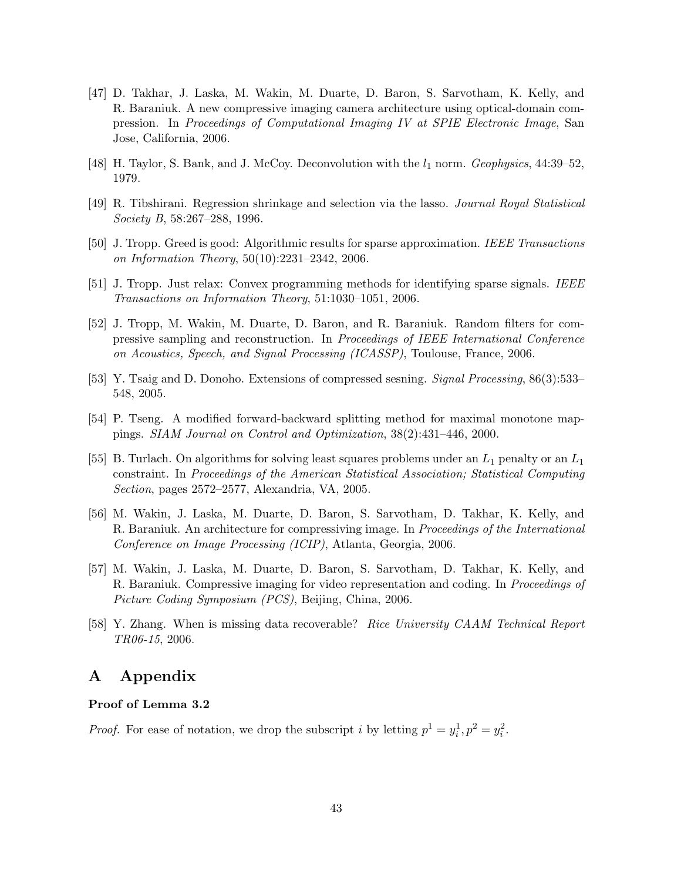[47] D. Takhar, J. Laska, M. Wakin, M. Duarte, D. Baron, S. Sarvotham, K. Kelly, and R. Baraniuk. A new compressive imaging camera architecture using optical-domain compression. In *Proceedings of Computational Imaging IV at SPIE Electronic Image*, San Jose, California, 2006.

[48] H. Taylor, S. Bank, and J. McCoy. Deconvolution with the $l_1$ norm. *Geophysics*, 44:39–52, 1979.

[49] R. Tibshirani. Regression shrinkage and selection via the lasso. *Journal Royal Statistical Society B*, 58:267–288, 1996.

[50] J. Tropp. Greed is good: Algorithmic results for sparse approximation. *IEEE Transactions on Information Theory*, 50(10):2231–2342, 2006.

[51] J. Tropp. Just relax: Convex programming methods for identifying sparse signals. *IEEE Transactions on Information Theory*, 51:1030–1051, 2006.

[52] J. Tropp, M. Wakin, M. Duarte, D. Baron, and R. Baraniuk. Random filters for compressive sampling and reconstruction. In *Proceedings of IEEE International Conference on Acoustics, Speech, and Signal Processing (ICASSP)*, Toulouse, France, 2006.

[53] Y. Tsaig and D. Donoho. Extensions of compressed sesning. *Signal Processing*, 86(3):533–548, 2005.

[54] P. Tseng. A modified forward-backward splitting method for maximal monotone mappings. *SIAM Journal on Control and Optimization*, 38(2):431–446, 2000.

[55] B. Turlach. On algorithms for solving least squares problems under an $L_1$ penalty or an $L_1$ constraint. In *Proceedings of the American Statistical Association; Statistical Computing Section*, pages 2572–2577, Alexandria, VA, 2005.

[56] M. Wakin, J. Laska, M. Duarte, D. Baron, S. Sarvotham, D. Takhar, K. Kelly, and R. Baraniuk. An architecture for compressiving image. In *Proceedings of the International Conference on Image Processing (ICIP)*, Atlanta, Georgia, 2006.

[57] M. Wakin, J. Laska, M. Duarte, D. Baron, S. Sarvotham, D. Takhar, K. Kelly, and R. Baraniuk. Compressive imaging for video representation and coding. In *Proceedings of Picture Coding Symposium (PCS)*, Beijing, China, 2006.

[58] Y. Zhang. When is missing data recoverable? *Rice University CAAM Technical Report TR06-15*, 2006.

# A Appendix

### Proof of Lemma 3.2

*Proof.* For ease of notation, we drop the subscript $i$ by letting $p^1 = y_i^1, p^2 = y_i^2$.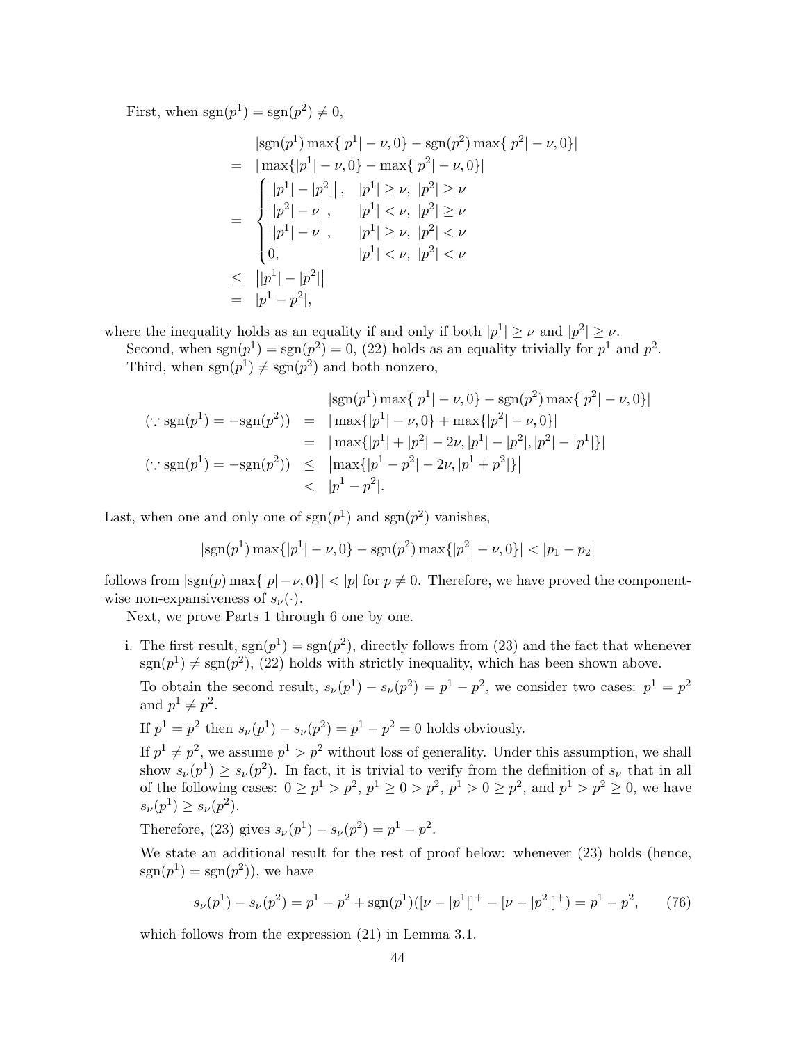First, when $\mathrm{sgn}(p^1) = \mathrm{sgn}(p^2) \neq 0$,

$$
\begin{aligned}
& \quad |\mathrm{sgn}(p^1)\max\{|p^1| - \nu, 0\} - \mathrm{sgn}(p^2)\max\{|p^2| - \nu, 0\}| \\
&= \quad |\max\{|p^1| - \nu, 0\} - \max\{|p^2| - \nu, 0\}| \\
&= \quad \begin{cases} \big||p^1| - |p^2|\big|, & |p^1| \geq \nu,\ |p^2| \geq \nu \\ \big||p^2| - \nu\big|, & |p^1| < \nu,\ |p^2| \geq \nu \\ \big||p^1| - \nu\big|, & |p^1| \geq \nu,\ |p^2| < \nu \\ 0, & |p^1| < \nu,\ |p^2| < \nu \end{cases} \\
&\leq \quad \big||p^1| - |p^2|\big| \\
&= \quad |p^1 - p^2|,
\end{aligned}
$$

where the inequality holds as an equality if and only if both $|p^1| \geq \nu$ and $|p^2| \geq \nu$.

Second, when $\mathrm{sgn}(p^1) = \mathrm{sgn}(p^2) = 0$, (22) holds as an equality trivially for $p^1$ and $p^2$.

Third, when $\mathrm{sgn}(p^1) \neq \mathrm{sgn}(p^2)$ and both nonzero,

$$
\begin{aligned}
& & |\mathrm{sgn}(p^1)\max\{|p^1| - \nu, 0\} - \mathrm{sgn}(p^2)\max\{|p^2| - \nu, 0\}| \\
(\because \mathrm{sgn}(p^1) = -\mathrm{sgn}(p^2)) &= & |\max\{|p^1| - \nu, 0\} + \max\{|p^2| - \nu, 0\}| \\
&= & |\max\{|p^1| + |p^2| - 2\nu, |p^1| - |p^2|, |p^2| - |p^1|\}| \\
(\because \mathrm{sgn}(p^1) = -\mathrm{sgn}(p^2)) &\leq & \big|\max\{|p^1 - p^2| - 2\nu, |p^1 + p^2|\}\big| \\
&< & |p^1 - p^2|.
\end{aligned}
$$

Last, when one and only one of $\mathrm{sgn}(p^1)$ and $\mathrm{sgn}(p^2)$ vanishes,

$$
|\mathrm{sgn}(p^1)\max\{|p^1| - \nu, 0\} - \mathrm{sgn}(p^2)\max\{|p^2| - \nu, 0\}| < |p_1 - p_2|
$$

follows from $|\mathrm{sgn}(p)\max\{|p| - \nu, 0\}| < |p|$ for $p \neq 0$. Therefore, we have proved the component-wise non-expansiveness of $s_\nu(\cdot)$.

Next, we prove Parts 1 through 6 one by one.

i. The first result, $\mathrm{sgn}(p^1) = \mathrm{sgn}(p^2)$, directly follows from (23) and the fact that whenever $\mathrm{sgn}(p^1) \neq \mathrm{sgn}(p^2)$, (22) holds with strictly inequality, which has been shown above.

   To obtain the second result, $s_\nu(p^1) - s_\nu(p^2) = p^1 - p^2$, we consider two cases: $p^1 = p^2$ and $p^1 \neq p^2$.

   If $p^1 = p^2$ then $s_\nu(p^1) - s_\nu(p^2) = p^1 - p^2 = 0$ holds obviously.

   If $p^1 \neq p^2$, we assume $p^1 > p^2$ without loss of generality. Under this assumption, we shall show $s_\nu(p^1) \geq s_\nu(p^2)$. In fact, it is trivial to verify from the definition of $s_\nu$ that in all of the following cases: $0 \geq p^1 > p^2$, $p^1 \geq 0 > p^2$, $p^1 > 0 \geq p^2$, and $p^1 > p^2 \geq 0$, we have $s_\nu(p^1) \geq s_\nu(p^2)$.

   Therefore, (23) gives $s_\nu(p^1) - s_\nu(p^2) = p^1 - p^2$.

   We state an additional result for the rest of proof below: whenever (23) holds (hence, $\mathrm{sgn}(p^1) = \mathrm{sgn}(p^2)$), we have

$$
s_\nu(p^1) - s_\nu(p^2) = p^1 - p^2 + \mathrm{sgn}(p^1)([\nu - |p^1|]^+ - [\nu - |p^2|]^+) = p^1 - p^2, \tag{76}
$$

   which follows from the expression (21) in Lemma 3.1.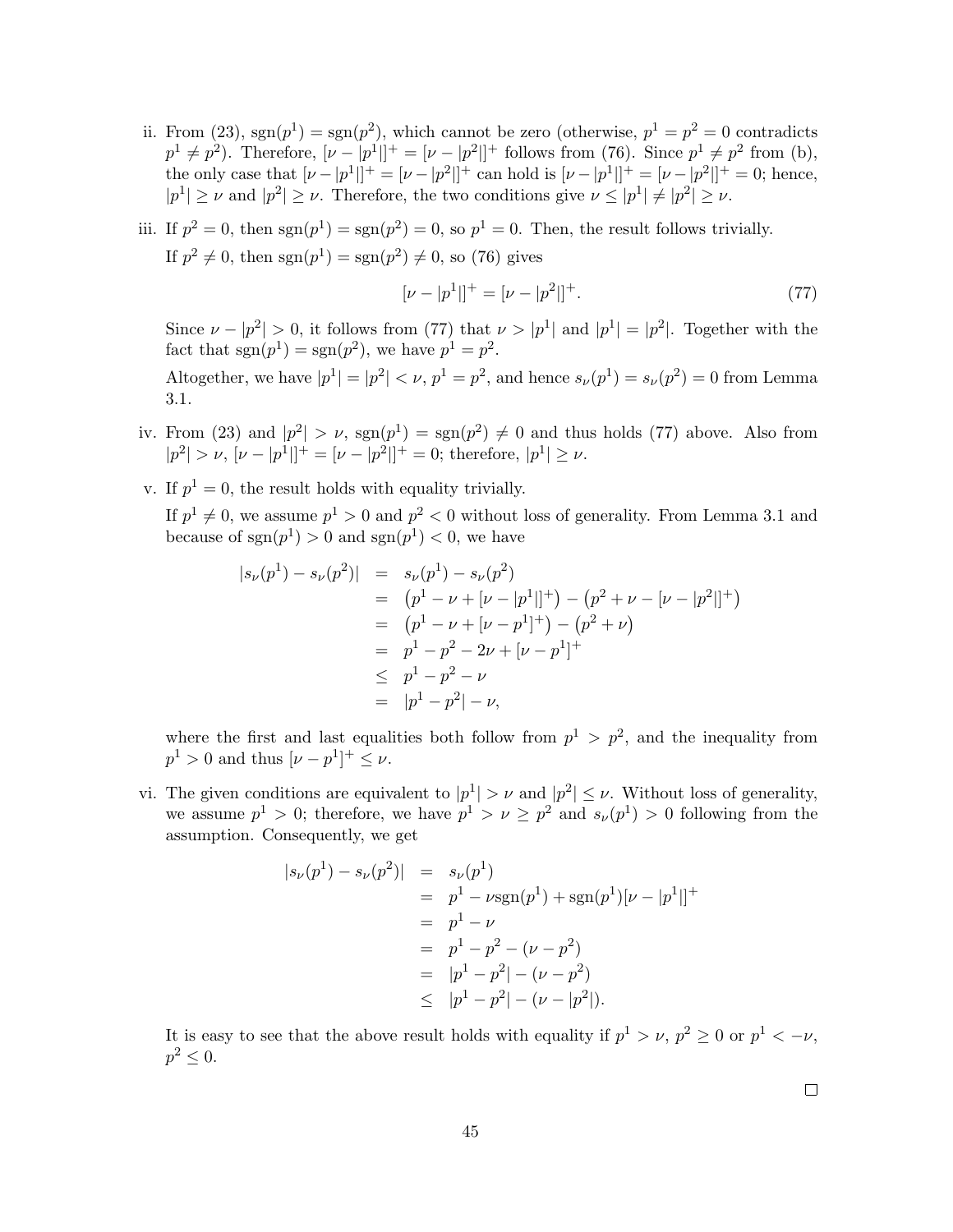ii. From (23), $\text{sgn}(p^1) = \text{sgn}(p^2)$, which cannot be zero (otherwise, $p^1 = p^2 = 0$ contradicts $p^1 \neq p^2$). Therefore, $[\nu - |p^1|]^+ = [\nu - |p^2|]^+$ follows from (76). Since $p^1 \neq p^2$ from (b), the only case that $[\nu - |p^1|]^+ = [\nu - |p^2|]^+$ can hold is $[\nu - |p^1|]^+ = [\nu - |p^2|]^+ = 0$; hence, $|p^1| \geq \nu$ and $|p^2| \geq \nu$. Therefore, the two conditions give $\nu \leq |p^1| \neq |p^2| \geq \nu$.

iii. If $p^2 = 0$, then $\text{sgn}(p^1) = \text{sgn}(p^2) = 0$, so $p^1 = 0$. Then, the result follows trivially.

   If $p^2 \neq 0$, then $\text{sgn}(p^1) = \text{sgn}(p^2) \neq 0$, so (76) gives

$$[\nu - |p^1|]^+ = [\nu - |p^2|]^+. \tag{77}$$

   Since $\nu - |p^2| > 0$, it follows from (77) that $\nu > |p^1|$ and $|p^1| = |p^2|$. Together with the fact that $\text{sgn}(p^1) = \text{sgn}(p^2)$, we have $p^1 = p^2$.

   Altogether, we have $|p^1| = |p^2| < \nu$, $p^1 = p^2$, and hence $s_\nu(p^1) = s_\nu(p^2) = 0$ from Lemma 3.1.

iv. From (23) and $|p^2| > \nu$, $\text{sgn}(p^1) = \text{sgn}(p^2) \neq 0$ and thus holds (77) above. Also from $|p^2| > \nu$, $[\nu - |p^1|]^+ = [\nu - |p^2|]^+ = 0$; therefore, $|p^1| \geq \nu$.

v. If $p^1 = 0$, the result holds with equality trivially.

   If $p^1 \neq 0$, we assume $p^1 > 0$ and $p^2 < 0$ without loss of generality. From Lemma 3.1 and because of $\text{sgn}(p^1) > 0$ and $\text{sgn}(p^1) < 0$, we have

$$\begin{aligned}
|s_\nu(p^1) - s_\nu(p^2)| &= s_\nu(p^1) - s_\nu(p^2) \\
&= \left(p^1 - \nu + [\nu - |p^1|]^+\right) - \left(p^2 + \nu - [\nu - |p^2|]^+\right) \\
&= \left(p^1 - \nu + [\nu - p^1]^+\right) - \left(p^2 + \nu\right) \\
&= p^1 - p^2 - 2\nu + [\nu - p^1]^+ \\
&\leq p^1 - p^2 - \nu \\
&= |p^1 - p^2| - \nu,
\end{aligned}$$

   where the first and last equalities both follow from $p^1 > p^2$, and the inequality from $p^1 > 0$ and thus $[\nu - p^1]^+ \leq \nu$.

vi. The given conditions are equivalent to $|p^1| > \nu$ and $|p^2| \leq \nu$. Without loss of generality, we assume $p^1 > 0$; therefore, we have $p^1 > \nu \geq p^2$ and $s_\nu(p^1) > 0$ following from the assumption. Consequently, we get

$$\begin{aligned}
|s_\nu(p^1) - s_\nu(p^2)| &= s_\nu(p^1) \\
&= p^1 - \nu\text{sgn}(p^1) + \text{sgn}(p^1)[\nu - |p^1|]^+ \\
&= p^1 - \nu \\
&= p^1 - p^2 - (\nu - p^2) \\
&= |p^1 - p^2| - (\nu - p^2) \\
&\leq |p^1 - p^2| - (\nu - |p^2|).
\end{aligned}$$

   It is easy to see that the above result holds with equality if $p^1 > \nu$, $p^2 \geq 0$ or $p^1 < -\nu$, $p^2 \leq 0$.

□